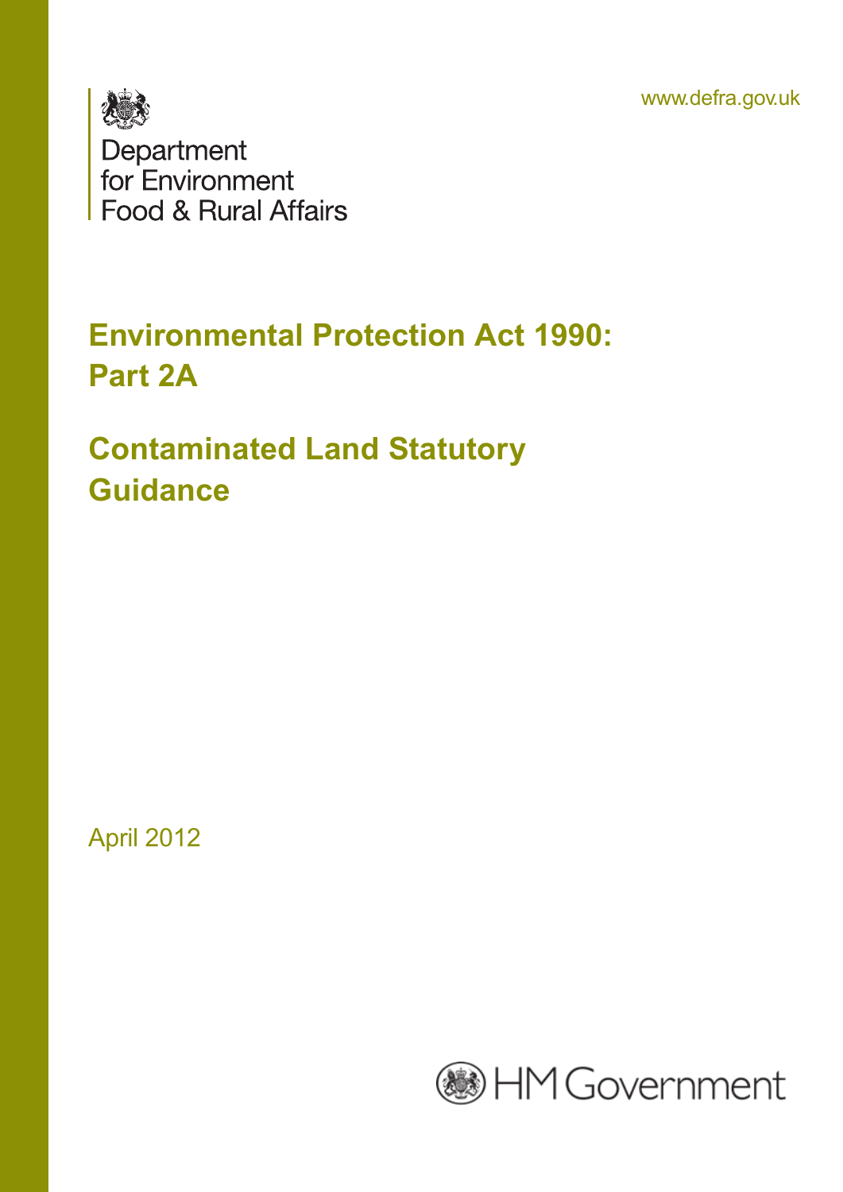www.defra.gov.uk

Department for Environment Food & Rural Affairs

# Environmental Protection Act 1990: Part 2A

# Contaminated Land Statutory Guidance

April 2012

HM Government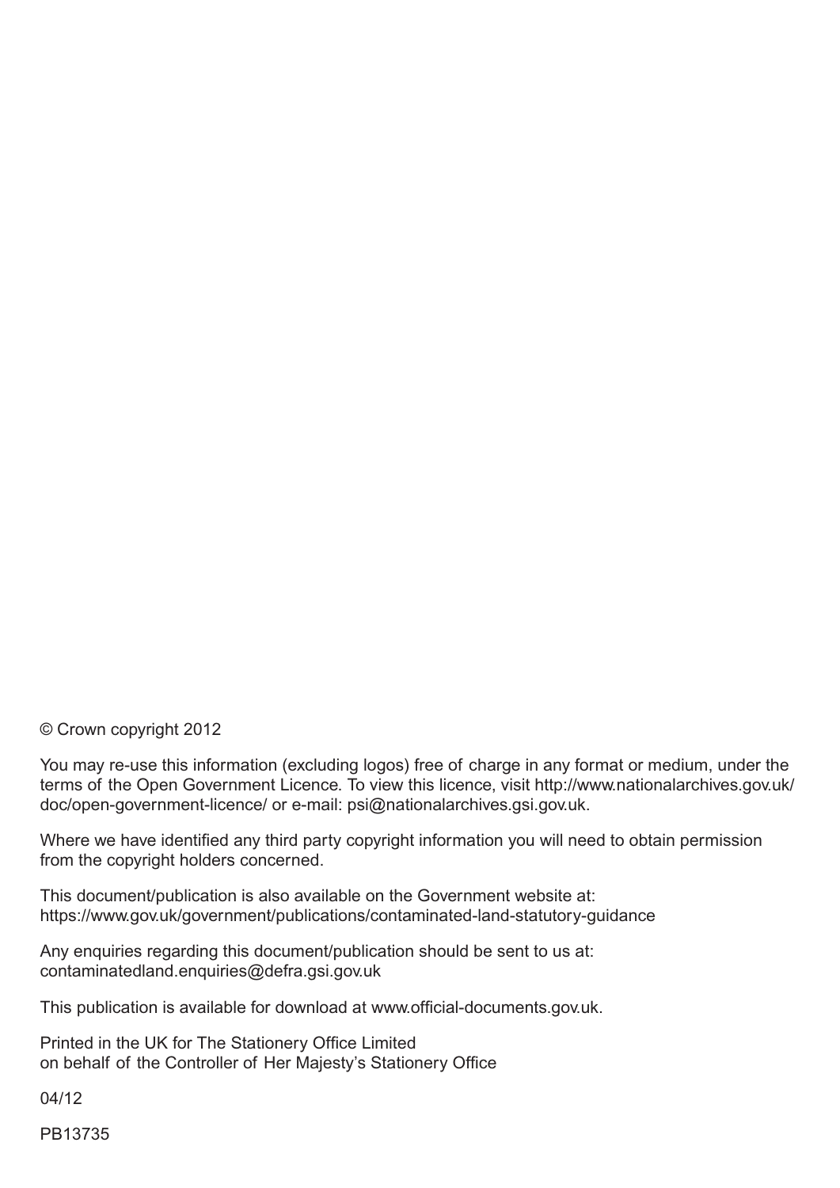© Crown copyright 2012

You may re-use this information (excluding logos) free of charge in any format or medium, under the terms of the Open Government Licence. To view this licence, visit http://www.nationalarchives.gov.uk/doc/open-government-licence/ or e-mail: psi@nationalarchives.gsi.gov.uk.

Where we have identified any third party copyright information you will need to obtain permission from the copyright holders concerned.

This document/publication is also available on the Government website at:
https://www.gov.uk/government/publications/contaminated-land-statutory-guidance

Any enquiries regarding this document/publication should be sent to us at:
contaminatedland.enquiries@defra.gsi.gov.uk

This publication is available for download at www.official-documents.gov.uk.

Printed in the UK for The Stationery Office Limited
on behalf of the Controller of Her Majesty's Stationery Office

04/12

PB13735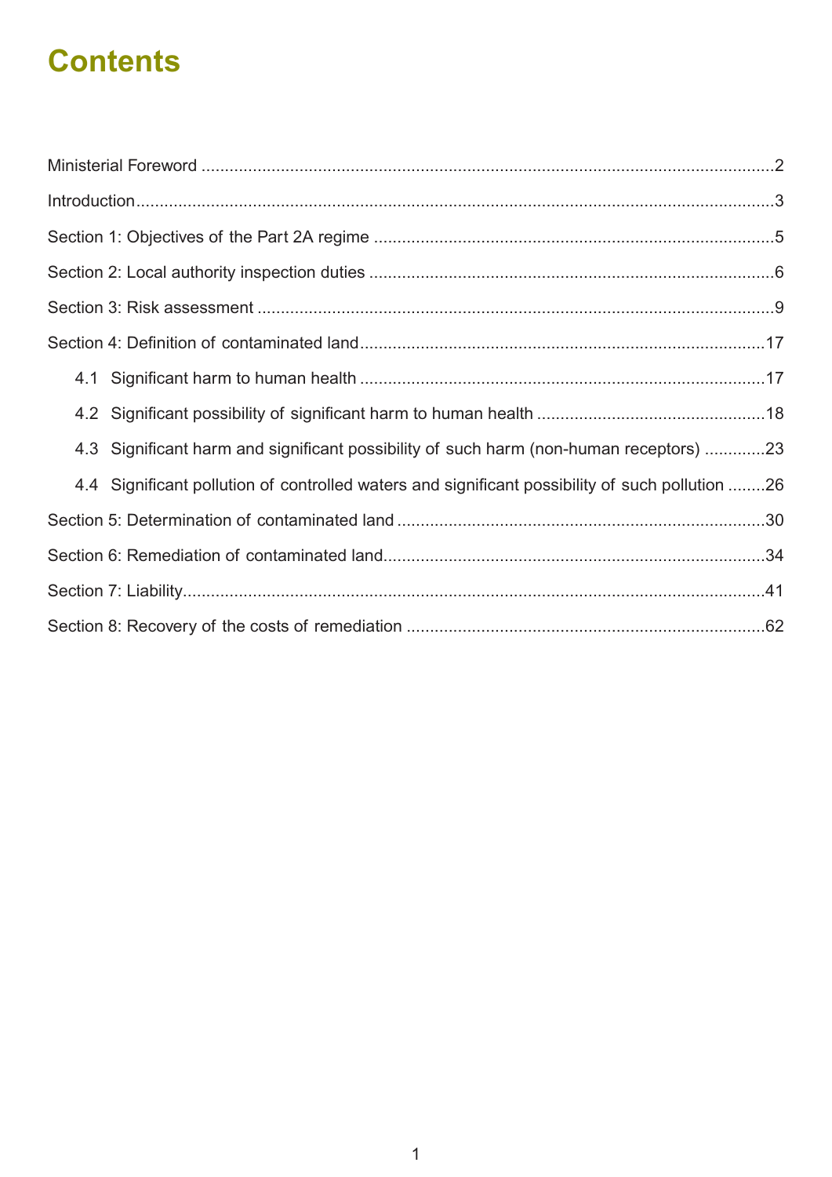# Contents

Ministerial Foreword .......................................................................................................................2

Introduction......................................................................................................................................3

Section 1: Objectives of the Part 2A regime ....................................................................................5

Section 2: Local authority inspection duties .....................................................................................6

Section 3: Risk assessment ............................................................................................................9

Section 4: Definition of contaminated land......................................................................................17

- 4.1 Significant harm to human health .....................................................................................17
- 4.2 Significant possibility of significant harm to human health ................................................18
- 4.3 Significant harm and significant possibility of such harm (non-human receptors) .............23
- 4.4 Significant pollution of controlled waters and significant possibility of such pollution ........26

Section 5: Determination of contaminated land .............................................................................30

Section 6: Remediation of contaminated land................................................................................34

Section 7: Liability...........................................................................................................................41

Section 8: Recovery of the costs of remediation ............................................................................62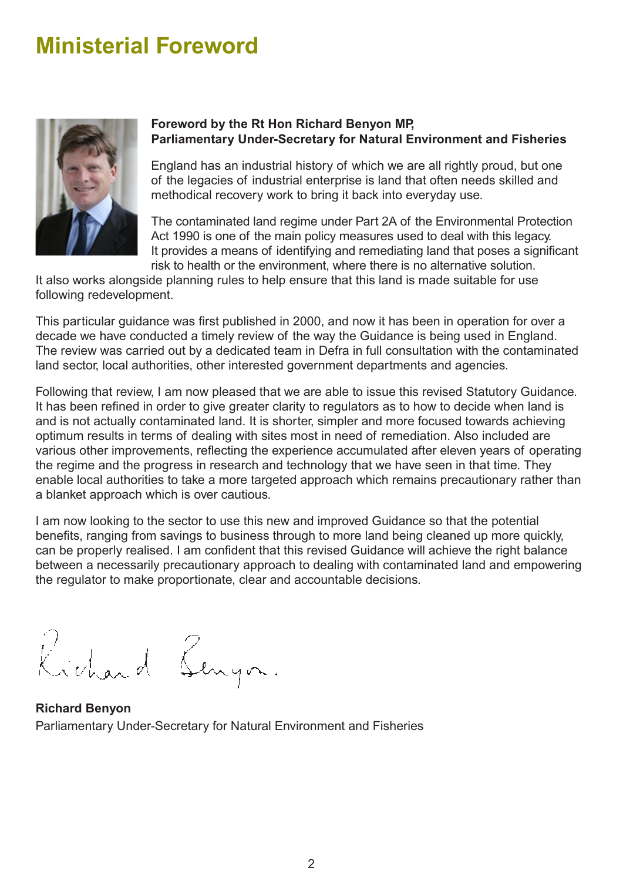# Ministerial Foreword

**Foreword by the Rt Hon Richard Benyon MP, Parliamentary Under-Secretary for Natural Environment and Fisheries**

England has an industrial history of which we are all rightly proud, but one of the legacies of industrial enterprise is land that often needs skilled and methodical recovery work to bring it back into everyday use.

The contaminated land regime under Part 2A of the Environmental Protection Act 1990 is one of the main policy measures used to deal with this legacy. It provides a means of identifying and remediating land that poses a significant risk to health or the environment, where there is no alternative solution. It also works alongside planning rules to help ensure that this land is made suitable for use following redevelopment.

This particular guidance was first published in 2000, and now it has been in operation for over a decade we have conducted a timely review of the way the Guidance is being used in England. The review was carried out by a dedicated team in Defra in full consultation with the contaminated land sector, local authorities, other interested government departments and agencies.

Following that review, I am now pleased that we are able to issue this revised Statutory Guidance. It has been refined in order to give greater clarity to regulators as to how to decide when land is and is not actually contaminated land. It is shorter, simpler and more focused towards achieving optimum results in terms of dealing with sites most in need of remediation. Also included are various other improvements, reflecting the experience accumulated after eleven years of operating the regime and the progress in research and technology that we have seen in that time. They enable local authorities to take a more targeted approach which remains precautionary rather than a blanket approach which is over cautious.

I am now looking to the sector to use this new and improved Guidance so that the potential benefits, ranging from savings to business through to more land being cleaned up more quickly, can be properly realised. I am confident that this revised Guidance will achieve the right balance between a necessarily precautionary approach to dealing with contaminated land and empowering the regulator to make proportionate, clear and accountable decisions.

Richard Benyon

**Richard Benyon**
Parliamentary Under-Secretary for Natural Environment and Fisheries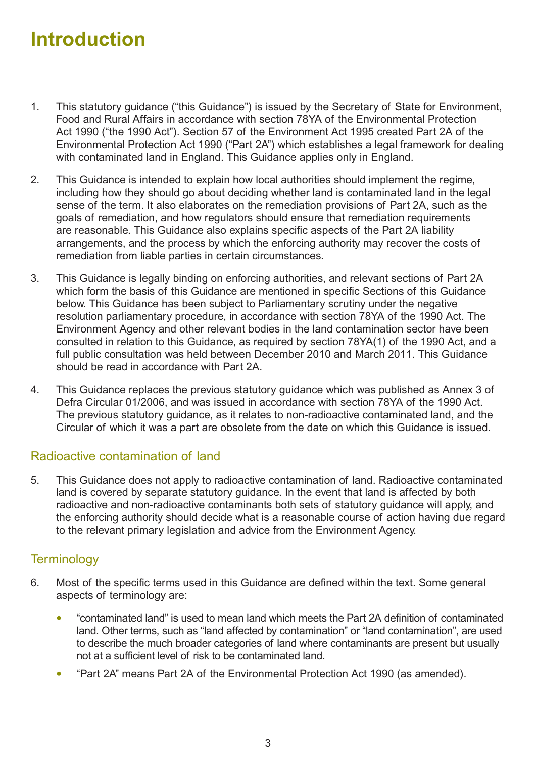# Introduction

1. This statutory guidance ("this Guidance") is issued by the Secretary of State for Environment, Food and Rural Affairs in accordance with section 78YA of the Environmental Protection Act 1990 ("the 1990 Act"). Section 57 of the Environment Act 1995 created Part 2A of the Environmental Protection Act 1990 ("Part 2A") which establishes a legal framework for dealing with contaminated land in England. This Guidance applies only in England.

2. This Guidance is intended to explain how local authorities should implement the regime, including how they should go about deciding whether land is contaminated land in the legal sense of the term. It also elaborates on the remediation provisions of Part 2A, such as the goals of remediation, and how regulators should ensure that remediation requirements are reasonable. This Guidance also explains specific aspects of the Part 2A liability arrangements, and the process by which the enforcing authority may recover the costs of remediation from liable parties in certain circumstances.

3. This Guidance is legally binding on enforcing authorities, and relevant sections of Part 2A which form the basis of this Guidance are mentioned in specific Sections of this Guidance below. This Guidance has been subject to Parliamentary scrutiny under the negative resolution parliamentary procedure, in accordance with section 78YA of the 1990 Act. The Environment Agency and other relevant bodies in the land contamination sector have been consulted in relation to this Guidance, as required by section 78YA(1) of the 1990 Act, and a full public consultation was held between December 2010 and March 2011. This Guidance should be read in accordance with Part 2A.

4. This Guidance replaces the previous statutory guidance which was published as Annex 3 of Defra Circular 01/2006, and was issued in accordance with section 78YA of the 1990 Act. The previous statutory guidance, as it relates to non-radioactive contaminated land, and the Circular of which it was a part are obsolete from the date on which this Guidance is issued.

## Radioactive contamination of land

5. This Guidance does not apply to radioactive contamination of land. Radioactive contaminated land is covered by separate statutory guidance. In the event that land is affected by both radioactive and non-radioactive contaminants both sets of statutory guidance will apply, and the enforcing authority should decide what is a reasonable course of action having due regard to the relevant primary legislation and advice from the Environment Agency.

## Terminology

6. Most of the specific terms used in this Guidance are defined within the text. Some general aspects of terminology are:

   - "contaminated land" is used to mean land which meets the Part 2A definition of contaminated land. Other terms, such as "land affected by contamination" or "land contamination", are used to describe the much broader categories of land where contaminants are present but usually not at a sufficient level of risk to be contaminated land.
   - "Part 2A" means Part 2A of the Environmental Protection Act 1990 (as amended).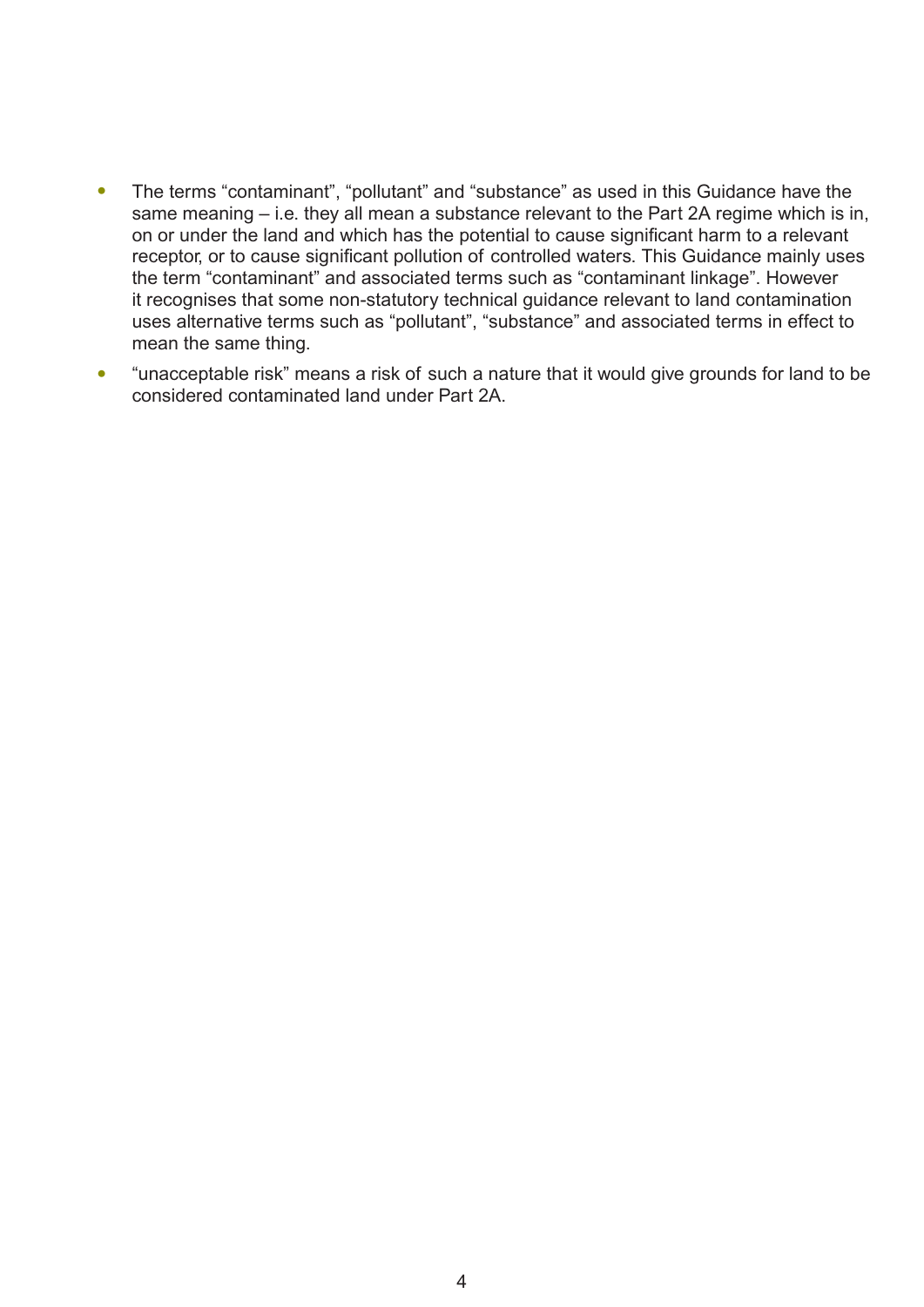- The terms "contaminant", "pollutant" and "substance" as used in this Guidance have the same meaning – i.e. they all mean a substance relevant to the Part 2A regime which is in, on or under the land and which has the potential to cause significant harm to a relevant receptor, or to cause significant pollution of controlled waters. This Guidance mainly uses the term "contaminant" and associated terms such as "contaminant linkage". However it recognises that some non-statutory technical guidance relevant to land contamination uses alternative terms such as "pollutant", "substance" and associated terms in effect to mean the same thing.
- "unacceptable risk" means a risk of such a nature that it would give grounds for land to be considered contaminated land under Part 2A.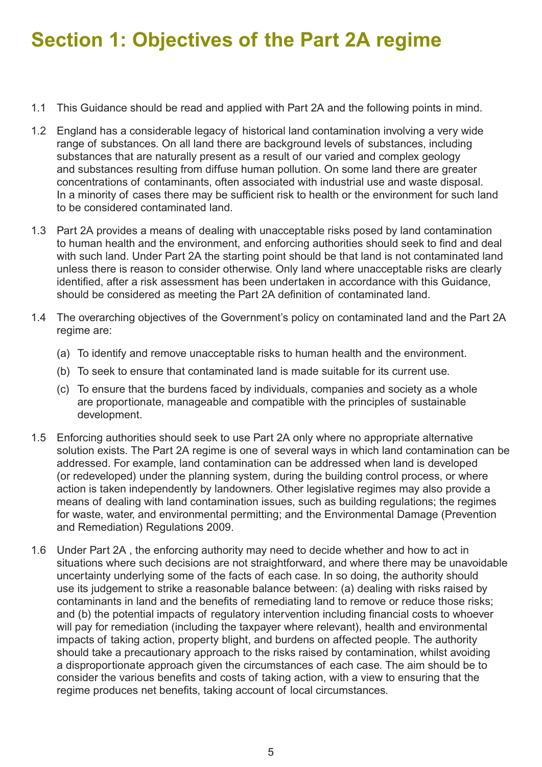# Section 1: Objectives of the Part 2A regime

1.1 This Guidance should be read and applied with Part 2A and the following points in mind.

1.2 England has a considerable legacy of historical land contamination involving a very wide range of substances. On all land there are background levels of substances, including substances that are naturally present as a result of our varied and complex geology and substances resulting from diffuse human pollution. On some land there are greater concentrations of contaminants, often associated with industrial use and waste disposal. In a minority of cases there may be sufficient risk to health or the environment for such land to be considered contaminated land.

1.3 Part 2A provides a means of dealing with unacceptable risks posed by land contamination to human health and the environment, and enforcing authorities should seek to find and deal with such land. Under Part 2A the starting point should be that land is not contaminated land unless there is reason to consider otherwise. Only land where unacceptable risks are clearly identified, after a risk assessment has been undertaken in accordance with this Guidance, should be considered as meeting the Part 2A definition of contaminated land.

1.4 The overarching objectives of the Government's policy on contaminated land and the Part 2A regime are:

(a) To identify and remove unacceptable risks to human health and the environment.

(b) To seek to ensure that contaminated land is made suitable for its current use.

(c) To ensure that the burdens faced by individuals, companies and society as a whole are proportionate, manageable and compatible with the principles of sustainable development.

1.5 Enforcing authorities should seek to use Part 2A only where no appropriate alternative solution exists. The Part 2A regime is one of several ways in which land contamination can be addressed. For example, land contamination can be addressed when land is developed (or redeveloped) under the planning system, during the building control process, or where action is taken independently by landowners. Other legislative regimes may also provide a means of dealing with land contamination issues, such as building regulations; the regimes for waste, water, and environmental permitting; and the Environmental Damage (Prevention and Remediation) Regulations 2009.

1.6 Under Part 2A , the enforcing authority may need to decide whether and how to act in situations where such decisions are not straightforward, and where there may be unavoidable uncertainty underlying some of the facts of each case. In so doing, the authority should use its judgement to strike a reasonable balance between: (a) dealing with risks raised by contaminants in land and the benefits of remediating land to remove or reduce those risks; and (b) the potential impacts of regulatory intervention including financial costs to whoever will pay for remediation (including the taxpayer where relevant), health and environmental impacts of taking action, property blight, and burdens on affected people. The authority should take a precautionary approach to the risks raised by contamination, whilst avoiding a disproportionate approach given the circumstances of each case. The aim should be to consider the various benefits and costs of taking action, with a view to ensuring that the regime produces net benefits, taking account of local circumstances.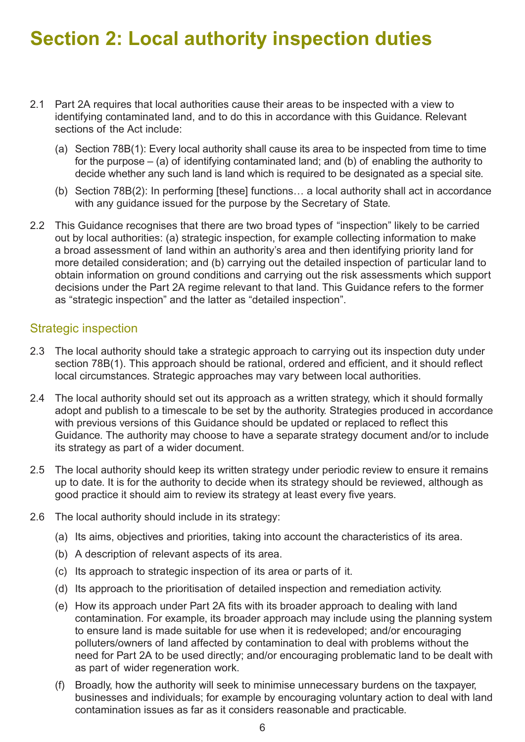# Section 2: Local authority inspection duties

2.1 Part 2A requires that local authorities cause their areas to be inspected with a view to identifying contaminated land, and to do this in accordance with this Guidance. Relevant sections of the Act include:

(a) Section 78B(1): Every local authority shall cause its area to be inspected from time to time for the purpose – (a) of identifying contaminated land; and (b) of enabling the authority to decide whether any such land is land which is required to be designated as a special site.

(b) Section 78B(2): In performing [these] functions… a local authority shall act in accordance with any guidance issued for the purpose by the Secretary of State.

2.2 This Guidance recognises that there are two broad types of "inspection" likely to be carried out by local authorities: (a) strategic inspection, for example collecting information to make a broad assessment of land within an authority's area and then identifying priority land for more detailed consideration; and (b) carrying out the detailed inspection of particular land to obtain information on ground conditions and carrying out the risk assessments which support decisions under the Part 2A regime relevant to that land. This Guidance refers to the former as "strategic inspection" and the latter as "detailed inspection".

## Strategic inspection

2.3 The local authority should take a strategic approach to carrying out its inspection duty under section 78B(1). This approach should be rational, ordered and efficient, and it should reflect local circumstances. Strategic approaches may vary between local authorities.

2.4 The local authority should set out its approach as a written strategy, which it should formally adopt and publish to a timescale to be set by the authority. Strategies produced in accordance with previous versions of this Guidance should be updated or replaced to reflect this Guidance. The authority may choose to have a separate strategy document and/or to include its strategy as part of a wider document.

2.5 The local authority should keep its written strategy under periodic review to ensure it remains up to date. It is for the authority to decide when its strategy should be reviewed, although as good practice it should aim to review its strategy at least every five years.

2.6 The local authority should include in its strategy:

(a) Its aims, objectives and priorities, taking into account the characteristics of its area.

(b) A description of relevant aspects of its area.

(c) Its approach to strategic inspection of its area or parts of it.

(d) Its approach to the prioritisation of detailed inspection and remediation activity.

(e) How its approach under Part 2A fits with its broader approach to dealing with land contamination. For example, its broader approach may include using the planning system to ensure land is made suitable for use when it is redeveloped; and/or encouraging polluters/owners of land affected by contamination to deal with problems without the need for Part 2A to be used directly; and/or encouraging problematic land to be dealt with as part of wider regeneration work.

(f) Broadly, how the authority will seek to minimise unnecessary burdens on the taxpayer, businesses and individuals; for example by encouraging voluntary action to deal with land contamination issues as far as it considers reasonable and practicable.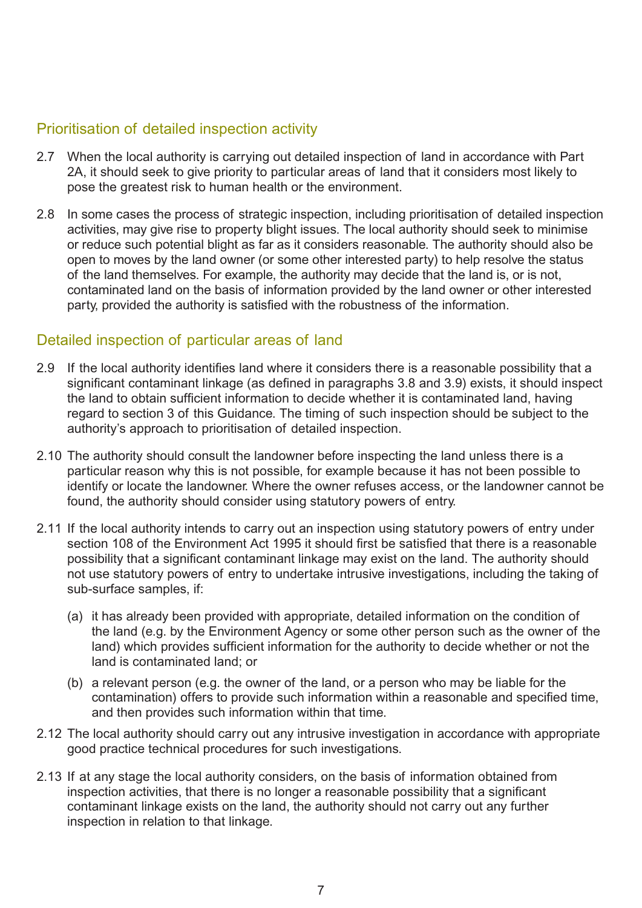## Prioritisation of detailed inspection activity

2.7 When the local authority is carrying out detailed inspection of land in accordance with Part 2A, it should seek to give priority to particular areas of land that it considers most likely to pose the greatest risk to human health or the environment.

2.8 In some cases the process of strategic inspection, including prioritisation of detailed inspection activities, may give rise to property blight issues. The local authority should seek to minimise or reduce such potential blight as far as it considers reasonable. The authority should also be open to moves by the land owner (or some other interested party) to help resolve the status of the land themselves. For example, the authority may decide that the land is, or is not, contaminated land on the basis of information provided by the land owner or other interested party, provided the authority is satisfied with the robustness of the information.

## Detailed inspection of particular areas of land

2.9 If the local authority identifies land where it considers there is a reasonable possibility that a significant contaminant linkage (as defined in paragraphs 3.8 and 3.9) exists, it should inspect the land to obtain sufficient information to decide whether it is contaminated land, having regard to section 3 of this Guidance. The timing of such inspection should be subject to the authority's approach to prioritisation of detailed inspection.

2.10 The authority should consult the landowner before inspecting the land unless there is a particular reason why this is not possible, for example because it has not been possible to identify or locate the landowner. Where the owner refuses access, or the landowner cannot be found, the authority should consider using statutory powers of entry.

2.11 If the local authority intends to carry out an inspection using statutory powers of entry under section 108 of the Environment Act 1995 it should first be satisfied that there is a reasonable possibility that a significant contaminant linkage may exist on the land. The authority should not use statutory powers of entry to undertake intrusive investigations, including the taking of sub-surface samples, if:

(a) it has already been provided with appropriate, detailed information on the condition of the land (e.g. by the Environment Agency or some other person such as the owner of the land) which provides sufficient information for the authority to decide whether or not the land is contaminated land; or

(b) a relevant person (e.g. the owner of the land, or a person who may be liable for the contamination) offers to provide such information within a reasonable and specified time, and then provides such information within that time.

2.12 The local authority should carry out any intrusive investigation in accordance with appropriate good practice technical procedures for such investigations.

2.13 If at any stage the local authority considers, on the basis of information obtained from inspection activities, that there is no longer a reasonable possibility that a significant contaminant linkage exists on the land, the authority should not carry out any further inspection in relation to that linkage.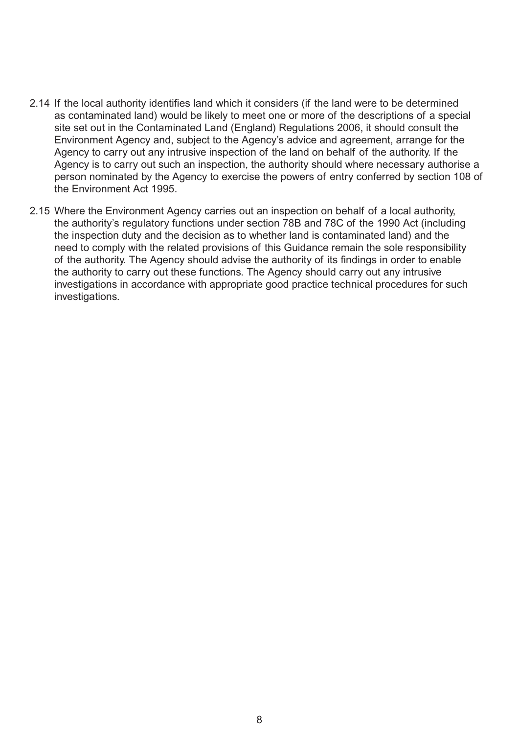2.14 If the local authority identifies land which it considers (if the land were to be determined as contaminated land) would be likely to meet one or more of the descriptions of a special site set out in the Contaminated Land (England) Regulations 2006, it should consult the Environment Agency and, subject to the Agency's advice and agreement, arrange for the Agency to carry out any intrusive inspection of the land on behalf of the authority. If the Agency is to carry out such an inspection, the authority should where necessary authorise a person nominated by the Agency to exercise the powers of entry conferred by section 108 of the Environment Act 1995.

2.15 Where the Environment Agency carries out an inspection on behalf of a local authority, the authority's regulatory functions under section 78B and 78C of the 1990 Act (including the inspection duty and the decision as to whether land is contaminated land) and the need to comply with the related provisions of this Guidance remain the sole responsibility of the authority. The Agency should advise the authority of its findings in order to enable the authority to carry out these functions. The Agency should carry out any intrusive investigations in accordance with appropriate good practice technical procedures for such investigations.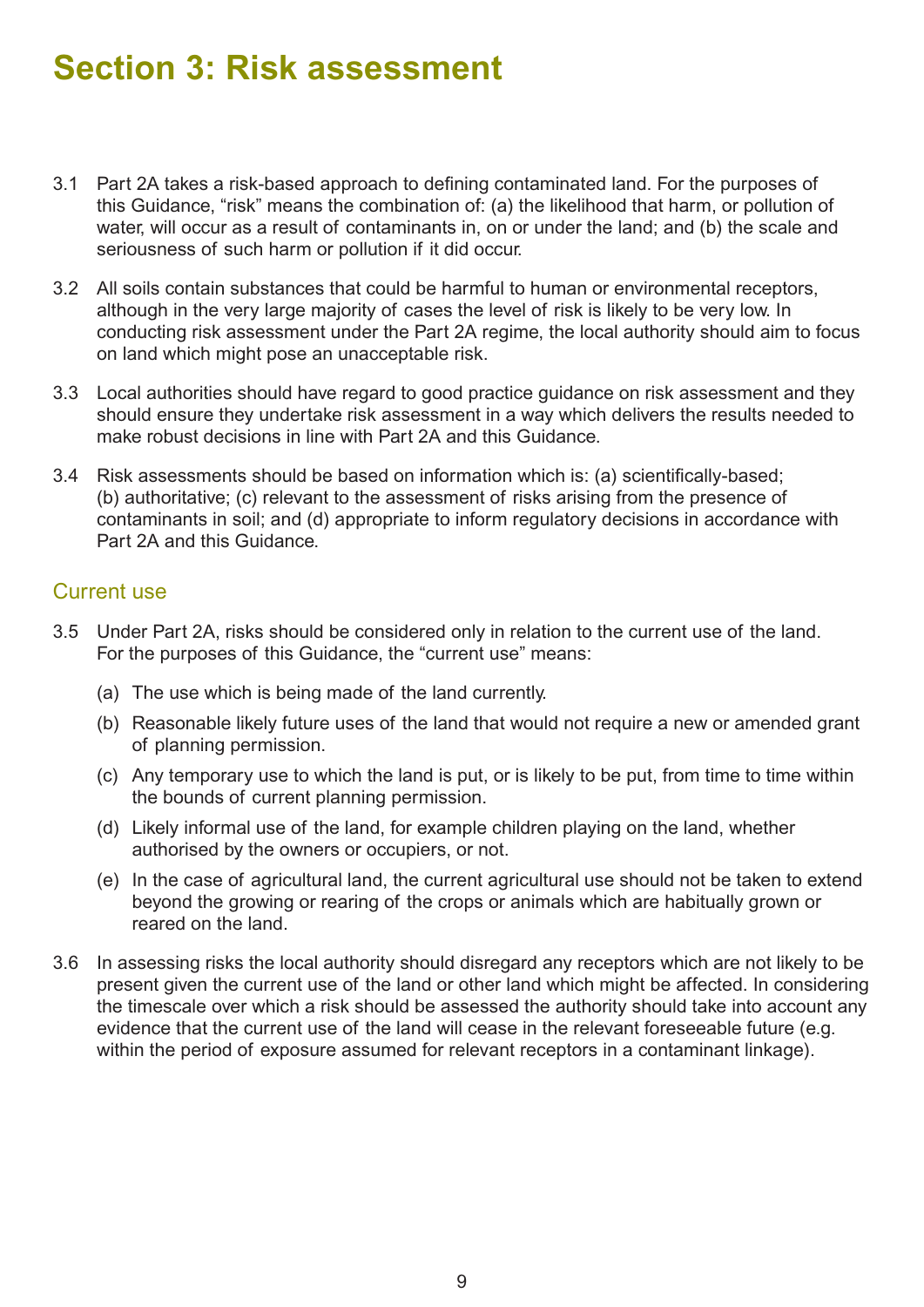# Section 3: Risk assessment

3.1 Part 2A takes a risk-based approach to defining contaminated land. For the purposes of this Guidance, "risk" means the combination of: (a) the likelihood that harm, or pollution of water, will occur as a result of contaminants in, on or under the land; and (b) the scale and seriousness of such harm or pollution if it did occur.

3.2 All soils contain substances that could be harmful to human or environmental receptors, although in the very large majority of cases the level of risk is likely to be very low. In conducting risk assessment under the Part 2A regime, the local authority should aim to focus on land which might pose an unacceptable risk.

3.3 Local authorities should have regard to good practice guidance on risk assessment and they should ensure they undertake risk assessment in a way which delivers the results needed to make robust decisions in line with Part 2A and this Guidance.

3.4 Risk assessments should be based on information which is: (a) scientifically-based; (b) authoritative; (c) relevant to the assessment of risks arising from the presence of contaminants in soil; and (d) appropriate to inform regulatory decisions in accordance with Part 2A and this Guidance.

## Current use

3.5 Under Part 2A, risks should be considered only in relation to the current use of the land. For the purposes of this Guidance, the "current use" means:

(a) The use which is being made of the land currently.

(b) Reasonable likely future uses of the land that would not require a new or amended grant of planning permission.

(c) Any temporary use to which the land is put, or is likely to be put, from time to time within the bounds of current planning permission.

(d) Likely informal use of the land, for example children playing on the land, whether authorised by the owners or occupiers, or not.

(e) In the case of agricultural land, the current agricultural use should not be taken to extend beyond the growing or rearing of the crops or animals which are habitually grown or reared on the land.

3.6 In assessing risks the local authority should disregard any receptors which are not likely to be present given the current use of the land or other land which might be affected. In considering the timescale over which a risk should be assessed the authority should take into account any evidence that the current use of the land will cease in the relevant foreseeable future (e.g. within the period of exposure assumed for relevant receptors in a contaminant linkage).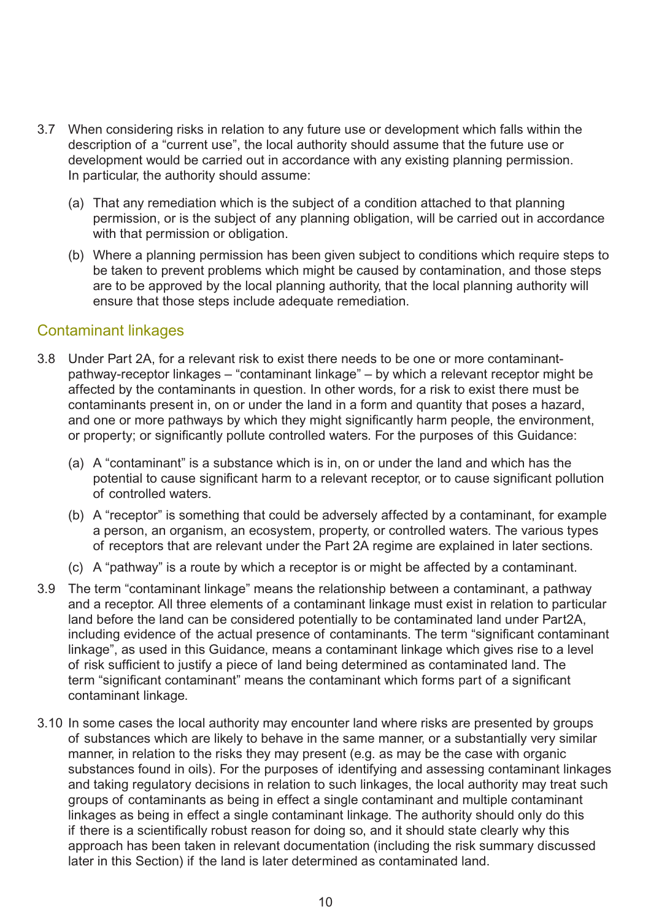3.7 When considering risks in relation to any future use or development which falls within the description of a "current use", the local authority should assume that the future use or development would be carried out in accordance with any existing planning permission. In particular, the authority should assume:

(a) That any remediation which is the subject of a condition attached to that planning permission, or is the subject of any planning obligation, will be carried out in accordance with that permission or obligation.

(b) Where a planning permission has been given subject to conditions which require steps to be taken to prevent problems which might be caused by contamination, and those steps are to be approved by the local planning authority, that the local planning authority will ensure that those steps include adequate remediation.

## Contaminant linkages

3.8 Under Part 2A, for a relevant risk to exist there needs to be one or more contaminant-pathway-receptor linkages – "contaminant linkage" – by which a relevant receptor might be affected by the contaminants in question. In other words, for a risk to exist there must be contaminants present in, on or under the land in a form and quantity that poses a hazard, and one or more pathways by which they might significantly harm people, the environment, or property; or significantly pollute controlled waters. For the purposes of this Guidance:

(a) A "contaminant" is a substance which is in, on or under the land and which has the potential to cause significant harm to a relevant receptor, or to cause significant pollution of controlled waters.

(b) A "receptor" is something that could be adversely affected by a contaminant, for example a person, an organism, an ecosystem, property, or controlled waters. The various types of receptors that are relevant under the Part 2A regime are explained in later sections.

(c) A "pathway" is a route by which a receptor is or might be affected by a contaminant.

3.9 The term "contaminant linkage" means the relationship between a contaminant, a pathway and a receptor. All three elements of a contaminant linkage must exist in relation to particular land before the land can be considered potentially to be contaminated land under Part2A, including evidence of the actual presence of contaminants. The term "significant contaminant linkage", as used in this Guidance, means a contaminant linkage which gives rise to a level of risk sufficient to justify a piece of land being determined as contaminated land. The term "significant contaminant" means the contaminant which forms part of a significant contaminant linkage.

3.10 In some cases the local authority may encounter land where risks are presented by groups of substances which are likely to behave in the same manner, or a substantially very similar manner, in relation to the risks they may present (e.g. as may be the case with organic substances found in oils). For the purposes of identifying and assessing contaminant linkages and taking regulatory decisions in relation to such linkages, the local authority may treat such groups of contaminants as being in effect a single contaminant and multiple contaminant linkages as being in effect a single contaminant linkage. The authority should only do this if there is a scientifically robust reason for doing so, and it should state clearly why this approach has been taken in relevant documentation (including the risk summary discussed later in this Section) if the land is later determined as contaminated land.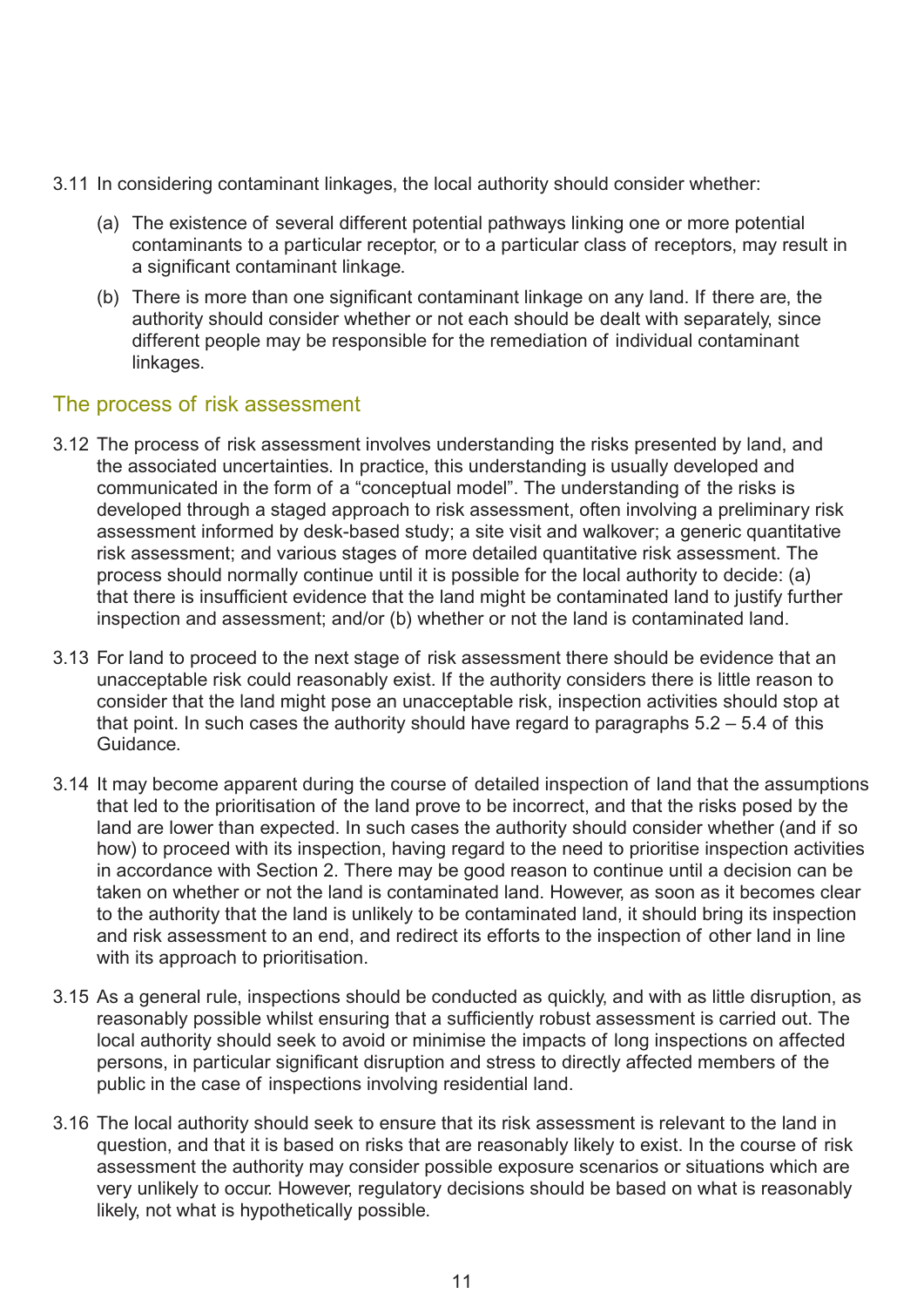3.11 In considering contaminant linkages, the local authority should consider whether:

   (a) The existence of several different potential pathways linking one or more potential contaminants to a particular receptor, or to a particular class of receptors, may result in a significant contaminant linkage.

   (b) There is more than one significant contaminant linkage on any land. If there are, the authority should consider whether or not each should be dealt with separately, since different people may be responsible for the remediation of individual contaminant linkages.

## The process of risk assessment

3.12 The process of risk assessment involves understanding the risks presented by land, and the associated uncertainties. In practice, this understanding is usually developed and communicated in the form of a "conceptual model". The understanding of the risks is developed through a staged approach to risk assessment, often involving a preliminary risk assessment informed by desk-based study; a site visit and walkover; a generic quantitative risk assessment; and various stages of more detailed quantitative risk assessment. The process should normally continue until it is possible for the local authority to decide: (a) that there is insufficient evidence that the land might be contaminated land to justify further inspection and assessment; and/or (b) whether or not the land is contaminated land.

3.13 For land to proceed to the next stage of risk assessment there should be evidence that an unacceptable risk could reasonably exist. If the authority considers there is little reason to consider that the land might pose an unacceptable risk, inspection activities should stop at that point. In such cases the authority should have regard to paragraphs 5.2 – 5.4 of this Guidance.

3.14 It may become apparent during the course of detailed inspection of land that the assumptions that led to the prioritisation of the land prove to be incorrect, and that the risks posed by the land are lower than expected. In such cases the authority should consider whether (and if so how) to proceed with its inspection, having regard to the need to prioritise inspection activities in accordance with Section 2. There may be good reason to continue until a decision can be taken on whether or not the land is contaminated land. However, as soon as it becomes clear to the authority that the land is unlikely to be contaminated land, it should bring its inspection and risk assessment to an end, and redirect its efforts to the inspection of other land in line with its approach to prioritisation.

3.15 As a general rule, inspections should be conducted as quickly, and with as little disruption, as reasonably possible whilst ensuring that a sufficiently robust assessment is carried out. The local authority should seek to avoid or minimise the impacts of long inspections on affected persons, in particular significant disruption and stress to directly affected members of the public in the case of inspections involving residential land.

3.16 The local authority should seek to ensure that its risk assessment is relevant to the land in question, and that it is based on risks that are reasonably likely to exist. In the course of risk assessment the authority may consider possible exposure scenarios or situations which are very unlikely to occur. However, regulatory decisions should be based on what is reasonably likely, not what is hypothetically possible.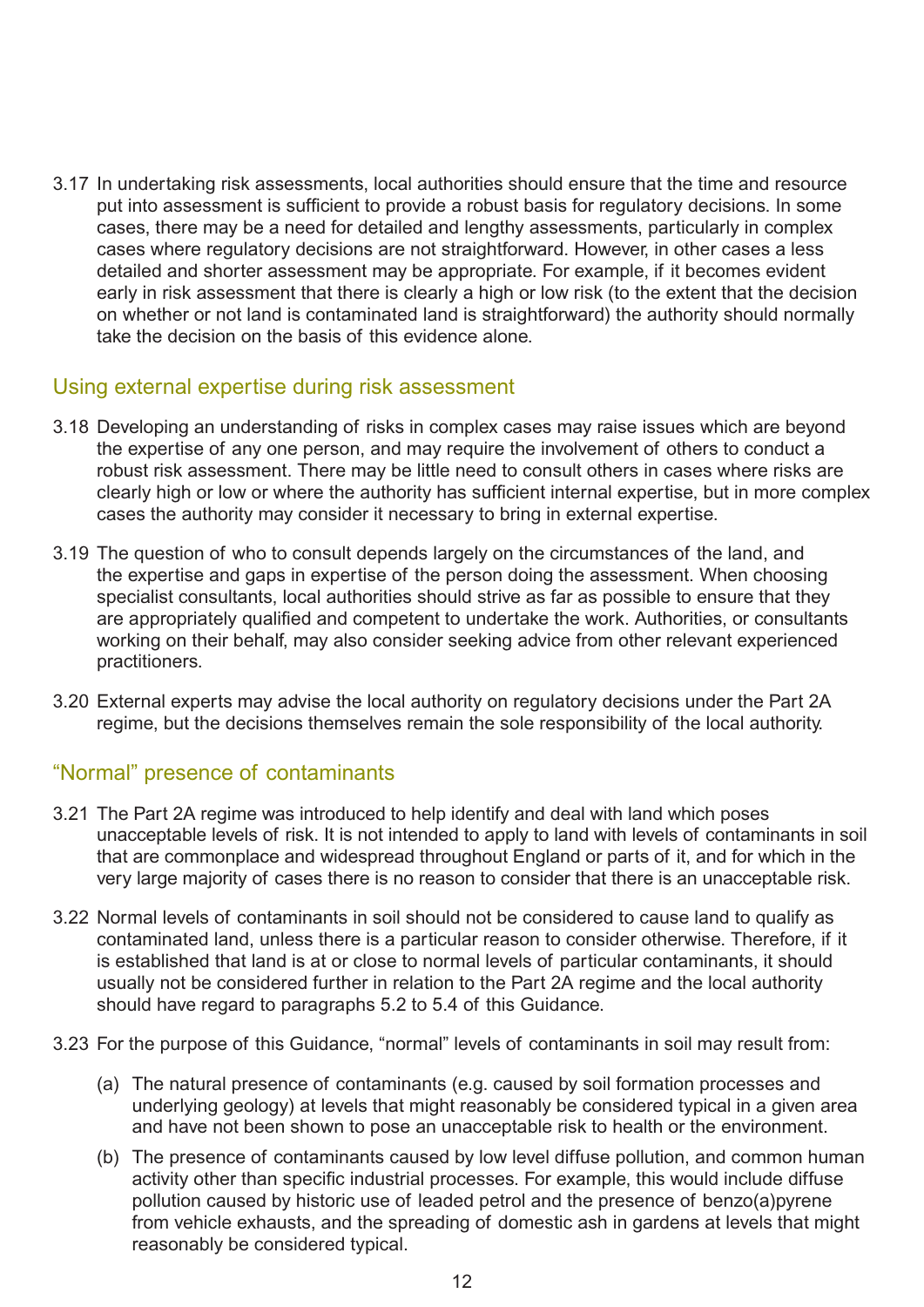3.17 In undertaking risk assessments, local authorities should ensure that the time and resource put into assessment is sufficient to provide a robust basis for regulatory decisions. In some cases, there may be a need for detailed and lengthy assessments, particularly in complex cases where regulatory decisions are not straightforward. However, in other cases a less detailed and shorter assessment may be appropriate. For example, if it becomes evident early in risk assessment that there is clearly a high or low risk (to the extent that the decision on whether or not land is contaminated land is straightforward) the authority should normally take the decision on the basis of this evidence alone.

## Using external expertise during risk assessment

3.18 Developing an understanding of risks in complex cases may raise issues which are beyond the expertise of any one person, and may require the involvement of others to conduct a robust risk assessment. There may be little need to consult others in cases where risks are clearly high or low or where the authority has sufficient internal expertise, but in more complex cases the authority may consider it necessary to bring in external expertise.

3.19 The question of who to consult depends largely on the circumstances of the land, and the expertise and gaps in expertise of the person doing the assessment. When choosing specialist consultants, local authorities should strive as far as possible to ensure that they are appropriately qualified and competent to undertake the work. Authorities, or consultants working on their behalf, may also consider seeking advice from other relevant experienced practitioners.

3.20 External experts may advise the local authority on regulatory decisions under the Part 2A regime, but the decisions themselves remain the sole responsibility of the local authority.

## "Normal" presence of contaminants

3.21 The Part 2A regime was introduced to help identify and deal with land which poses unacceptable levels of risk. It is not intended to apply to land with levels of contaminants in soil that are commonplace and widespread throughout England or parts of it, and for which in the very large majority of cases there is no reason to consider that there is an unacceptable risk.

3.22 Normal levels of contaminants in soil should not be considered to cause land to qualify as contaminated land, unless there is a particular reason to consider otherwise. Therefore, if it is established that land is at or close to normal levels of particular contaminants, it should usually not be considered further in relation to the Part 2A regime and the local authority should have regard to paragraphs 5.2 to 5.4 of this Guidance.

3.23 For the purpose of this Guidance, "normal" levels of contaminants in soil may result from:

(a) The natural presence of contaminants (e.g. caused by soil formation processes and underlying geology) at levels that might reasonably be considered typical in a given area and have not been shown to pose an unacceptable risk to health or the environment.

(b) The presence of contaminants caused by low level diffuse pollution, and common human activity other than specific industrial processes. For example, this would include diffuse pollution caused by historic use of leaded petrol and the presence of benzo(a)pyrene from vehicle exhausts, and the spreading of domestic ash in gardens at levels that might reasonably be considered typical.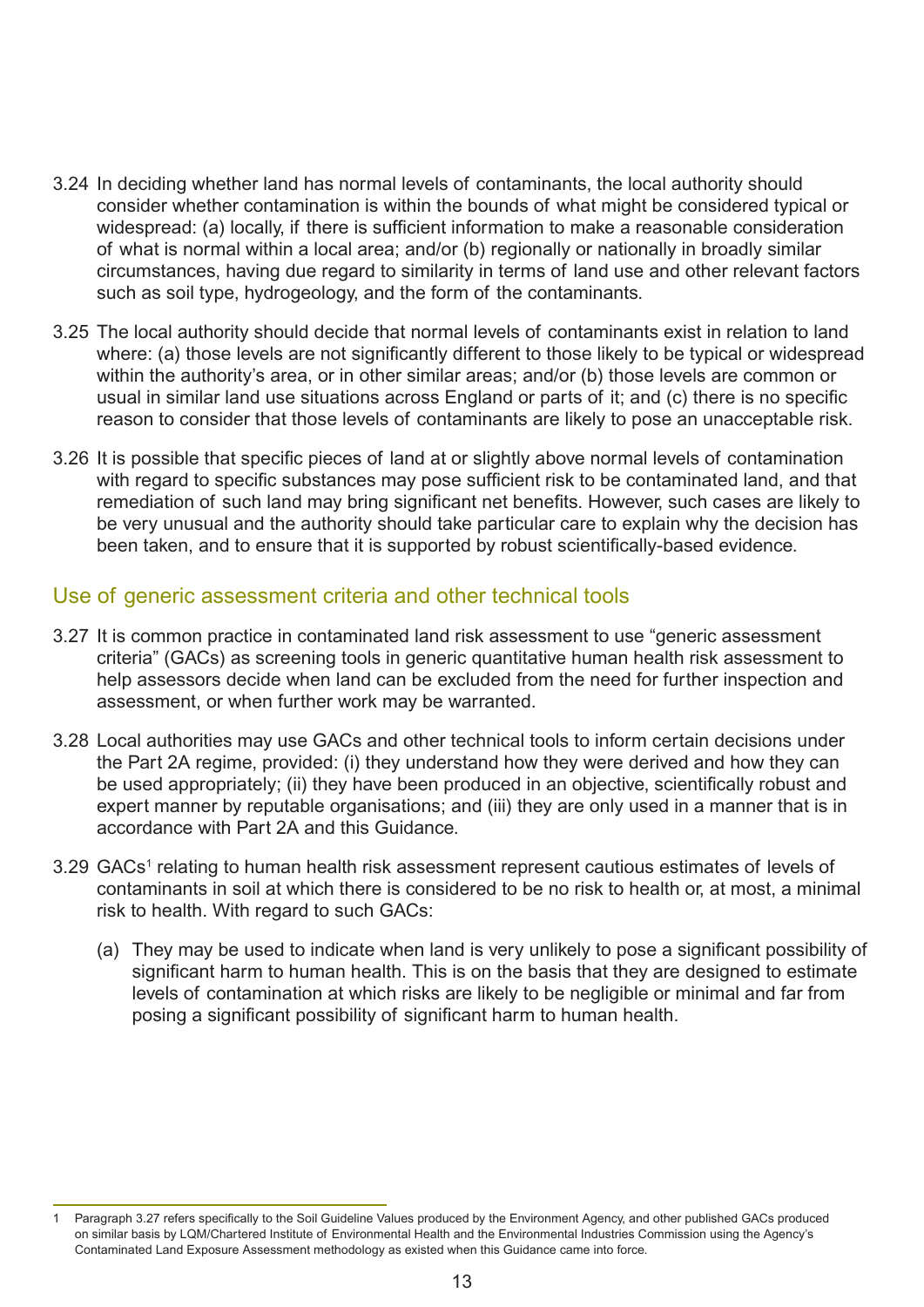3.24 In deciding whether land has normal levels of contaminants, the local authority should consider whether contamination is within the bounds of what might be considered typical or widespread: (a) locally, if there is sufficient information to make a reasonable consideration of what is normal within a local area; and/or (b) regionally or nationally in broadly similar circumstances, having due regard to similarity in terms of land use and other relevant factors such as soil type, hydrogeology, and the form of the contaminants.

3.25 The local authority should decide that normal levels of contaminants exist in relation to land where: (a) those levels are not significantly different to those likely to be typical or widespread within the authority's area, or in other similar areas; and/or (b) those levels are common or usual in similar land use situations across England or parts of it; and (c) there is no specific reason to consider that those levels of contaminants are likely to pose an unacceptable risk.

3.26 It is possible that specific pieces of land at or slightly above normal levels of contamination with regard to specific substances may pose sufficient risk to be contaminated land, and that remediation of such land may bring significant net benefits. However, such cases are likely to be very unusual and the authority should take particular care to explain why the decision has been taken, and to ensure that it is supported by robust scientifically-based evidence.

## Use of generic assessment criteria and other technical tools

3.27 It is common practice in contaminated land risk assessment to use "generic assessment criteria" (GACs) as screening tools in generic quantitative human health risk assessment to help assessors decide when land can be excluded from the need for further inspection and assessment, or when further work may be warranted.

3.28 Local authorities may use GACs and other technical tools to inform certain decisions under the Part 2A regime, provided: (i) they understand how they were derived and how they can be used appropriately; (ii) they have been produced in an objective, scientifically robust and expert manner by reputable organisations; and (iii) they are only used in a manner that is in accordance with Part 2A and this Guidance.

3.29 GACs[1] relating to human health risk assessment represent cautious estimates of levels of contaminants in soil at which there is considered to be no risk to health or, at most, a minimal risk to health. With regard to such GACs:

(a) They may be used to indicate when land is very unlikely to pose a significant possibility of significant harm to human health. This is on the basis that they are designed to estimate levels of contamination at which risks are likely to be negligible or minimal and far from posing a significant possibility of significant harm to human health.

---

1 Paragraph 3.27 refers specifically to the Soil Guideline Values produced by the Environment Agency, and other published GACs produced on similar basis by LQM/Chartered Institute of Environmental Health and the Environmental Industries Commission using the Agency's Contaminated Land Exposure Assessment methodology as existed when this Guidance came into force.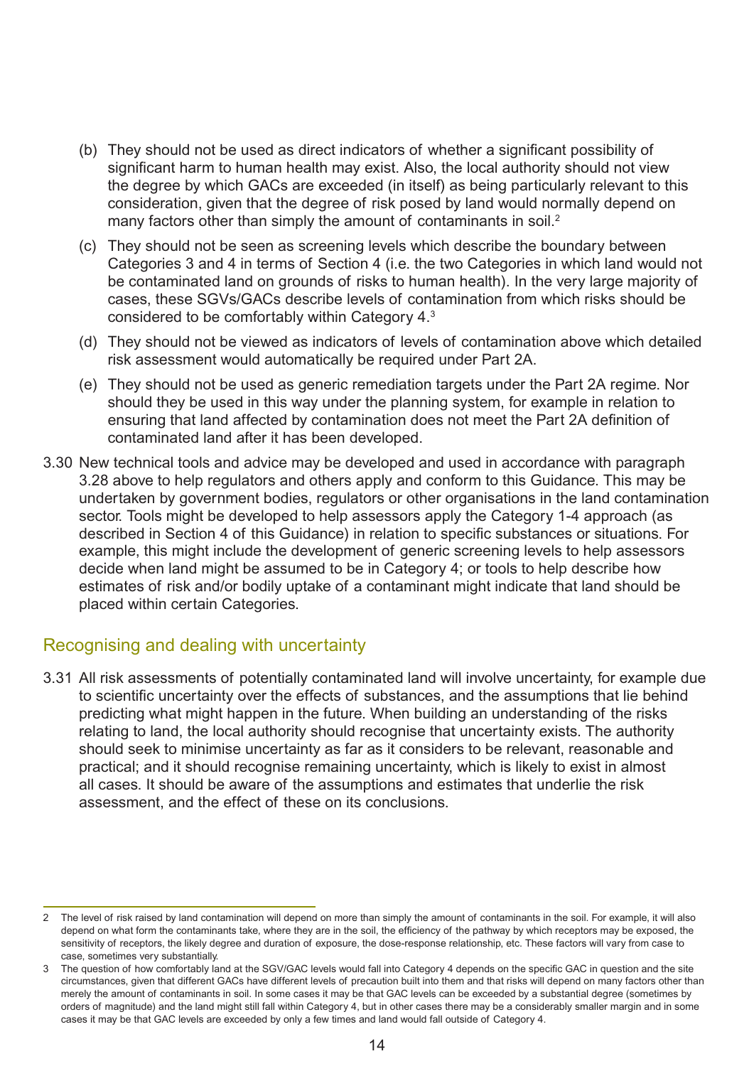(b) They should not be used as direct indicators of whether a significant possibility of significant harm to human health may exist. Also, the local authority should not view the degree by which GACs are exceeded (in itself) as being particularly relevant to this consideration, given that the degree of risk posed by land would normally depend on many factors other than simply the amount of contaminants in soil.[2]

(c) They should not be seen as screening levels which describe the boundary between Categories 3 and 4 in terms of Section 4 (i.e. the two Categories in which land would not be contaminated land on grounds of risks to human health). In the very large majority of cases, these SGVs/GACs describe levels of contamination from which risks should be considered to be comfortably within Category 4.[3]

(d) They should not be viewed as indicators of levels of contamination above which detailed risk assessment would automatically be required under Part 2A.

(e) They should not be used as generic remediation targets under the Part 2A regime. Nor should they be used in this way under the planning system, for example in relation to ensuring that land affected by contamination does not meet the Part 2A definition of contaminated land after it has been developed.

3.30 New technical tools and advice may be developed and used in accordance with paragraph 3.28 above to help regulators and others apply and conform to this Guidance. This may be undertaken by government bodies, regulators or other organisations in the land contamination sector. Tools might be developed to help assessors apply the Category 1-4 approach (as described in Section 4 of this Guidance) in relation to specific substances or situations. For example, this might include the development of generic screening levels to help assessors decide when land might be assumed to be in Category 4; or tools to help describe how estimates of risk and/or bodily uptake of a contaminant might indicate that land should be placed within certain Categories.

## Recognising and dealing with uncertainty

3.31 All risk assessments of potentially contaminated land will involve uncertainty, for example due to scientific uncertainty over the effects of substances, and the assumptions that lie behind predicting what might happen in the future. When building an understanding of the risks relating to land, the local authority should recognise that uncertainty exists. The authority should seek to minimise uncertainty as far as it considers to be relevant, reasonable and practical; and it should recognise remaining uncertainty, which is likely to exist in almost all cases. It should be aware of the assumptions and estimates that underlie the risk assessment, and the effect of these on its conclusions.

---

2 The level of risk raised by land contamination will depend on more than simply the amount of contaminants in the soil. For example, it will also depend on what form the contaminants take, where they are in the soil, the efficiency of the pathway by which receptors may be exposed, the sensitivity of receptors, the likely degree and duration of exposure, the dose-response relationship, etc. These factors will vary from case to case, sometimes very substantially.

3 The question of how comfortably land at the SGV/GAC levels would fall into Category 4 depends on the specific GAC in question and the site circumstances, given that different GACs have different levels of precaution built into them and that risks will depend on many factors other than merely the amount of contaminants in soil. In some cases it may be that GAC levels can be exceeded by a substantial degree (sometimes by orders of magnitude) and the land might still fall within Category 4, but in other cases there may be a considerably smaller margin and in some cases it may be that GAC levels are exceeded by only a few times and land would fall outside of Category 4.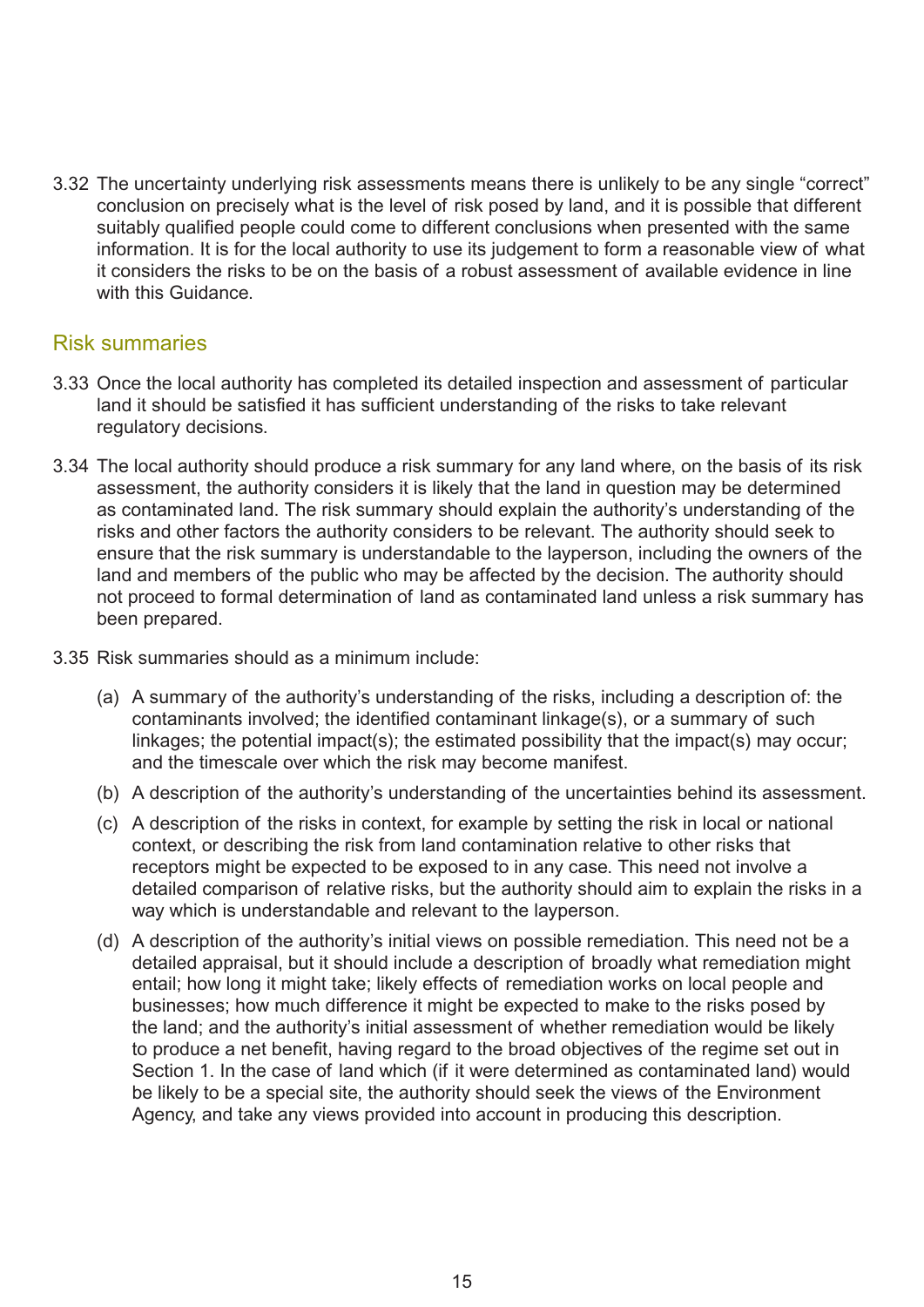3.32 The uncertainty underlying risk assessments means there is unlikely to be any single "correct" conclusion on precisely what is the level of risk posed by land, and it is possible that different suitably qualified people could come to different conclusions when presented with the same information. It is for the local authority to use its judgement to form a reasonable view of what it considers the risks to be on the basis of a robust assessment of available evidence in line with this Guidance.

## Risk summaries

3.33 Once the local authority has completed its detailed inspection and assessment of particular land it should be satisfied it has sufficient understanding of the risks to take relevant regulatory decisions.

3.34 The local authority should produce a risk summary for any land where, on the basis of its risk assessment, the authority considers it is likely that the land in question may be determined as contaminated land. The risk summary should explain the authority's understanding of the risks and other factors the authority considers to be relevant. The authority should seek to ensure that the risk summary is understandable to the layperson, including the owners of the land and members of the public who may be affected by the decision. The authority should not proceed to formal determination of land as contaminated land unless a risk summary has been prepared.

3.35 Risk summaries should as a minimum include:

(a) A summary of the authority's understanding of the risks, including a description of: the contaminants involved; the identified contaminant linkage(s), or a summary of such linkages; the potential impact(s); the estimated possibility that the impact(s) may occur; and the timescale over which the risk may become manifest.

(b) A description of the authority's understanding of the uncertainties behind its assessment.

(c) A description of the risks in context, for example by setting the risk in local or national context, or describing the risk from land contamination relative to other risks that receptors might be expected to be exposed to in any case. This need not involve a detailed comparison of relative risks, but the authority should aim to explain the risks in a way which is understandable and relevant to the layperson.

(d) A description of the authority's initial views on possible remediation. This need not be a detailed appraisal, but it should include a description of broadly what remediation might entail; how long it might take; likely effects of remediation works on local people and businesses; how much difference it might be expected to make to the risks posed by the land; and the authority's initial assessment of whether remediation would be likely to produce a net benefit, having regard to the broad objectives of the regime set out in Section 1. In the case of land which (if it were determined as contaminated land) would be likely to be a special site, the authority should seek the views of the Environment Agency, and take any views provided into account in producing this description.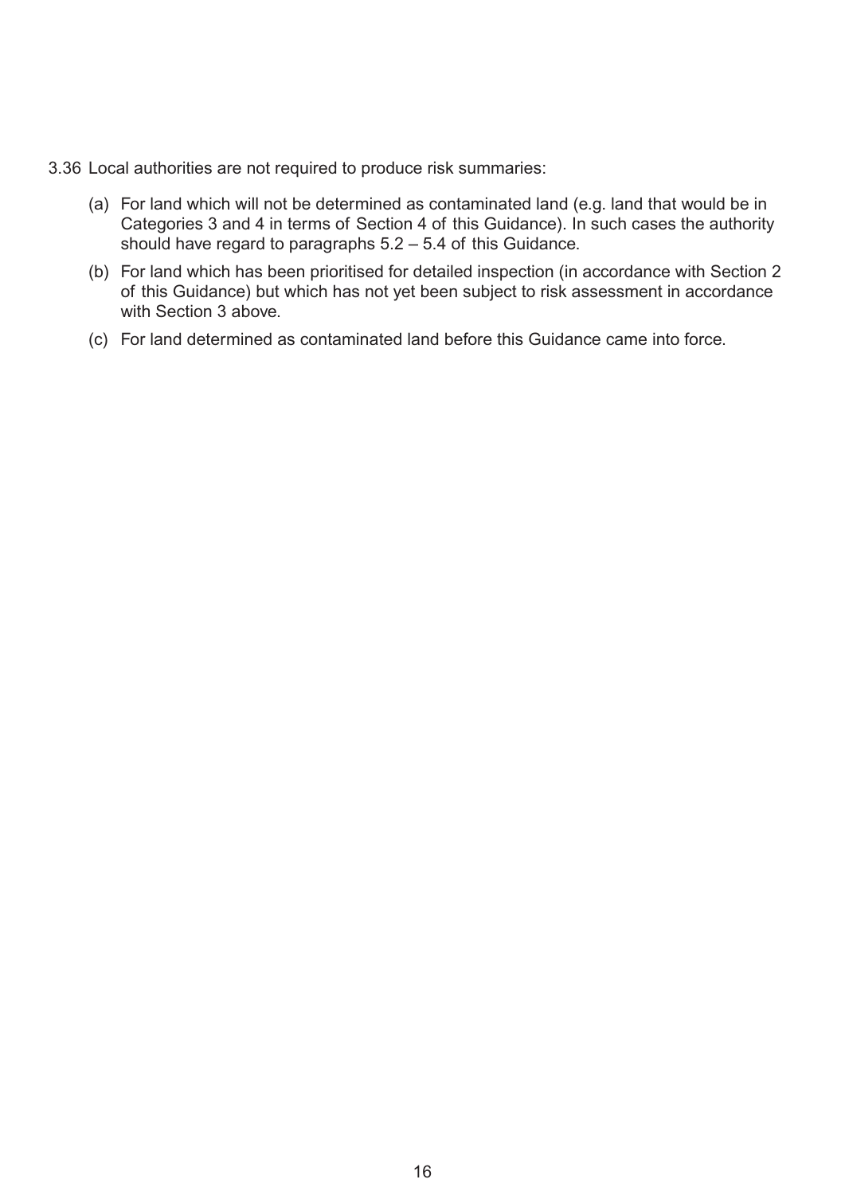3.36 Local authorities are not required to produce risk summaries:

(a) For land which will not be determined as contaminated land (e.g. land that would be in Categories 3 and 4 in terms of Section 4 of this Guidance). In such cases the authority should have regard to paragraphs 5.2 – 5.4 of this Guidance.

(b) For land which has been prioritised for detailed inspection (in accordance with Section 2 of this Guidance) but which has not yet been subject to risk assessment in accordance with Section 3 above.

(c) For land determined as contaminated land before this Guidance came into force.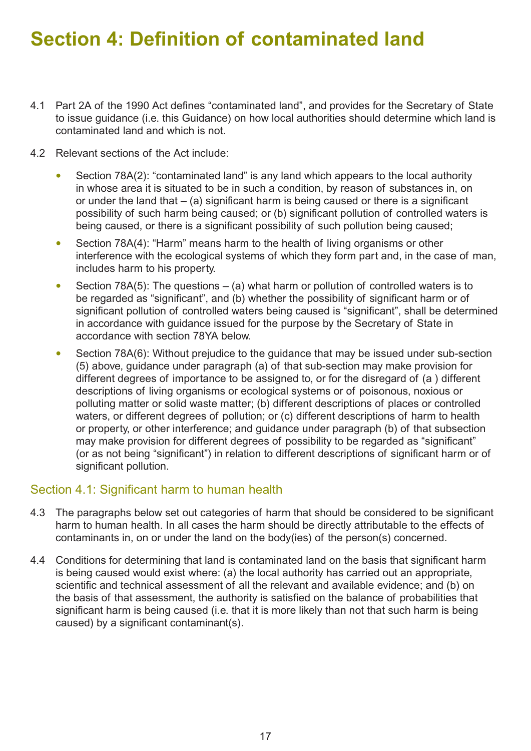# Section 4: Definition of contaminated land

4.1 Part 2A of the 1990 Act defines "contaminated land", and provides for the Secretary of State to issue guidance (i.e. this Guidance) on how local authorities should determine which land is contaminated land and which is not.

4.2 Relevant sections of the Act include:

- Section 78A(2): "contaminated land" is any land which appears to the local authority in whose area it is situated to be in such a condition, by reason of substances in, on or under the land that – (a) significant harm is being caused or there is a significant possibility of such harm being caused; or (b) significant pollution of controlled waters is being caused, or there is a significant possibility of such pollution being caused;
- Section 78A(4): "Harm" means harm to the health of living organisms or other interference with the ecological systems of which they form part and, in the case of man, includes harm to his property.
- Section 78A(5): The questions – (a) what harm or pollution of controlled waters is to be regarded as "significant", and (b) whether the possibility of significant harm or of significant pollution of controlled waters being caused is "significant", shall be determined in accordance with guidance issued for the purpose by the Secretary of State in accordance with section 78YA below.
- Section 78A(6): Without prejudice to the guidance that may be issued under sub-section (5) above, guidance under paragraph (a) of that sub-section may make provision for different degrees of importance to be assigned to, or for the disregard of (a ) different descriptions of living organisms or ecological systems or of poisonous, noxious or polluting matter or solid waste matter; (b) different descriptions of places or controlled waters, or different degrees of pollution; or (c) different descriptions of harm to health or property, or other interference; and guidance under paragraph (b) of that subsection may make provision for different degrees of possibility to be regarded as "significant" (or as not being "significant") in relation to different descriptions of significant harm or of significant pollution.

## Section 4.1: Significant harm to human health

4.3 The paragraphs below set out categories of harm that should be considered to be significant harm to human health. In all cases the harm should be directly attributable to the effects of contaminants in, on or under the land on the body(ies) of the person(s) concerned.

4.4 Conditions for determining that land is contaminated land on the basis that significant harm is being caused would exist where: (a) the local authority has carried out an appropriate, scientific and technical assessment of all the relevant and available evidence; and (b) on the basis of that assessment, the authority is satisfied on the balance of probabilities that significant harm is being caused (i.e. that it is more likely than not that such harm is being caused) by a significant contaminant(s).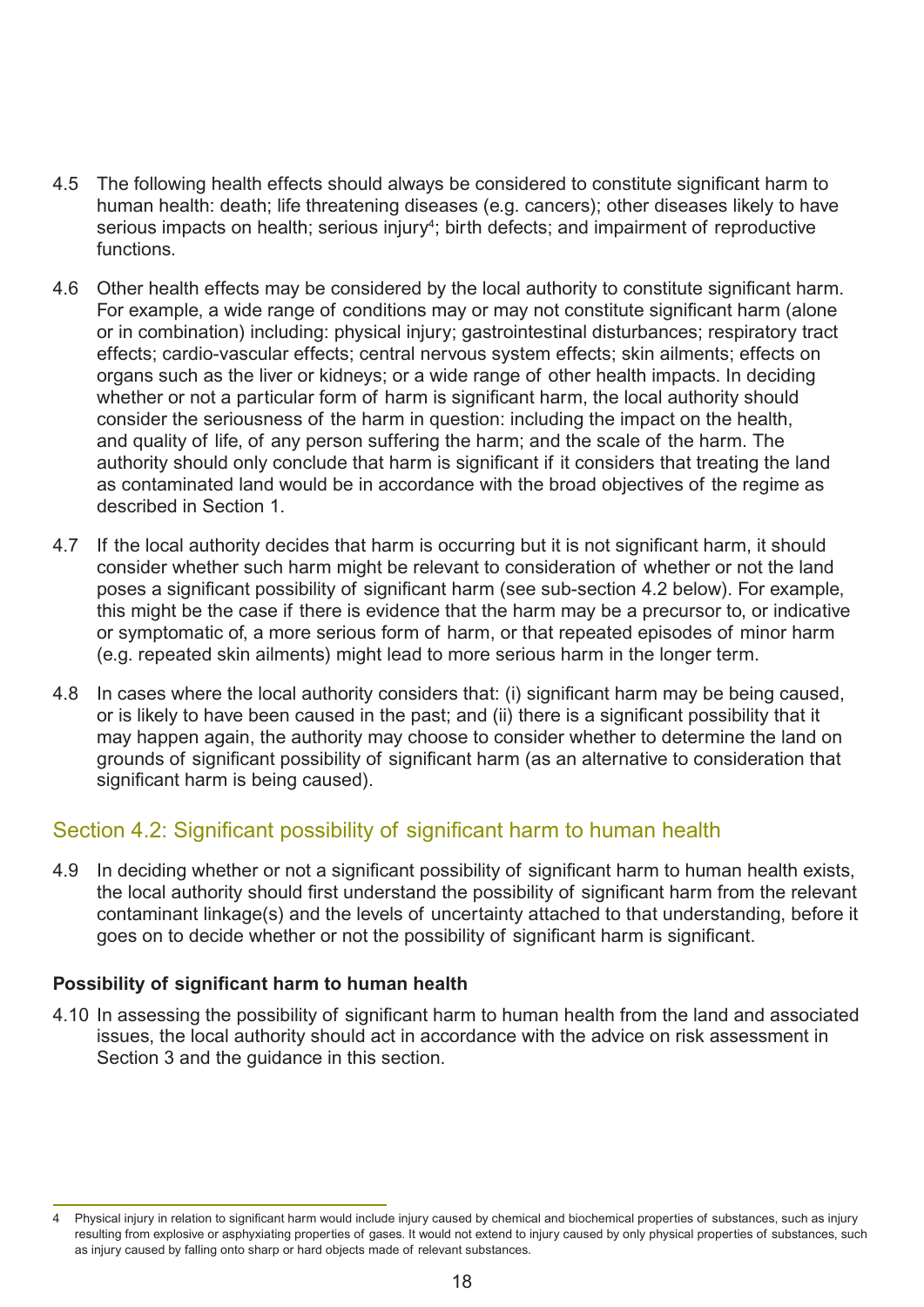4.5 The following health effects should always be considered to constitute significant harm to human health: death; life threatening diseases (e.g. cancers); other diseases likely to have serious impacts on health; serious injury[4]; birth defects; and impairment of reproductive functions.

4.6 Other health effects may be considered by the local authority to constitute significant harm. For example, a wide range of conditions may or may not constitute significant harm (alone or in combination) including: physical injury; gastrointestinal disturbances; respiratory tract effects; cardio-vascular effects; central nervous system effects; skin ailments; effects on organs such as the liver or kidneys; or a wide range of other health impacts. In deciding whether or not a particular form of harm is significant harm, the local authority should consider the seriousness of the harm in question: including the impact on the health, and quality of life, of any person suffering the harm; and the scale of the harm. The authority should only conclude that harm is significant if it considers that treating the land as contaminated land would be in accordance with the broad objectives of the regime as described in Section 1.

4.7 If the local authority decides that harm is occurring but it is not significant harm, it should consider whether such harm might be relevant to consideration of whether or not the land poses a significant possibility of significant harm (see sub-section 4.2 below). For example, this might be the case if there is evidence that the harm may be a precursor to, or indicative or symptomatic of, a more serious form of harm, or that repeated episodes of minor harm (e.g. repeated skin ailments) might lead to more serious harm in the longer term.

4.8 In cases where the local authority considers that: (i) significant harm may be being caused, or is likely to have been caused in the past; and (ii) there is a significant possibility that it may happen again, the authority may choose to consider whether to determine the land on grounds of significant possibility of significant harm (as an alternative to consideration that significant harm is being caused).

## Section 4.2: Significant possibility of significant harm to human health

4.9 In deciding whether or not a significant possibility of significant harm to human health exists, the local authority should first understand the possibility of significant harm from the relevant contaminant linkage(s) and the levels of uncertainty attached to that understanding, before it goes on to decide whether or not the possibility of significant harm is significant.

### Possibility of significant harm to human health

4.10 In assessing the possibility of significant harm to human health from the land and associated issues, the local authority should act in accordance with the advice on risk assessment in Section 3 and the guidance in this section.

---

4 Physical injury in relation to significant harm would include injury caused by chemical and biochemical properties of substances, such as injury resulting from explosive or asphyxiating properties of gases. It would not extend to injury caused by only physical properties of substances, such as injury caused by falling onto sharp or hard objects made of relevant substances.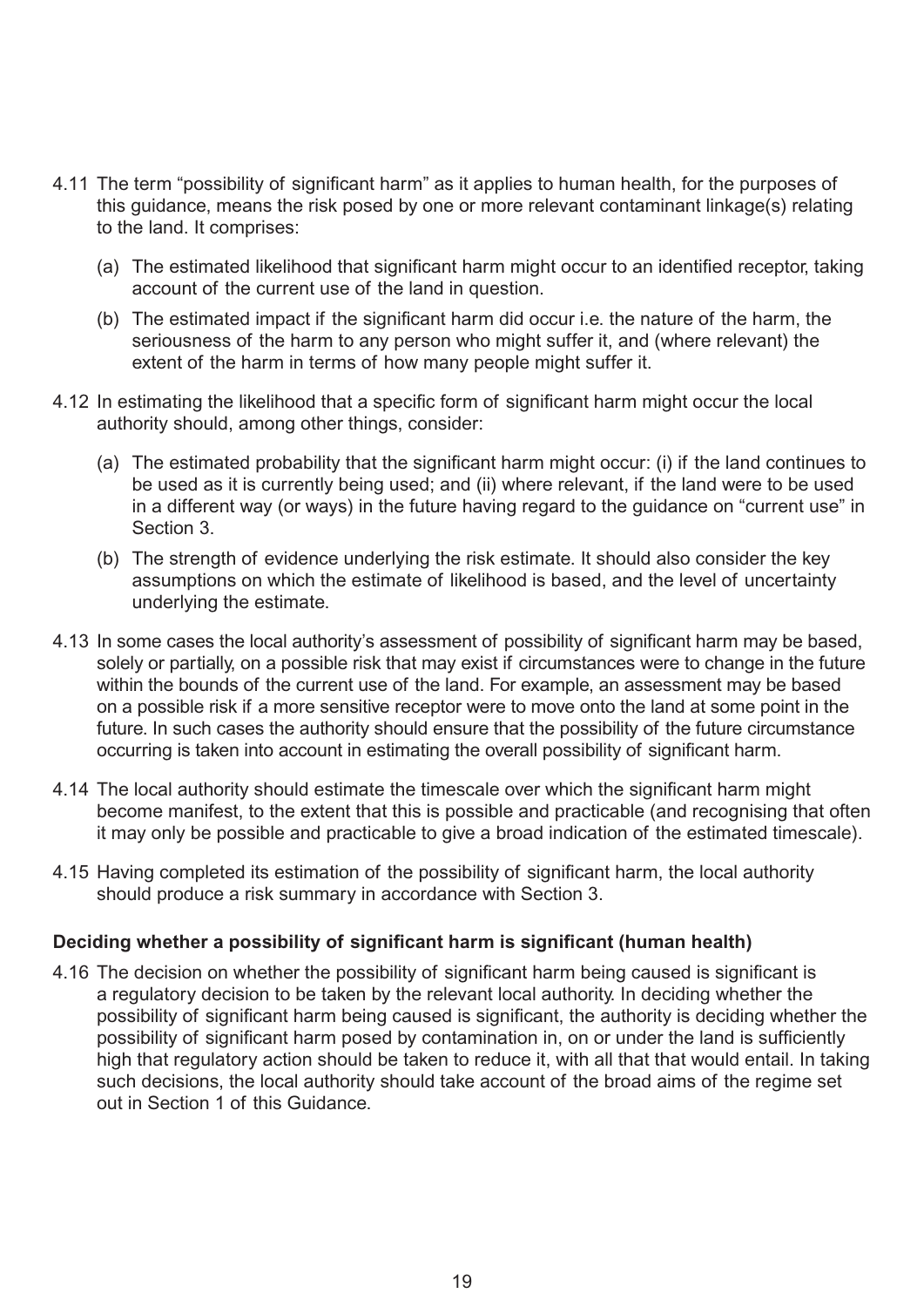4.11 The term "possibility of significant harm" as it applies to human health, for the purposes of this guidance, means the risk posed by one or more relevant contaminant linkage(s) relating to the land. It comprises:

(a) The estimated likelihood that significant harm might occur to an identified receptor, taking account of the current use of the land in question.

(b) The estimated impact if the significant harm did occur i.e. the nature of the harm, the seriousness of the harm to any person who might suffer it, and (where relevant) the extent of the harm in terms of how many people might suffer it.

4.12 In estimating the likelihood that a specific form of significant harm might occur the local authority should, among other things, consider:

(a) The estimated probability that the significant harm might occur: (i) if the land continues to be used as it is currently being used; and (ii) where relevant, if the land were to be used in a different way (or ways) in the future having regard to the guidance on "current use" in Section 3.

(b) The strength of evidence underlying the risk estimate. It should also consider the key assumptions on which the estimate of likelihood is based, and the level of uncertainty underlying the estimate.

4.13 In some cases the local authority's assessment of possibility of significant harm may be based, solely or partially, on a possible risk that may exist if circumstances were to change in the future within the bounds of the current use of the land. For example, an assessment may be based on a possible risk if a more sensitive receptor were to move onto the land at some point in the future. In such cases the authority should ensure that the possibility of the future circumstance occurring is taken into account in estimating the overall possibility of significant harm.

4.14 The local authority should estimate the timescale over which the significant harm might become manifest, to the extent that this is possible and practicable (and recognising that often it may only be possible and practicable to give a broad indication of the estimated timescale).

4.15 Having completed its estimation of the possibility of significant harm, the local authority should produce a risk summary in accordance with Section 3.

### Deciding whether a possibility of significant harm is significant (human health)

4.16 The decision on whether the possibility of significant harm being caused is significant is a regulatory decision to be taken by the relevant local authority. In deciding whether the possibility of significant harm being caused is significant, the authority is deciding whether the possibility of significant harm posed by contamination in, on or under the land is sufficiently high that regulatory action should be taken to reduce it, with all that that would entail. In taking such decisions, the local authority should take account of the broad aims of the regime set out in Section 1 of this Guidance.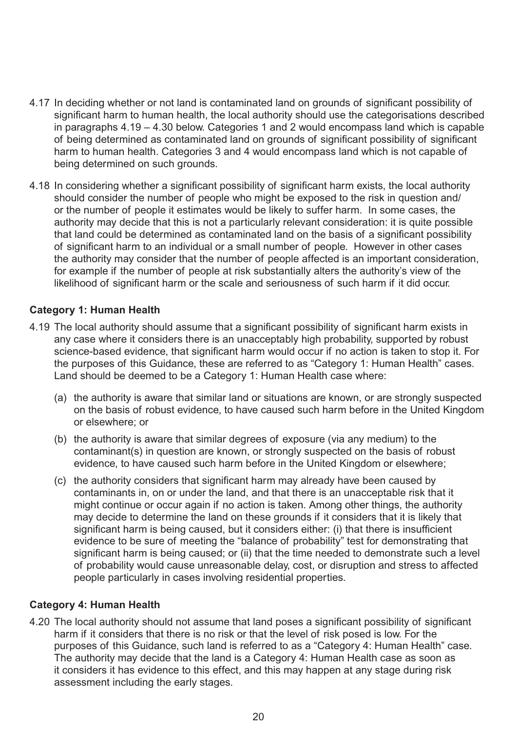4.17 In deciding whether or not land is contaminated land on grounds of significant possibility of significant harm to human health, the local authority should use the categorisations described in paragraphs 4.19 – 4.30 below. Categories 1 and 2 would encompass land which is capable of being determined as contaminated land on grounds of significant possibility of significant harm to human health. Categories 3 and 4 would encompass land which is not capable of being determined on such grounds.

4.18 In considering whether a significant possibility of significant harm exists, the local authority should consider the number of people who might be exposed to the risk in question and/or the number of people it estimates would be likely to suffer harm. In some cases, the authority may decide that this is not a particularly relevant consideration: it is quite possible that land could be determined as contaminated land on the basis of a significant possibility of significant harm to an individual or a small number of people. However in other cases the authority may consider that the number of people affected is an important consideration, for example if the number of people at risk substantially alters the authority's view of the likelihood of significant harm or the scale and seriousness of such harm if it did occur.

**Category 1: Human Health**

4.19 The local authority should assume that a significant possibility of significant harm exists in any case where it considers there is an unacceptably high probability, supported by robust science-based evidence, that significant harm would occur if no action is taken to stop it. For the purposes of this Guidance, these are referred to as "Category 1: Human Health" cases. Land should be deemed to be a Category 1: Human Health case where:

(a) the authority is aware that similar land or situations are known, or are strongly suspected on the basis of robust evidence, to have caused such harm before in the United Kingdom or elsewhere; or

(b) the authority is aware that similar degrees of exposure (via any medium) to the contaminant(s) in question are known, or strongly suspected on the basis of robust evidence, to have caused such harm before in the United Kingdom or elsewhere;

(c) the authority considers that significant harm may already have been caused by contaminants in, on or under the land, and that there is an unacceptable risk that it might continue or occur again if no action is taken. Among other things, the authority may decide to determine the land on these grounds if it considers that it is likely that significant harm is being caused, but it considers either: (i) that there is insufficient evidence to be sure of meeting the "balance of probability" test for demonstrating that significant harm is being caused; or (ii) that the time needed to demonstrate such a level of probability would cause unreasonable delay, cost, or disruption and stress to affected people particularly in cases involving residential properties.

**Category 4: Human Health**

4.20 The local authority should not assume that land poses a significant possibility of significant harm if it considers that there is no risk or that the level of risk posed is low. For the purposes of this Guidance, such land is referred to as a "Category 4: Human Health" case. The authority may decide that the land is a Category 4: Human Health case as soon as it considers it has evidence to this effect, and this may happen at any stage during risk assessment including the early stages.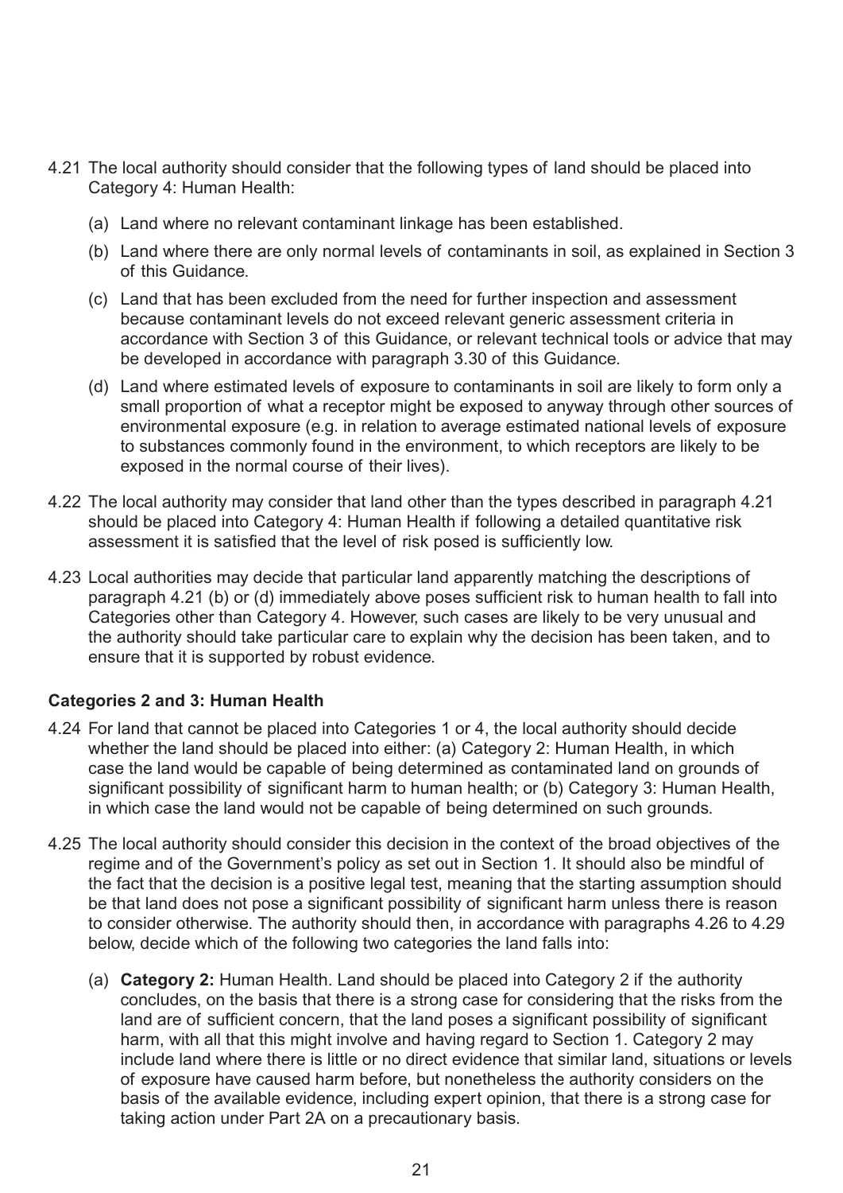4.21 The local authority should consider that the following types of land should be placed into Category 4: Human Health:

   (a) Land where no relevant contaminant linkage has been established.

   (b) Land where there are only normal levels of contaminants in soil, as explained in Section 3 of this Guidance.

   (c) Land that has been excluded from the need for further inspection and assessment because contaminant levels do not exceed relevant generic assessment criteria in accordance with Section 3 of this Guidance, or relevant technical tools or advice that may be developed in accordance with paragraph 3.30 of this Guidance.

   (d) Land where estimated levels of exposure to contaminants in soil are likely to form only a small proportion of what a receptor might be exposed to anyway through other sources of environmental exposure (e.g. in relation to average estimated national levels of exposure to substances commonly found in the environment, to which receptors are likely to be exposed in the normal course of their lives).

4.22 The local authority may consider that land other than the types described in paragraph 4.21 should be placed into Category 4: Human Health if following a detailed quantitative risk assessment it is satisfied that the level of risk posed is sufficiently low.

4.23 Local authorities may decide that particular land apparently matching the descriptions of paragraph 4.21 (b) or (d) immediately above poses sufficient risk to human health to fall into Categories other than Category 4. However, such cases are likely to be very unusual and the authority should take particular care to explain why the decision has been taken, and to ensure that it is supported by robust evidence.

**Categories 2 and 3: Human Health**

4.24 For land that cannot be placed into Categories 1 or 4, the local authority should decide whether the land should be placed into either: (a) Category 2: Human Health, in which case the land would be capable of being determined as contaminated land on grounds of significant possibility of significant harm to human health; or (b) Category 3: Human Health, in which case the land would not be capable of being determined on such grounds.

4.25 The local authority should consider this decision in the context of the broad objectives of the regime and of the Government's policy as set out in Section 1. It should also be mindful of the fact that the decision is a positive legal test, meaning that the starting assumption should be that land does not pose a significant possibility of significant harm unless there is reason to consider otherwise. The authority should then, in accordance with paragraphs 4.26 to 4.29 below, decide which of the following two categories the land falls into:

   (a) **Category 2:** Human Health. Land should be placed into Category 2 if the authority concludes, on the basis that there is a strong case for considering that the risks from the land are of sufficient concern, that the land poses a significant possibility of significant harm, with all that this might involve and having regard to Section 1. Category 2 may include land where there is little or no direct evidence that similar land, situations or levels of exposure have caused harm before, but nonetheless the authority considers on the basis of the available evidence, including expert opinion, that there is a strong case for taking action under Part 2A on a precautionary basis.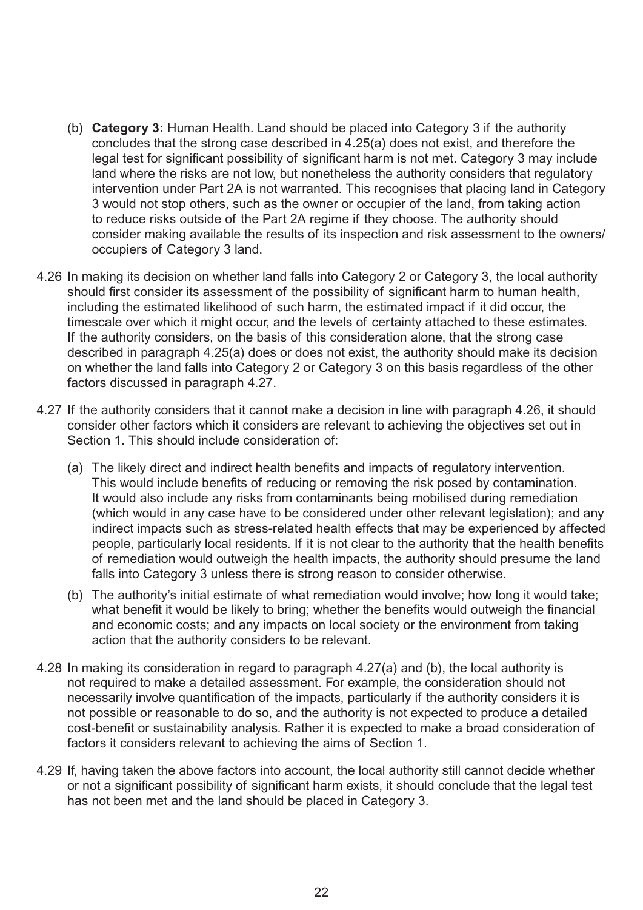(b) **Category 3:** Human Health. Land should be placed into Category 3 if the authority concludes that the strong case described in 4.25(a) does not exist, and therefore the legal test for significant possibility of significant harm is not met. Category 3 may include land where the risks are not low, but nonetheless the authority considers that regulatory intervention under Part 2A is not warranted. This recognises that placing land in Category 3 would not stop others, such as the owner or occupier of the land, from taking action to reduce risks outside of the Part 2A regime if they choose. The authority should consider making available the results of its inspection and risk assessment to the owners/occupiers of Category 3 land.

4.26 In making its decision on whether land falls into Category 2 or Category 3, the local authority should first consider its assessment of the possibility of significant harm to human health, including the estimated likelihood of such harm, the estimated impact if it did occur, the timescale over which it might occur, and the levels of certainty attached to these estimates. If the authority considers, on the basis of this consideration alone, that the strong case described in paragraph 4.25(a) does or does not exist, the authority should make its decision on whether the land falls into Category 2 or Category 3 on this basis regardless of the other factors discussed in paragraph 4.27.

4.27 If the authority considers that it cannot make a decision in line with paragraph 4.26, it should consider other factors which it considers are relevant to achieving the objectives set out in Section 1. This should include consideration of:

(a) The likely direct and indirect health benefits and impacts of regulatory intervention. This would include benefits of reducing or removing the risk posed by contamination. It would also include any risks from contaminants being mobilised during remediation (which would in any case have to be considered under other relevant legislation); and any indirect impacts such as stress-related health effects that may be experienced by affected people, particularly local residents. If it is not clear to the authority that the health benefits of remediation would outweigh the health impacts, the authority should presume the land falls into Category 3 unless there is strong reason to consider otherwise.

(b) The authority's initial estimate of what remediation would involve; how long it would take; what benefit it would be likely to bring; whether the benefits would outweigh the financial and economic costs; and any impacts on local society or the environment from taking action that the authority considers to be relevant.

4.28 In making its consideration in regard to paragraph 4.27(a) and (b), the local authority is not required to make a detailed assessment. For example, the consideration should not necessarily involve quantification of the impacts, particularly if the authority considers it is not possible or reasonable to do so, and the authority is not expected to produce a detailed cost-benefit or sustainability analysis. Rather it is expected to make a broad consideration of factors it considers relevant to achieving the aims of Section 1.

4.29 If, having taken the above factors into account, the local authority still cannot decide whether or not a significant possibility of significant harm exists, it should conclude that the legal test has not been met and the land should be placed in Category 3.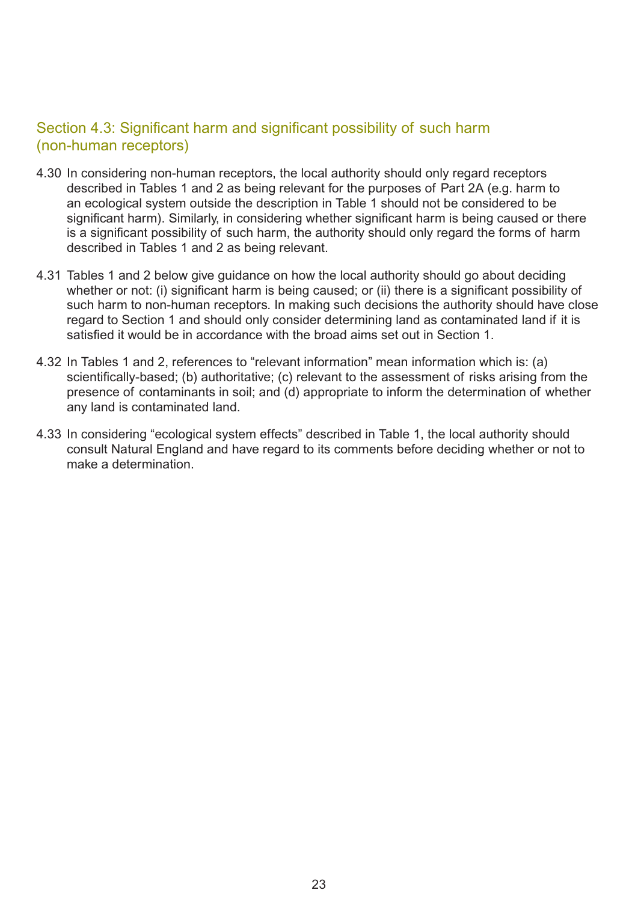## Section 4.3: Significant harm and significant possibility of such harm (non-human receptors)

4.30 In considering non-human receptors, the local authority should only regard receptors described in Tables 1 and 2 as being relevant for the purposes of Part 2A (e.g. harm to an ecological system outside the description in Table 1 should not be considered to be significant harm). Similarly, in considering whether significant harm is being caused or there is a significant possibility of such harm, the authority should only regard the forms of harm described in Tables 1 and 2 as being relevant.

4.31 Tables 1 and 2 below give guidance on how the local authority should go about deciding whether or not: (i) significant harm is being caused; or (ii) there is a significant possibility of such harm to non-human receptors. In making such decisions the authority should have close regard to Section 1 and should only consider determining land as contaminated land if it is satisfied it would be in accordance with the broad aims set out in Section 1.

4.32 In Tables 1 and 2, references to "relevant information" mean information which is: (a) scientifically-based; (b) authoritative; (c) relevant to the assessment of risks arising from the presence of contaminants in soil; and (d) appropriate to inform the determination of whether any land is contaminated land.

4.33 In considering "ecological system effects" described in Table 1, the local authority should consult Natural England and have regard to its comments before deciding whether or not to make a determination.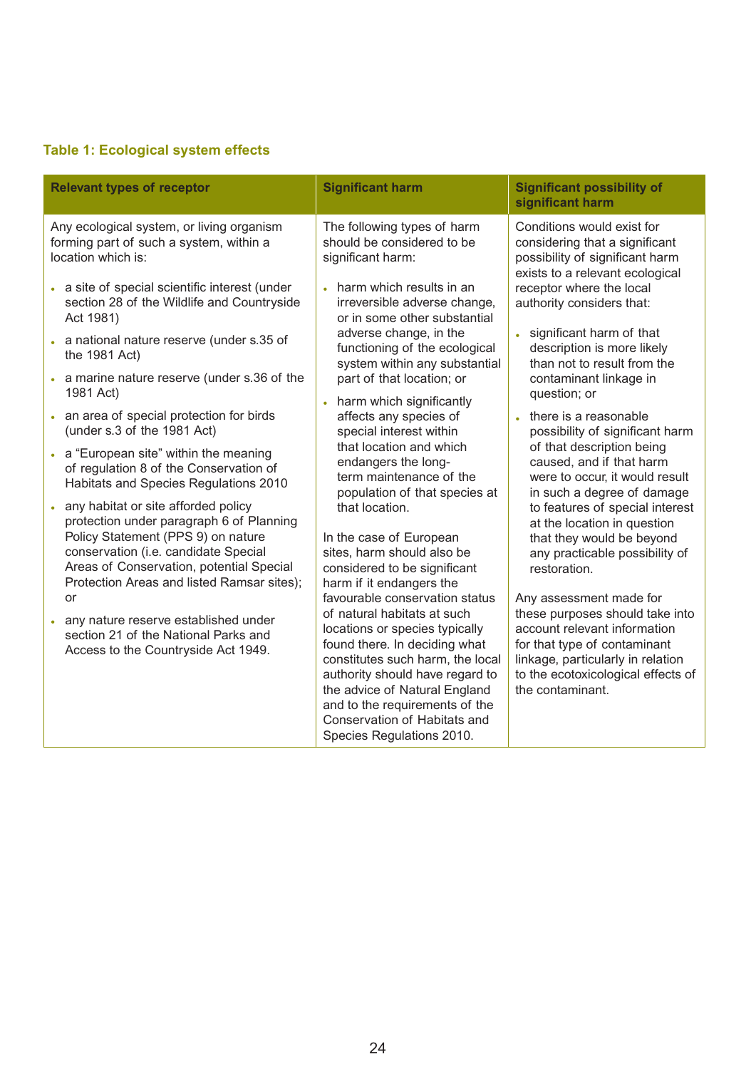### Table 1: Ecological system effects

| Relevant types of receptor | Significant harm | Significant possibility of significant harm |
|---|---|---|
| Any ecological system, or living organism forming part of such a system, within a location which is:<br><br>• a site of special scientific interest (under section 28 of the Wildlife and Countryside Act 1981)<br>• a national nature reserve (under s.35 of the 1981 Act)<br>• a marine nature reserve (under s.36 of the 1981 Act)<br>• an area of special protection for birds (under s.3 of the 1981 Act)<br>• a "European site" within the meaning of regulation 8 of the Conservation of Habitats and Species Regulations 2010<br>• any habitat or site afforded policy protection under paragraph 6 of Planning Policy Statement (PPS 9) on nature conservation (i.e. candidate Special Areas of Conservation, potential Special Protection Areas and listed Ramsar sites); or<br>• any nature reserve established under section 21 of the National Parks and Access to the Countryside Act 1949. | The following types of harm should be considered to be significant harm:<br><br>• harm which results in an irreversible adverse change, or in some other substantial adverse change, in the functioning of the ecological system within any substantial part of that location; or<br>• harm which significantly affects any species of special interest within that location and which endangers the long-term maintenance of the population of that species at that location.<br><br>In the case of European sites, harm should also be considered to be significant harm if it endangers the favourable conservation status of natural habitats at such locations or species typically found there. In deciding what constitutes such harm, the local authority should have regard to the advice of Natural England and to the requirements of the Conservation of Habitats and Species Regulations 2010. | Conditions would exist for considering that a significant possibility of significant harm exists to a relevant ecological receptor where the local authority considers that:<br><br>• significant harm of that description is more likely than not to result from the contaminant linkage in question; or<br>• there is a reasonable possibility of significant harm of that description being caused, and if that harm were to occur, it would result in such a degree of damage to features of special interest at the location in question that they would be beyond any practicable possibility of restoration.<br><br>Any assessment made for these purposes should take into account relevant information for that type of contaminant linkage, particularly in relation to the ecotoxicological effects of the contaminant. |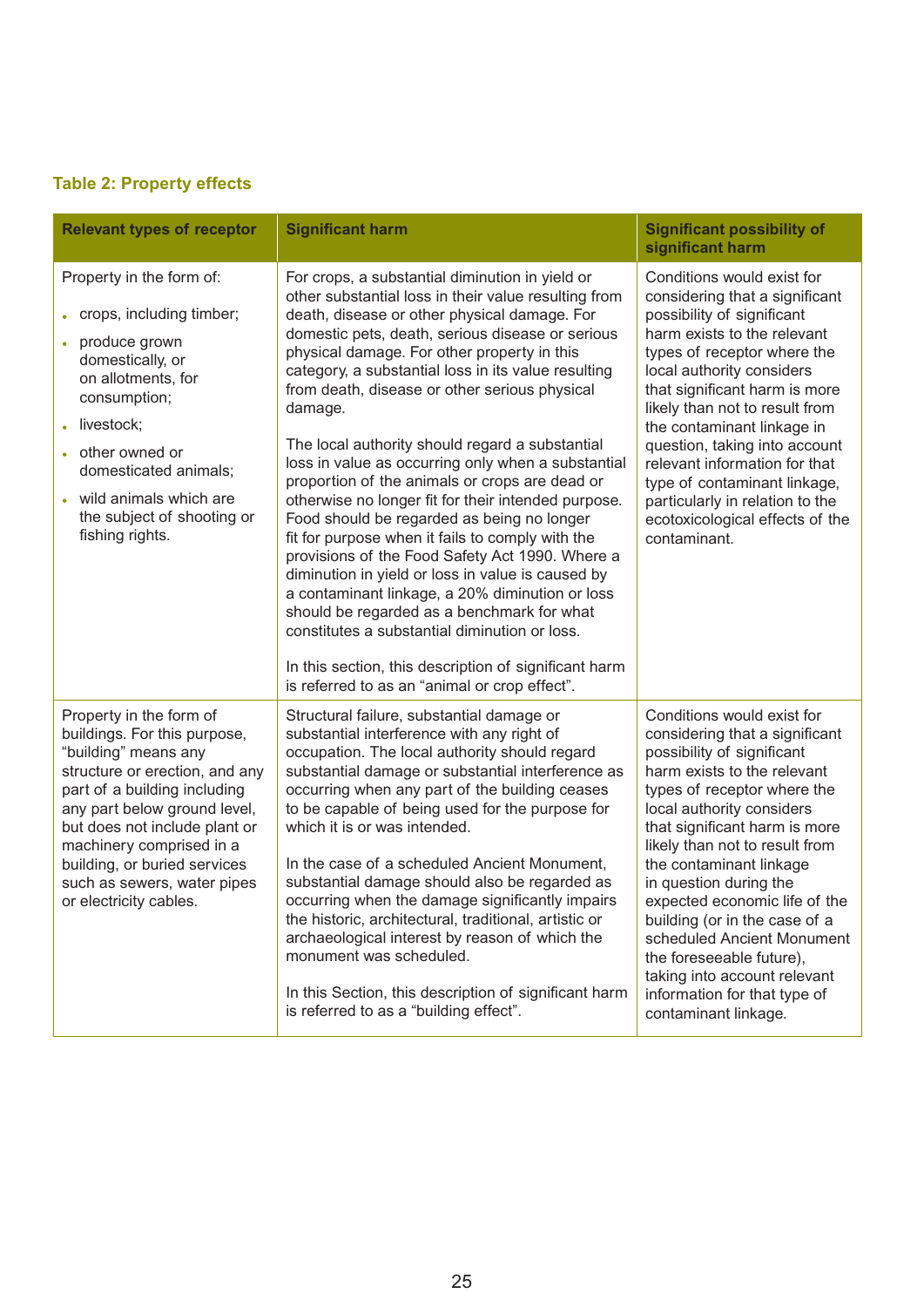**Table 2: Property effects**

| Relevant types of receptor | Significant harm | Significant possibility of significant harm |
|---|---|---|
| Property in the form of:<br>• crops, including timber;<br>• produce grown domestically, or on allotments, for consumption;<br>• livestock;<br>• other owned or domesticated animals;<br>• wild animals which are the subject of shooting or fishing rights. | For crops, a substantial diminution in yield or other substantial loss in their value resulting from death, disease or other physical damage. For domestic pets, death, serious disease or serious physical damage. For other property in this category, a substantial loss in its value resulting from death, disease or other serious physical damage.<br><br>The local authority should regard a substantial loss in value as occurring only when a substantial proportion of the animals or crops are dead or otherwise no longer fit for their intended purpose. Food should be regarded as being no longer fit for purpose when it fails to comply with the provisions of the Food Safety Act 1990. Where a diminution in yield or loss in value is caused by a contaminant linkage, a 20% diminution or loss should be regarded as a benchmark for what constitutes a substantial diminution or loss.<br><br>In this section, this description of significant harm is referred to as an "animal or crop effect". | Conditions would exist for considering that a significant possibility of significant harm exists to the relevant types of receptor where the local authority considers that significant harm is more likely than not to result from the contaminant linkage in question, taking into account relevant information for that type of contaminant linkage, particularly in relation to the ecotoxicological effects of the contaminant. |
| Property in the form of buildings. For this purpose, "building" means any structure or erection, and any part of a building including any part below ground level, but does not include plant or machinery comprised in a building, or buried services such as sewers, water pipes or electricity cables. | Structural failure, substantial damage or substantial interference with any right of occupation. The local authority should regard substantial damage or substantial interference as occurring when any part of the building ceases to be capable of being used for the purpose for which it is or was intended.<br><br>In the case of a scheduled Ancient Monument, substantial damage should also be regarded as occurring when the damage significantly impairs the historic, architectural, traditional, artistic or archaeological interest by reason of which the monument was scheduled.<br><br>In this Section, this description of significant harm is referred to as a "building effect". | Conditions would exist for considering that a significant possibility of significant harm exists to the relevant types of receptor where the local authority considers that significant harm is more likely than not to result from the contaminant linkage in question during the expected economic life of the building (or in the case of a scheduled Ancient Monument the foreseeable future), taking into account relevant information for that type of contaminant linkage. |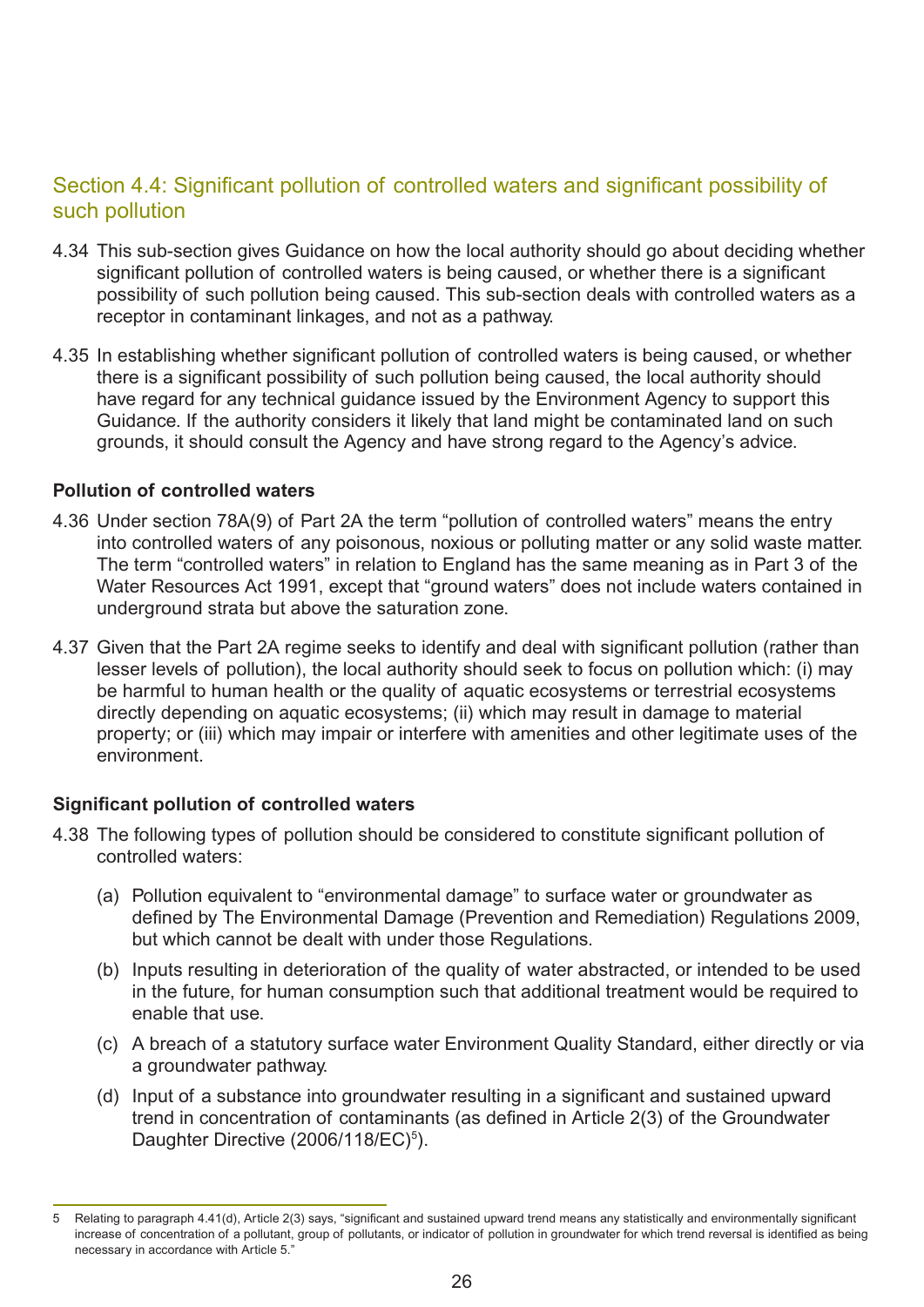## Section 4.4: Significant pollution of controlled waters and significant possibility of such pollution

4.34 This sub-section gives Guidance on how the local authority should go about deciding whether significant pollution of controlled waters is being caused, or whether there is a significant possibility of such pollution being caused. This sub-section deals with controlled waters as a receptor in contaminant linkages, and not as a pathway.

4.35 In establishing whether significant pollution of controlled waters is being caused, or whether there is a significant possibility of such pollution being caused, the local authority should have regard for any technical guidance issued by the Environment Agency to support this Guidance. If the authority considers it likely that land might be contaminated land on such grounds, it should consult the Agency and have strong regard to the Agency's advice.

### Pollution of controlled waters

4.36 Under section 78A(9) of Part 2A the term "pollution of controlled waters" means the entry into controlled waters of any poisonous, noxious or polluting matter or any solid waste matter. The term "controlled waters" in relation to England has the same meaning as in Part 3 of the Water Resources Act 1991, except that "ground waters" does not include waters contained in underground strata but above the saturation zone.

4.37 Given that the Part 2A regime seeks to identify and deal with significant pollution (rather than lesser levels of pollution), the local authority should seek to focus on pollution which: (i) may be harmful to human health or the quality of aquatic ecosystems or terrestrial ecosystems directly depending on aquatic ecosystems; (ii) which may result in damage to material property; or (iii) which may impair or interfere with amenities and other legitimate uses of the environment.

### Significant pollution of controlled waters

4.38 The following types of pollution should be considered to constitute significant pollution of controlled waters:

(a) Pollution equivalent to "environmental damage" to surface water or groundwater as defined by The Environmental Damage (Prevention and Remediation) Regulations 2009, but which cannot be dealt with under those Regulations.

(b) Inputs resulting in deterioration of the quality of water abstracted, or intended to be used in the future, for human consumption such that additional treatment would be required to enable that use.

(c) A breach of a statutory surface water Environment Quality Standard, either directly or via a groundwater pathway.

(d) Input of a substance into groundwater resulting in a significant and sustained upward trend in concentration of contaminants (as defined in Article 2(3) of the Groundwater Daughter Directive (2006/118/EC)[5]).

---

5 Relating to paragraph 4.41(d), Article 2(3) says, "significant and sustained upward trend means any statistically and environmentally significant increase of concentration of a pollutant, group of pollutants, or indicator of pollution in groundwater for which trend reversal is identified as being necessary in accordance with Article 5."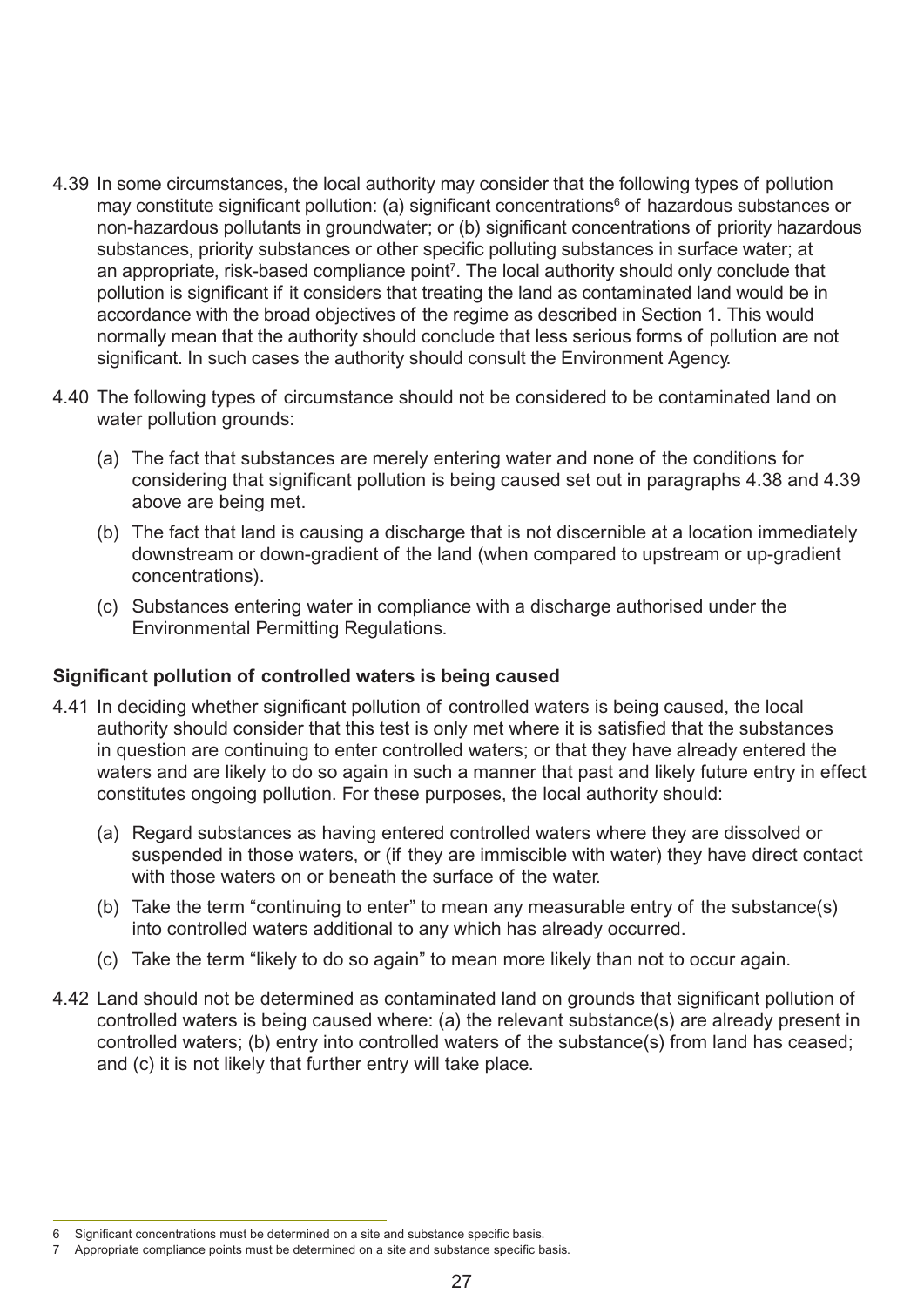4.39 In some circumstances, the local authority may consider that the following types of pollution may constitute significant pollution: (a) significant concentrations[6] of hazardous substances or non-hazardous pollutants in groundwater; or (b) significant concentrations of priority hazardous substances, priority substances or other specific polluting substances in surface water; at an appropriate, risk-based compliance point[7]. The local authority should only conclude that pollution is significant if it considers that treating the land as contaminated land would be in accordance with the broad objectives of the regime as described in Section 1. This would normally mean that the authority should conclude that less serious forms of pollution are not significant. In such cases the authority should consult the Environment Agency.

4.40 The following types of circumstance should not be considered to be contaminated land on water pollution grounds:

- (a) The fact that substances are merely entering water and none of the conditions for considering that significant pollution is being caused set out in paragraphs 4.38 and 4.39 above are being met.
- (b) The fact that land is causing a discharge that is not discernible at a location immediately downstream or down-gradient of the land (when compared to upstream or up-gradient concentrations).
- (c) Substances entering water in compliance with a discharge authorised under the Environmental Permitting Regulations.

**Significant pollution of controlled waters is being caused**

4.41 In deciding whether significant pollution of controlled waters is being caused, the local authority should consider that this test is only met where it is satisfied that the substances in question are continuing to enter controlled waters; or that they have already entered the waters and are likely to do so again in such a manner that past and likely future entry in effect constitutes ongoing pollution. For these purposes, the local authority should:

- (a) Regard substances as having entered controlled waters where they are dissolved or suspended in those waters, or (if they are immiscible with water) they have direct contact with those waters on or beneath the surface of the water.
- (b) Take the term "continuing to enter" to mean any measurable entry of the substance(s) into controlled waters additional to any which has already occurred.
- (c) Take the term "likely to do so again" to mean more likely than not to occur again.

4.42 Land should not be determined as contaminated land on grounds that significant pollution of controlled waters is being caused where: (a) the relevant substance(s) are already present in controlled waters; (b) entry into controlled waters of the substance(s) from land has ceased; and (c) it is not likely that further entry will take place.

---

6 Significant concentrations must be determined on a site and substance specific basis.

7 Appropriate compliance points must be determined on a site and substance specific basis.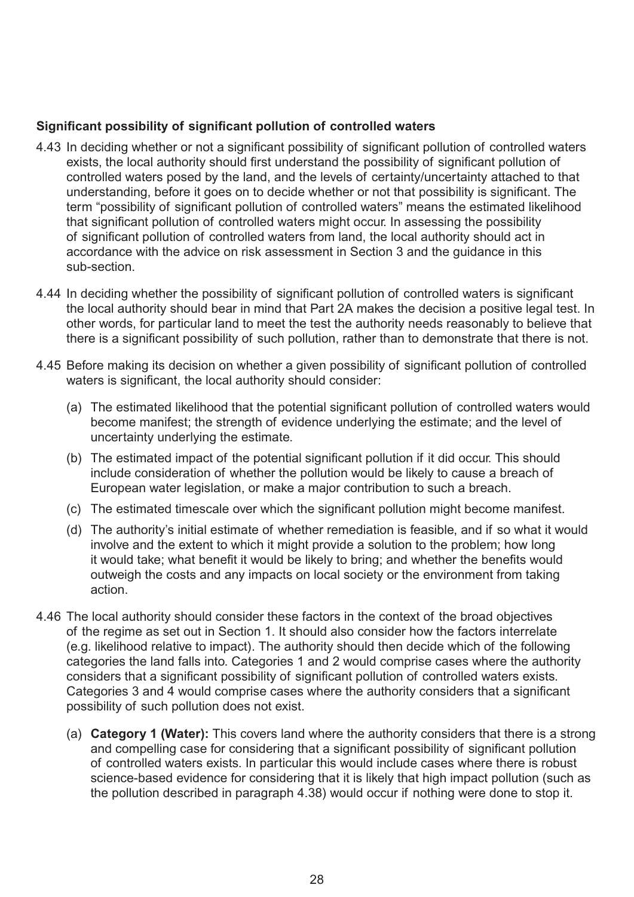**Significant possibility of significant pollution of controlled waters**

4.43 In deciding whether or not a significant possibility of significant pollution of controlled waters exists, the local authority should first understand the possibility of significant pollution of controlled waters posed by the land, and the levels of certainty/uncertainty attached to that understanding, before it goes on to decide whether or not that possibility is significant. The term "possibility of significant pollution of controlled waters" means the estimated likelihood that significant pollution of controlled waters might occur. In assessing the possibility of significant pollution of controlled waters from land, the local authority should act in accordance with the advice on risk assessment in Section 3 and the guidance in this sub-section.

4.44 In deciding whether the possibility of significant pollution of controlled waters is significant the local authority should bear in mind that Part 2A makes the decision a positive legal test. In other words, for particular land to meet the test the authority needs reasonably to believe that there is a significant possibility of such pollution, rather than to demonstrate that there is not.

4.45 Before making its decision on whether a given possibility of significant pollution of controlled waters is significant, the local authority should consider:

(a) The estimated likelihood that the potential significant pollution of controlled waters would become manifest; the strength of evidence underlying the estimate; and the level of uncertainty underlying the estimate.

(b) The estimated impact of the potential significant pollution if it did occur. This should include consideration of whether the pollution would be likely to cause a breach of European water legislation, or make a major contribution to such a breach.

(c) The estimated timescale over which the significant pollution might become manifest.

(d) The authority's initial estimate of whether remediation is feasible, and if so what it would involve and the extent to which it might provide a solution to the problem; how long it would take; what benefit it would be likely to bring; and whether the benefits would outweigh the costs and any impacts on local society or the environment from taking action.

4.46 The local authority should consider these factors in the context of the broad objectives of the regime as set out in Section 1. It should also consider how the factors interrelate (e.g. likelihood relative to impact). The authority should then decide which of the following categories the land falls into. Categories 1 and 2 would comprise cases where the authority considers that a significant possibility of significant pollution of controlled waters exists. Categories 3 and 4 would comprise cases where the authority considers that a significant possibility of such pollution does not exist.

(a) **Category 1 (Water):** This covers land where the authority considers that there is a strong and compelling case for considering that a significant possibility of significant pollution of controlled waters exists. In particular this would include cases where there is robust science-based evidence for considering that it is likely that high impact pollution (such as the pollution described in paragraph 4.38) would occur if nothing were done to stop it.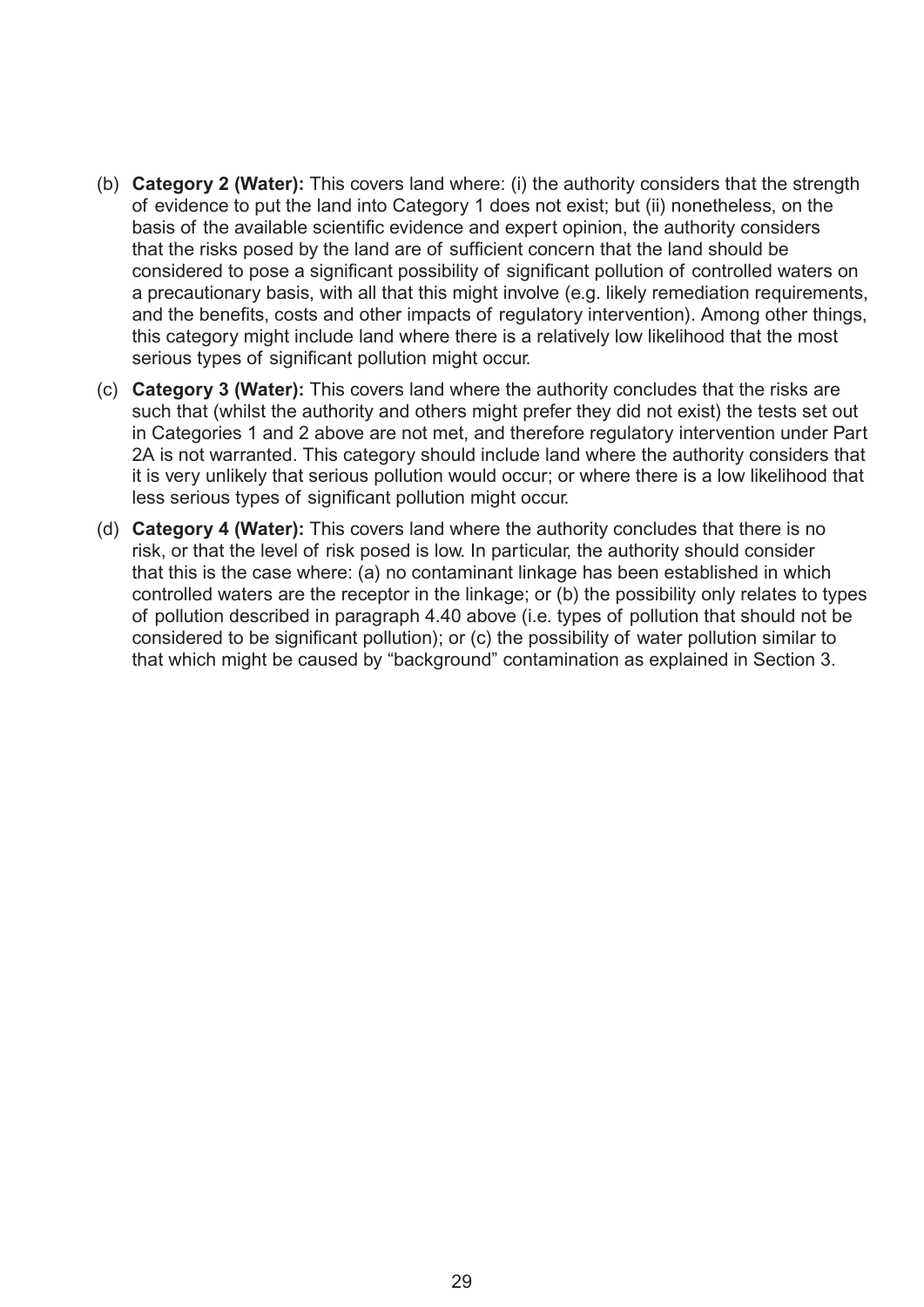(b) **Category 2 (Water):** This covers land where: (i) the authority considers that the strength of evidence to put the land into Category 1 does not exist; but (ii) nonetheless, on the basis of the available scientific evidence and expert opinion, the authority considers that the risks posed by the land are of sufficient concern that the land should be considered to pose a significant possibility of significant pollution of controlled waters on a precautionary basis, with all that this might involve (e.g. likely remediation requirements, and the benefits, costs and other impacts of regulatory intervention). Among other things, this category might include land where there is a relatively low likelihood that the most serious types of significant pollution might occur.

(c) **Category 3 (Water):** This covers land where the authority concludes that the risks are such that (whilst the authority and others might prefer they did not exist) the tests set out in Categories 1 and 2 above are not met, and therefore regulatory intervention under Part 2A is not warranted. This category should include land where the authority considers that it is very unlikely that serious pollution would occur; or where there is a low likelihood that less serious types of significant pollution might occur.

(d) **Category 4 (Water):** This covers land where the authority concludes that there is no risk, or that the level of risk posed is low. In particular, the authority should consider that this is the case where: (a) no contaminant linkage has been established in which controlled waters are the receptor in the linkage; or (b) the possibility only relates to types of pollution described in paragraph 4.40 above (i.e. types of pollution that should not be considered to be significant pollution); or (c) the possibility of water pollution similar to that which might be caused by "background" contamination as explained in Section 3.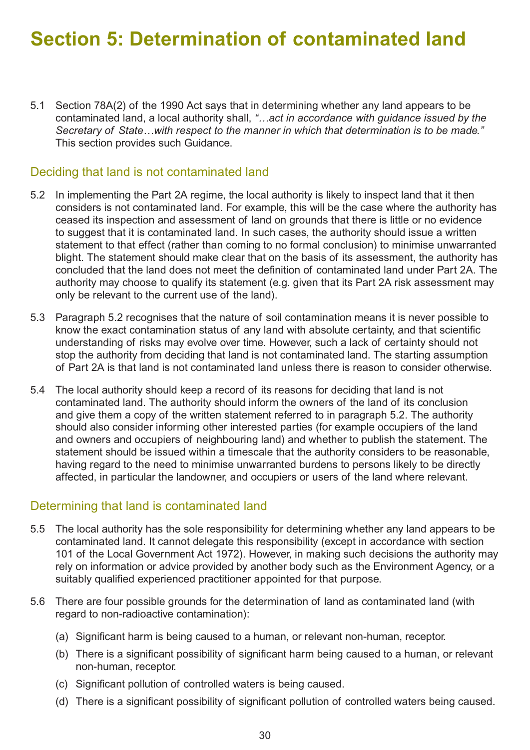# Section 5: Determination of contaminated land

5.1 Section 78A(2) of the 1990 Act says that in determining whether any land appears to be contaminated land, a local authority shall, *"…act in accordance with guidance issued by the Secretary of State…with respect to the manner in which that determination is to be made."* This section provides such Guidance.

## Deciding that land is not contaminated land

5.2 In implementing the Part 2A regime, the local authority is likely to inspect land that it then considers is not contaminated land. For example, this will be the case where the authority has ceased its inspection and assessment of land on grounds that there is little or no evidence to suggest that it is contaminated land. In such cases, the authority should issue a written statement to that effect (rather than coming to no formal conclusion) to minimise unwarranted blight. The statement should make clear that on the basis of its assessment, the authority has concluded that the land does not meet the definition of contaminated land under Part 2A. The authority may choose to qualify its statement (e.g. given that its Part 2A risk assessment may only be relevant to the current use of the land).

5.3 Paragraph 5.2 recognises that the nature of soil contamination means it is never possible to know the exact contamination status of any land with absolute certainty, and that scientific understanding of risks may evolve over time. However, such a lack of certainty should not stop the authority from deciding that land is not contaminated land. The starting assumption of Part 2A is that land is not contaminated land unless there is reason to consider otherwise.

5.4 The local authority should keep a record of its reasons for deciding that land is not contaminated land. The authority should inform the owners of the land of its conclusion and give them a copy of the written statement referred to in paragraph 5.2. The authority should also consider informing other interested parties (for example occupiers of the land and owners and occupiers of neighbouring land) and whether to publish the statement. The statement should be issued within a timescale that the authority considers to be reasonable, having regard to the need to minimise unwarranted burdens to persons likely to be directly affected, in particular the landowner, and occupiers or users of the land where relevant.

## Determining that land is contaminated land

5.5 The local authority has the sole responsibility for determining whether any land appears to be contaminated land. It cannot delegate this responsibility (except in accordance with section 101 of the Local Government Act 1972). However, in making such decisions the authority may rely on information or advice provided by another body such as the Environment Agency, or a suitably qualified experienced practitioner appointed for that purpose.

5.6 There are four possible grounds for the determination of land as contaminated land (with regard to non-radioactive contamination):

(a) Significant harm is being caused to a human, or relevant non-human, receptor.

(b) There is a significant possibility of significant harm being caused to a human, or relevant non-human, receptor.

(c) Significant pollution of controlled waters is being caused.

(d) There is a significant possibility of significant pollution of controlled waters being caused.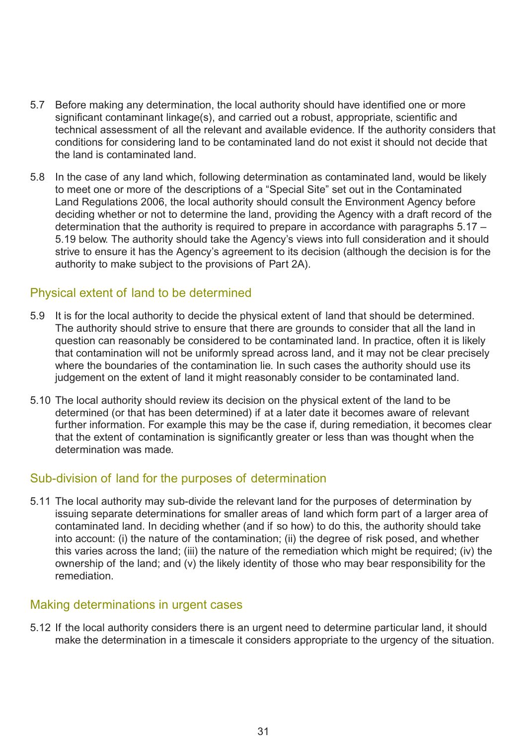5.7 Before making any determination, the local authority should have identified one or more significant contaminant linkage(s), and carried out a robust, appropriate, scientific and technical assessment of all the relevant and available evidence. If the authority considers that conditions for considering land to be contaminated land do not exist it should not decide that the land is contaminated land.

5.8 In the case of any land which, following determination as contaminated land, would be likely to meet one or more of the descriptions of a "Special Site" set out in the Contaminated Land Regulations 2006, the local authority should consult the Environment Agency before deciding whether or not to determine the land, providing the Agency with a draft record of the determination that the authority is required to prepare in accordance with paragraphs 5.17 – 5.19 below. The authority should take the Agency's views into full consideration and it should strive to ensure it has the Agency's agreement to its decision (although the decision is for the authority to make subject to the provisions of Part 2A).

## Physical extent of land to be determined

5.9 It is for the local authority to decide the physical extent of land that should be determined. The authority should strive to ensure that there are grounds to consider that all the land in question can reasonably be considered to be contaminated land. In practice, often it is likely that contamination will not be uniformly spread across land, and it may not be clear precisely where the boundaries of the contamination lie. In such cases the authority should use its judgement on the extent of land it might reasonably consider to be contaminated land.

5.10 The local authority should review its decision on the physical extent of the land to be determined (or that has been determined) if at a later date it becomes aware of relevant further information. For example this may be the case if, during remediation, it becomes clear that the extent of contamination is significantly greater or less than was thought when the determination was made.

## Sub-division of land for the purposes of determination

5.11 The local authority may sub-divide the relevant land for the purposes of determination by issuing separate determinations for smaller areas of land which form part of a larger area of contaminated land. In deciding whether (and if so how) to do this, the authority should take into account: (i) the nature of the contamination; (ii) the degree of risk posed, and whether this varies across the land; (iii) the nature of the remediation which might be required; (iv) the ownership of the land; and (v) the likely identity of those who may bear responsibility for the remediation.

## Making determinations in urgent cases

5.12 If the local authority considers there is an urgent need to determine particular land, it should make the determination in a timescale it considers appropriate to the urgency of the situation.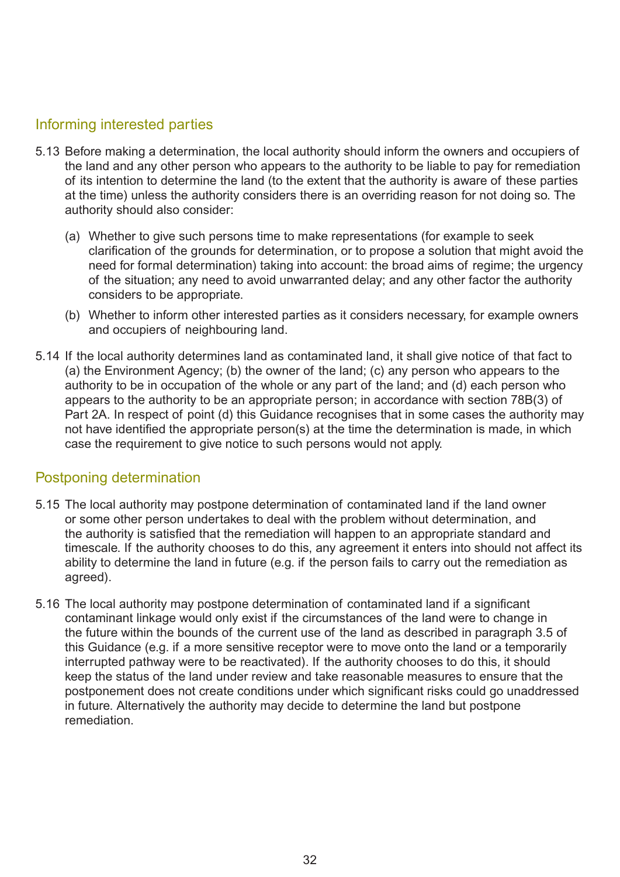## Informing interested parties

5.13 Before making a determination, the local authority should inform the owners and occupiers of the land and any other person who appears to the authority to be liable to pay for remediation of its intention to determine the land (to the extent that the authority is aware of these parties at the time) unless the authority considers there is an overriding reason for not doing so. The authority should also consider:

(a) Whether to give such persons time to make representations (for example to seek clarification of the grounds for determination, or to propose a solution that might avoid the need for formal determination) taking into account: the broad aims of regime; the urgency of the situation; any need to avoid unwarranted delay; and any other factor the authority considers to be appropriate.

(b) Whether to inform other interested parties as it considers necessary, for example owners and occupiers of neighbouring land.

5.14 If the local authority determines land as contaminated land, it shall give notice of that fact to (a) the Environment Agency; (b) the owner of the land; (c) any person who appears to the authority to be in occupation of the whole or any part of the land; and (d) each person who appears to the authority to be an appropriate person; in accordance with section 78B(3) of Part 2A. In respect of point (d) this Guidance recognises that in some cases the authority may not have identified the appropriate person(s) at the time the determination is made, in which case the requirement to give notice to such persons would not apply.

## Postponing determination

5.15 The local authority may postpone determination of contaminated land if the land owner or some other person undertakes to deal with the problem without determination, and the authority is satisfied that the remediation will happen to an appropriate standard and timescale. If the authority chooses to do this, any agreement it enters into should not affect its ability to determine the land in future (e.g. if the person fails to carry out the remediation as agreed).

5.16 The local authority may postpone determination of contaminated land if a significant contaminant linkage would only exist if the circumstances of the land were to change in the future within the bounds of the current use of the land as described in paragraph 3.5 of this Guidance (e.g. if a more sensitive receptor were to move onto the land or a temporarily interrupted pathway were to be reactivated). If the authority chooses to do this, it should keep the status of the land under review and take reasonable measures to ensure that the postponement does not create conditions under which significant risks could go unaddressed in future. Alternatively the authority may decide to determine the land but postpone remediation.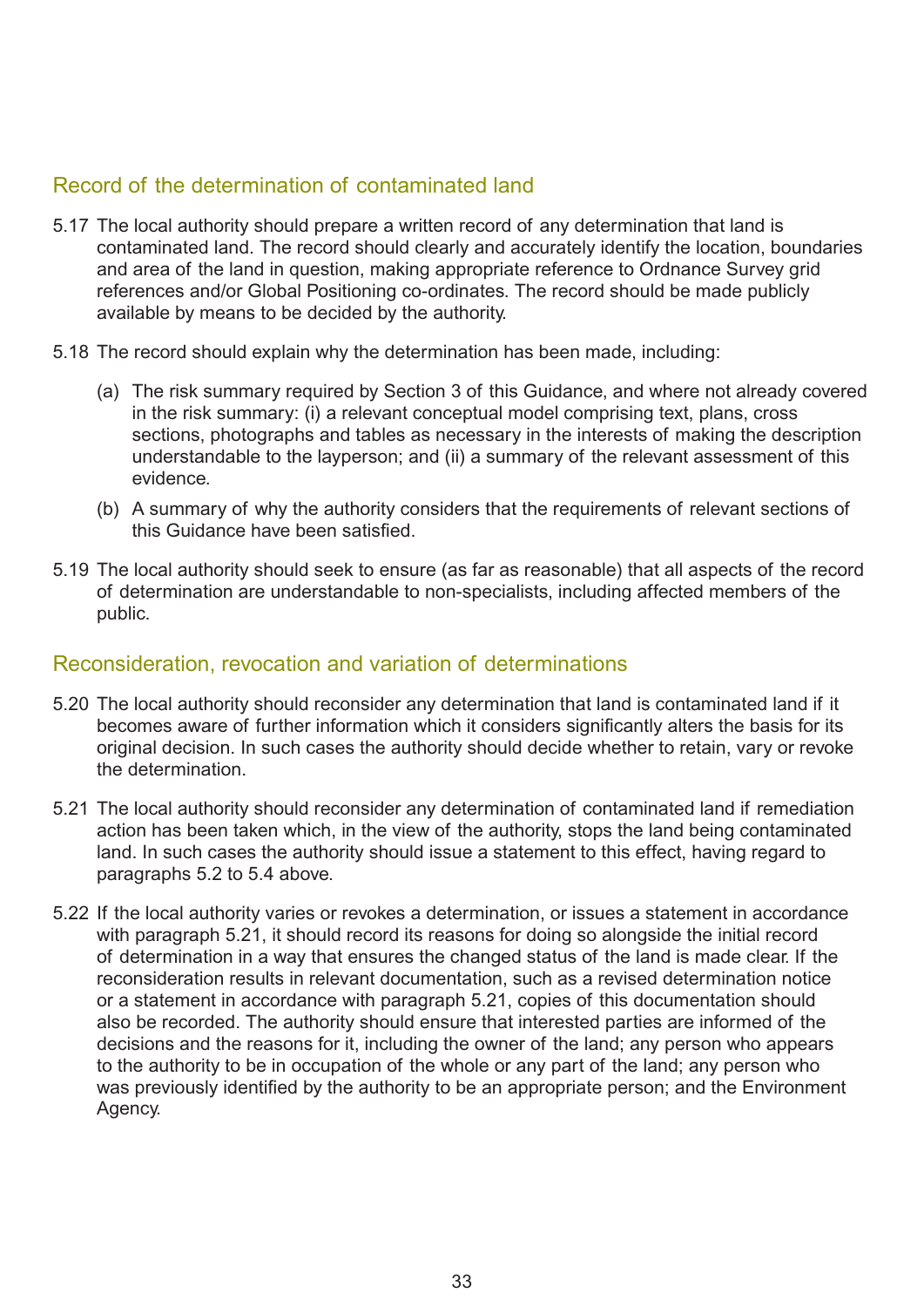## Record of the determination of contaminated land

5.17 The local authority should prepare a written record of any determination that land is contaminated land. The record should clearly and accurately identify the location, boundaries and area of the land in question, making appropriate reference to Ordnance Survey grid references and/or Global Positioning co-ordinates. The record should be made publicly available by means to be decided by the authority.

5.18 The record should explain why the determination has been made, including:

(a) The risk summary required by Section 3 of this Guidance, and where not already covered in the risk summary: (i) a relevant conceptual model comprising text, plans, cross sections, photographs and tables as necessary in the interests of making the description understandable to the layperson; and (ii) a summary of the relevant assessment of this evidence.

(b) A summary of why the authority considers that the requirements of relevant sections of this Guidance have been satisfied.

5.19 The local authority should seek to ensure (as far as reasonable) that all aspects of the record of determination are understandable to non-specialists, including affected members of the public.

## Reconsideration, revocation and variation of determinations

5.20 The local authority should reconsider any determination that land is contaminated land if it becomes aware of further information which it considers significantly alters the basis for its original decision. In such cases the authority should decide whether to retain, vary or revoke the determination.

5.21 The local authority should reconsider any determination of contaminated land if remediation action has been taken which, in the view of the authority, stops the land being contaminated land. In such cases the authority should issue a statement to this effect, having regard to paragraphs 5.2 to 5.4 above.

5.22 If the local authority varies or revokes a determination, or issues a statement in accordance with paragraph 5.21, it should record its reasons for doing so alongside the initial record of determination in a way that ensures the changed status of the land is made clear. If the reconsideration results in relevant documentation, such as a revised determination notice or a statement in accordance with paragraph 5.21, copies of this documentation should also be recorded. The authority should ensure that interested parties are informed of the decisions and the reasons for it, including the owner of the land; any person who appears to the authority to be in occupation of the whole or any part of the land; any person who was previously identified by the authority to be an appropriate person; and the Environment Agency.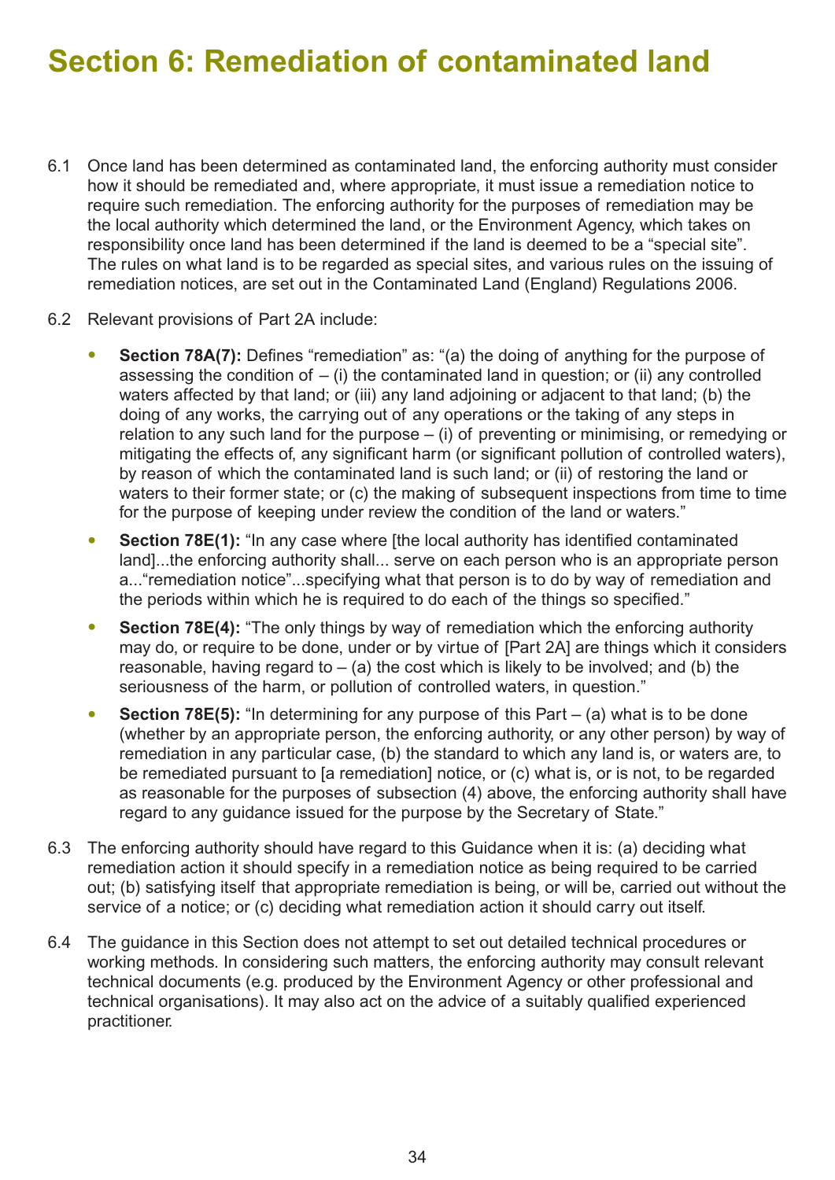# Section 6: Remediation of contaminated land

6.1 Once land has been determined as contaminated land, the enforcing authority must consider how it should be remediated and, where appropriate, it must issue a remediation notice to require such remediation. The enforcing authority for the purposes of remediation may be the local authority which determined the land, or the Environment Agency, which takes on responsibility once land has been determined if the land is deemed to be a "special site". The rules on what land is to be regarded as special sites, and various rules on the issuing of remediation notices, are set out in the Contaminated Land (England) Regulations 2006.

6.2 Relevant provisions of Part 2A include:

- **Section 78A(7):** Defines "remediation" as: "(a) the doing of anything for the purpose of assessing the condition of – (i) the contaminated land in question; or (ii) any controlled waters affected by that land; or (iii) any land adjoining or adjacent to that land; (b) the doing of any works, the carrying out of any operations or the taking of any steps in relation to any such land for the purpose – (i) of preventing or minimising, or remedying or mitigating the effects of, any significant harm (or significant pollution of controlled waters), by reason of which the contaminated land is such land; or (ii) of restoring the land or waters to their former state; or (c) the making of subsequent inspections from time to time for the purpose of keeping under review the condition of the land or waters."
- **Section 78E(1):** "In any case where [the local authority has identified contaminated land]...the enforcing authority shall... serve on each person who is an appropriate person a..."remediation notice"...specifying what that person is to do by way of remediation and the periods within which he is required to do each of the things so specified."
- **Section 78E(4):** "The only things by way of remediation which the enforcing authority may do, or require to be done, under or by virtue of [Part 2A] are things which it considers reasonable, having regard to – (a) the cost which is likely to be involved; and (b) the seriousness of the harm, or pollution of controlled waters, in question."
- **Section 78E(5):** "In determining for any purpose of this Part – (a) what is to be done (whether by an appropriate person, the enforcing authority, or any other person) by way of remediation in any particular case, (b) the standard to which any land is, or waters are, to be remediated pursuant to [a remediation] notice, or (c) what is, or is not, to be regarded as reasonable for the purposes of subsection (4) above, the enforcing authority shall have regard to any guidance issued for the purpose by the Secretary of State."

6.3 The enforcing authority should have regard to this Guidance when it is: (a) deciding what remediation action it should specify in a remediation notice as being required to be carried out; (b) satisfying itself that appropriate remediation is being, or will be, carried out without the service of a notice; or (c) deciding what remediation action it should carry out itself.

6.4 The guidance in this Section does not attempt to set out detailed technical procedures or working methods. In considering such matters, the enforcing authority may consult relevant technical documents (e.g. produced by the Environment Agency or other professional and technical organisations). It may also act on the advice of a suitably qualified experienced practitioner.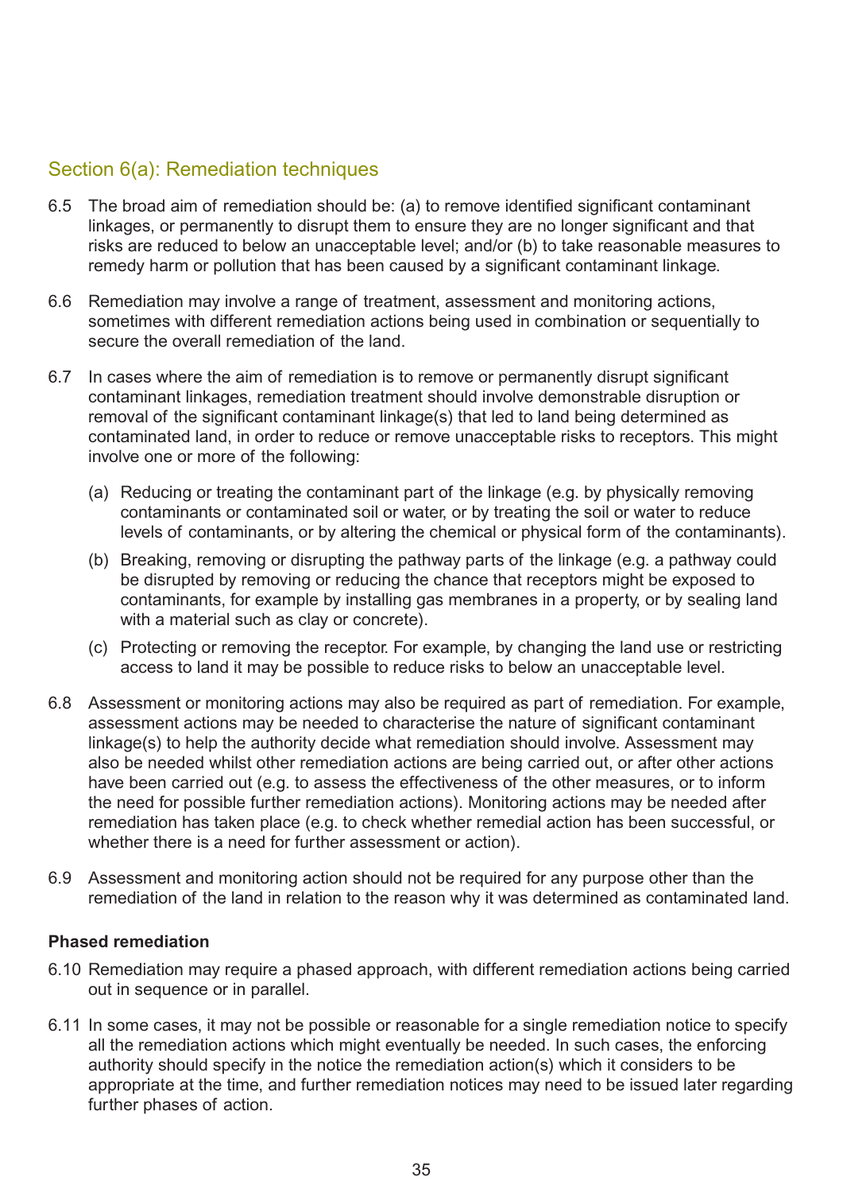## Section 6(a): Remediation techniques

6.5 The broad aim of remediation should be: (a) to remove identified significant contaminant linkages, or permanently to disrupt them to ensure they are no longer significant and that risks are reduced to below an unacceptable level; and/or (b) to take reasonable measures to remedy harm or pollution that has been caused by a significant contaminant linkage.

6.6 Remediation may involve a range of treatment, assessment and monitoring actions, sometimes with different remediation actions being used in combination or sequentially to secure the overall remediation of the land.

6.7 In cases where the aim of remediation is to remove or permanently disrupt significant contaminant linkages, remediation treatment should involve demonstrable disruption or removal of the significant contaminant linkage(s) that led to land being determined as contaminated land, in order to reduce or remove unacceptable risks to receptors. This might involve one or more of the following:

(a) Reducing or treating the contaminant part of the linkage (e.g. by physically removing contaminants or contaminated soil or water, or by treating the soil or water to reduce levels of contaminants, or by altering the chemical or physical form of the contaminants).

(b) Breaking, removing or disrupting the pathway parts of the linkage (e.g. a pathway could be disrupted by removing or reducing the chance that receptors might be exposed to contaminants, for example by installing gas membranes in a property, or by sealing land with a material such as clay or concrete).

(c) Protecting or removing the receptor. For example, by changing the land use or restricting access to land it may be possible to reduce risks to below an unacceptable level.

6.8 Assessment or monitoring actions may also be required as part of remediation. For example, assessment actions may be needed to characterise the nature of significant contaminant linkage(s) to help the authority decide what remediation should involve. Assessment may also be needed whilst other remediation actions are being carried out, or after other actions have been carried out (e.g. to assess the effectiveness of the other measures, or to inform the need for possible further remediation actions). Monitoring actions may be needed after remediation has taken place (e.g. to check whether remedial action has been successful, or whether there is a need for further assessment or action).

6.9 Assessment and monitoring action should not be required for any purpose other than the remediation of the land in relation to the reason why it was determined as contaminated land.

**Phased remediation**

6.10 Remediation may require a phased approach, with different remediation actions being carried out in sequence or in parallel.

6.11 In some cases, it may not be possible or reasonable for a single remediation notice to specify all the remediation actions which might eventually be needed. In such cases, the enforcing authority should specify in the notice the remediation action(s) which it considers to be appropriate at the time, and further remediation notices may need to be issued later regarding further phases of action.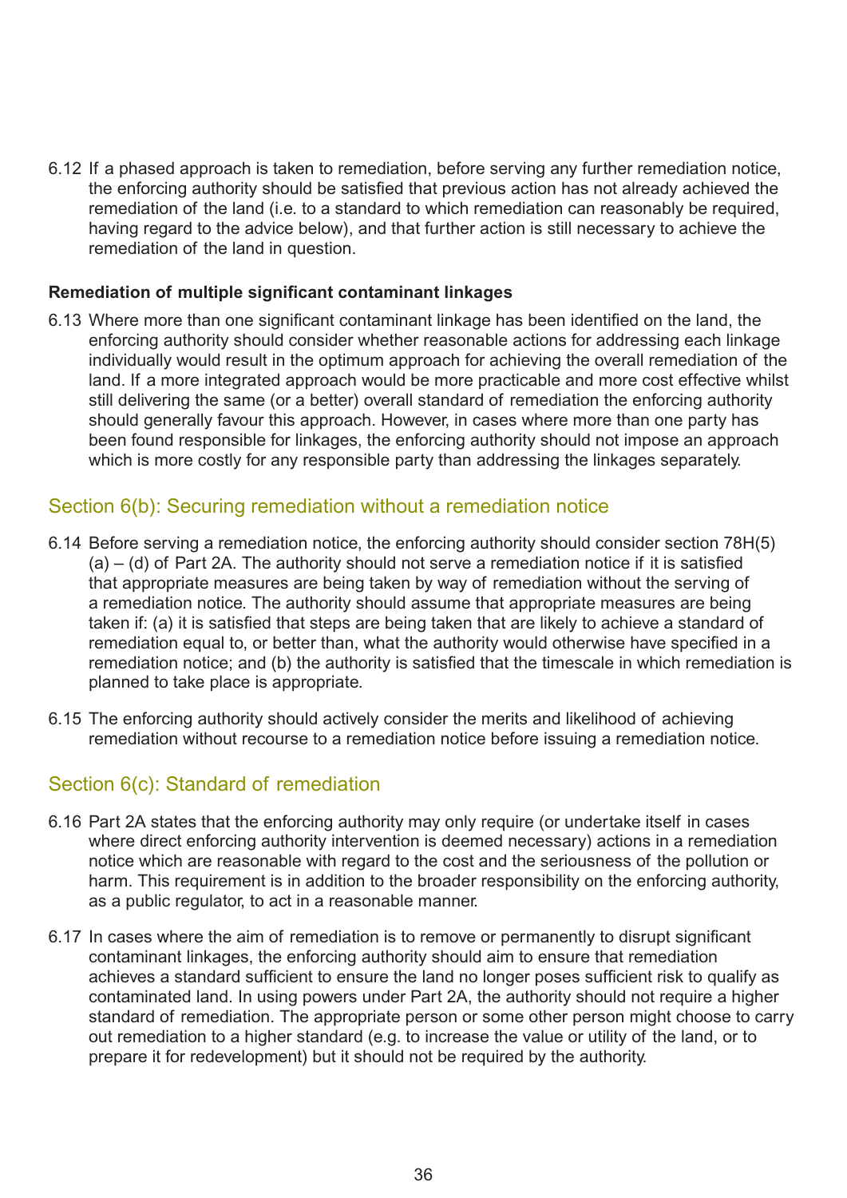6.12 If a phased approach is taken to remediation, before serving any further remediation notice, the enforcing authority should be satisfied that previous action has not already achieved the remediation of the land (i.e. to a standard to which remediation can reasonably be required, having regard to the advice below), and that further action is still necessary to achieve the remediation of the land in question.

**Remediation of multiple significant contaminant linkages**

6.13 Where more than one significant contaminant linkage has been identified on the land, the enforcing authority should consider whether reasonable actions for addressing each linkage individually would result in the optimum approach for achieving the overall remediation of the land. If a more integrated approach would be more practicable and more cost effective whilst still delivering the same (or a better) overall standard of remediation the enforcing authority should generally favour this approach. However, in cases where more than one party has been found responsible for linkages, the enforcing authority should not impose an approach which is more costly for any responsible party than addressing the linkages separately.

## Section 6(b): Securing remediation without a remediation notice

6.14 Before serving a remediation notice, the enforcing authority should consider section 78H(5) (a) – (d) of Part 2A. The authority should not serve a remediation notice if it is satisfied that appropriate measures are being taken by way of remediation without the serving of a remediation notice. The authority should assume that appropriate measures are being taken if: (a) it is satisfied that steps are being taken that are likely to achieve a standard of remediation equal to, or better than, what the authority would otherwise have specified in a remediation notice; and (b) the authority is satisfied that the timescale in which remediation is planned to take place is appropriate.

6.15 The enforcing authority should actively consider the merits and likelihood of achieving remediation without recourse to a remediation notice before issuing a remediation notice.

## Section 6(c): Standard of remediation

6.16 Part 2A states that the enforcing authority may only require (or undertake itself in cases where direct enforcing authority intervention is deemed necessary) actions in a remediation notice which are reasonable with regard to the cost and the seriousness of the pollution or harm. This requirement is in addition to the broader responsibility on the enforcing authority, as a public regulator, to act in a reasonable manner.

6.17 In cases where the aim of remediation is to remove or permanently to disrupt significant contaminant linkages, the enforcing authority should aim to ensure that remediation achieves a standard sufficient to ensure the land no longer poses sufficient risk to qualify as contaminated land. In using powers under Part 2A, the authority should not require a higher standard of remediation. The appropriate person or some other person might choose to carry out remediation to a higher standard (e.g. to increase the value or utility of the land, or to prepare it for redevelopment) but it should not be required by the authority.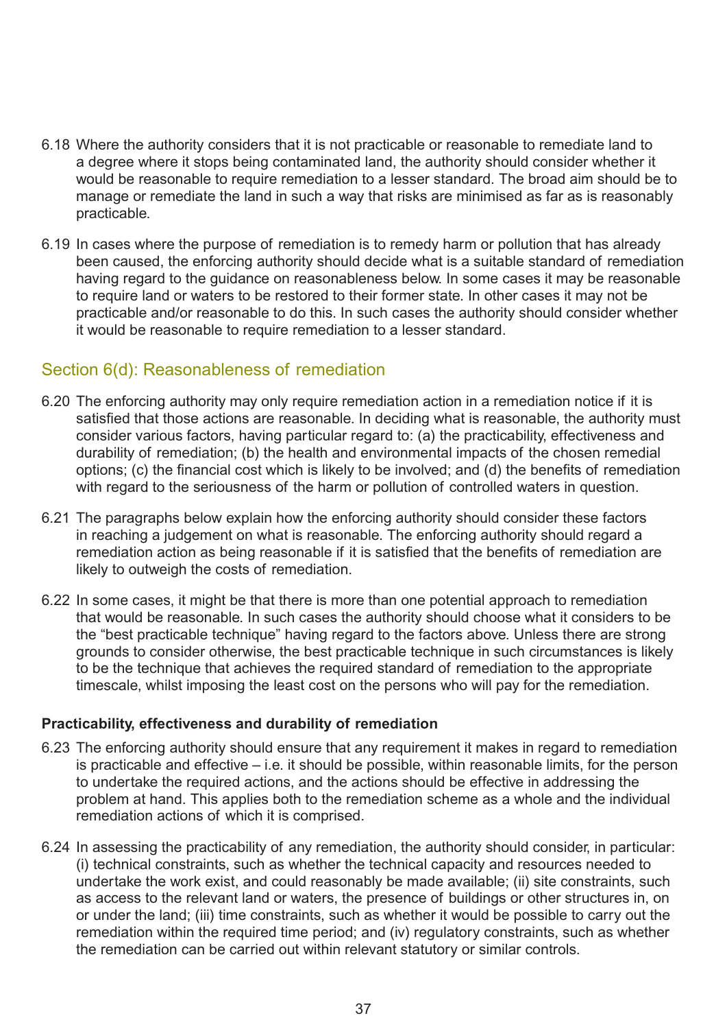6.18 Where the authority considers that it is not practicable or reasonable to remediate land to a degree where it stops being contaminated land, the authority should consider whether it would be reasonable to require remediation to a lesser standard. The broad aim should be to manage or remediate the land in such a way that risks are minimised as far as is reasonably practicable.

6.19 In cases where the purpose of remediation is to remedy harm or pollution that has already been caused, the enforcing authority should decide what is a suitable standard of remediation having regard to the guidance on reasonableness below. In some cases it may be reasonable to require land or waters to be restored to their former state. In other cases it may not be practicable and/or reasonable to do this. In such cases the authority should consider whether it would be reasonable to require remediation to a lesser standard.

## Section 6(d): Reasonableness of remediation

6.20 The enforcing authority may only require remediation action in a remediation notice if it is satisfied that those actions are reasonable. In deciding what is reasonable, the authority must consider various factors, having particular regard to: (a) the practicability, effectiveness and durability of remediation; (b) the health and environmental impacts of the chosen remedial options; (c) the financial cost which is likely to be involved; and (d) the benefits of remediation with regard to the seriousness of the harm or pollution of controlled waters in question.

6.21 The paragraphs below explain how the enforcing authority should consider these factors in reaching a judgement on what is reasonable. The enforcing authority should regard a remediation action as being reasonable if it is satisfied that the benefits of remediation are likely to outweigh the costs of remediation.

6.22 In some cases, it might be that there is more than one potential approach to remediation that would be reasonable. In such cases the authority should choose what it considers to be the "best practicable technique" having regard to the factors above. Unless there are strong grounds to consider otherwise, the best practicable technique in such circumstances is likely to be the technique that achieves the required standard of remediation to the appropriate timescale, whilst imposing the least cost on the persons who will pay for the remediation.

**Practicability, effectiveness and durability of remediation**

6.23 The enforcing authority should ensure that any requirement it makes in regard to remediation is practicable and effective – i.e. it should be possible, within reasonable limits, for the person to undertake the required actions, and the actions should be effective in addressing the problem at hand. This applies both to the remediation scheme as a whole and the individual remediation actions of which it is comprised.

6.24 In assessing the practicability of any remediation, the authority should consider, in particular: (i) technical constraints, such as whether the technical capacity and resources needed to undertake the work exist, and could reasonably be made available; (ii) site constraints, such as access to the relevant land or waters, the presence of buildings or other structures in, on or under the land; (iii) time constraints, such as whether it would be possible to carry out the remediation within the required time period; and (iv) regulatory constraints, such as whether the remediation can be carried out within relevant statutory or similar controls.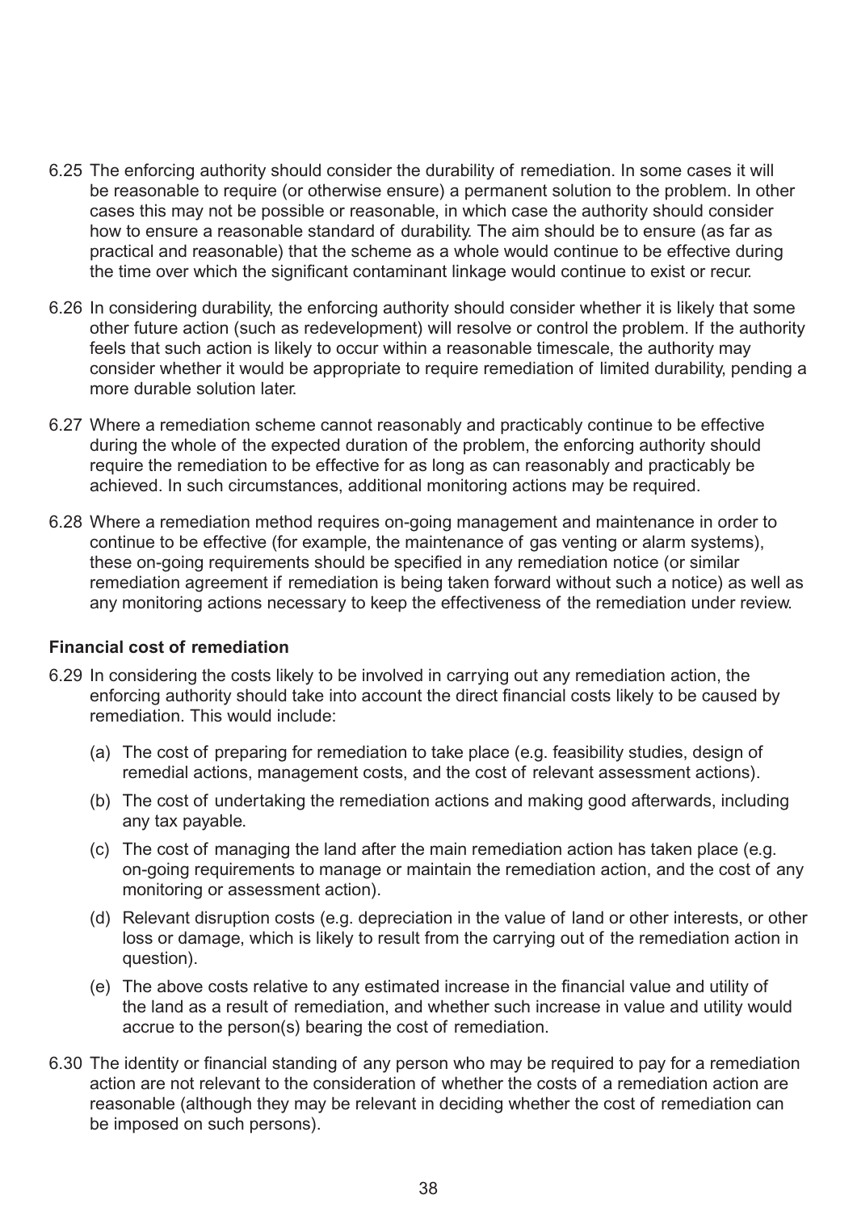6.25 The enforcing authority should consider the durability of remediation. In some cases it will be reasonable to require (or otherwise ensure) a permanent solution to the problem. In other cases this may not be possible or reasonable, in which case the authority should consider how to ensure a reasonable standard of durability. The aim should be to ensure (as far as practical and reasonable) that the scheme as a whole would continue to be effective during the time over which the significant contaminant linkage would continue to exist or recur.

6.26 In considering durability, the enforcing authority should consider whether it is likely that some other future action (such as redevelopment) will resolve or control the problem. If the authority feels that such action is likely to occur within a reasonable timescale, the authority may consider whether it would be appropriate to require remediation of limited durability, pending a more durable solution later.

6.27 Where a remediation scheme cannot reasonably and practicably continue to be effective during the whole of the expected duration of the problem, the enforcing authority should require the remediation to be effective for as long as can reasonably and practicably be achieved. In such circumstances, additional monitoring actions may be required.

6.28 Where a remediation method requires on-going management and maintenance in order to continue to be effective (for example, the maintenance of gas venting or alarm systems), these on-going requirements should be specified in any remediation notice (or similar remediation agreement if remediation is being taken forward without such a notice) as well as any monitoring actions necessary to keep the effectiveness of the remediation under review.

**Financial cost of remediation**

6.29 In considering the costs likely to be involved in carrying out any remediation action, the enforcing authority should take into account the direct financial costs likely to be caused by remediation. This would include:

(a) The cost of preparing for remediation to take place (e.g. feasibility studies, design of remedial actions, management costs, and the cost of relevant assessment actions).

(b) The cost of undertaking the remediation actions and making good afterwards, including any tax payable.

(c) The cost of managing the land after the main remediation action has taken place (e.g. on-going requirements to manage or maintain the remediation action, and the cost of any monitoring or assessment action).

(d) Relevant disruption costs (e.g. depreciation in the value of land or other interests, or other loss or damage, which is likely to result from the carrying out of the remediation action in question).

(e) The above costs relative to any estimated increase in the financial value and utility of the land as a result of remediation, and whether such increase in value and utility would accrue to the person(s) bearing the cost of remediation.

6.30 The identity or financial standing of any person who may be required to pay for a remediation action are not relevant to the consideration of whether the costs of a remediation action are reasonable (although they may be relevant in deciding whether the cost of remediation can be imposed on such persons).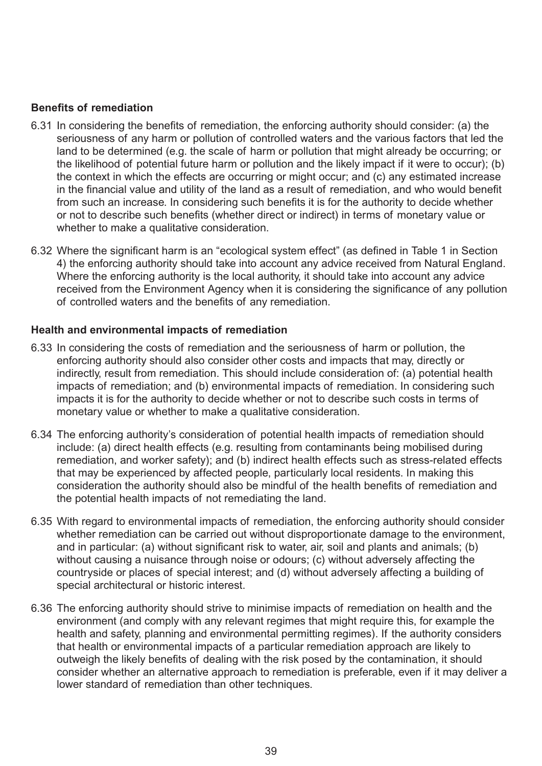**Benefits of remediation**

6.31 In considering the benefits of remediation, the enforcing authority should consider: (a) the seriousness of any harm or pollution of controlled waters and the various factors that led the land to be determined (e.g. the scale of harm or pollution that might already be occurring; or the likelihood of potential future harm or pollution and the likely impact if it were to occur); (b) the context in which the effects are occurring or might occur; and (c) any estimated increase in the financial value and utility of the land as a result of remediation, and who would benefit from such an increase. In considering such benefits it is for the authority to decide whether or not to describe such benefits (whether direct or indirect) in terms of monetary value or whether to make a qualitative consideration.

6.32 Where the significant harm is an "ecological system effect" (as defined in Table 1 in Section 4) the enforcing authority should take into account any advice received from Natural England. Where the enforcing authority is the local authority, it should take into account any advice received from the Environment Agency when it is considering the significance of any pollution of controlled waters and the benefits of any remediation.

**Health and environmental impacts of remediation**

6.33 In considering the costs of remediation and the seriousness of harm or pollution, the enforcing authority should also consider other costs and impacts that may, directly or indirectly, result from remediation. This should include consideration of: (a) potential health impacts of remediation; and (b) environmental impacts of remediation. In considering such impacts it is for the authority to decide whether or not to describe such costs in terms of monetary value or whether to make a qualitative consideration.

6.34 The enforcing authority's consideration of potential health impacts of remediation should include: (a) direct health effects (e.g. resulting from contaminants being mobilised during remediation, and worker safety); and (b) indirect health effects such as stress-related effects that may be experienced by affected people, particularly local residents. In making this consideration the authority should also be mindful of the health benefits of remediation and the potential health impacts of not remediating the land.

6.35 With regard to environmental impacts of remediation, the enforcing authority should consider whether remediation can be carried out without disproportionate damage to the environment, and in particular: (a) without significant risk to water, air, soil and plants and animals; (b) without causing a nuisance through noise or odours; (c) without adversely affecting the countryside or places of special interest; and (d) without adversely affecting a building of special architectural or historic interest.

6.36 The enforcing authority should strive to minimise impacts of remediation on health and the environment (and comply with any relevant regimes that might require this, for example the health and safety, planning and environmental permitting regimes). If the authority considers that health or environmental impacts of a particular remediation approach are likely to outweigh the likely benefits of dealing with the risk posed by the contamination, it should consider whether an alternative approach to remediation is preferable, even if it may deliver a lower standard of remediation than other techniques.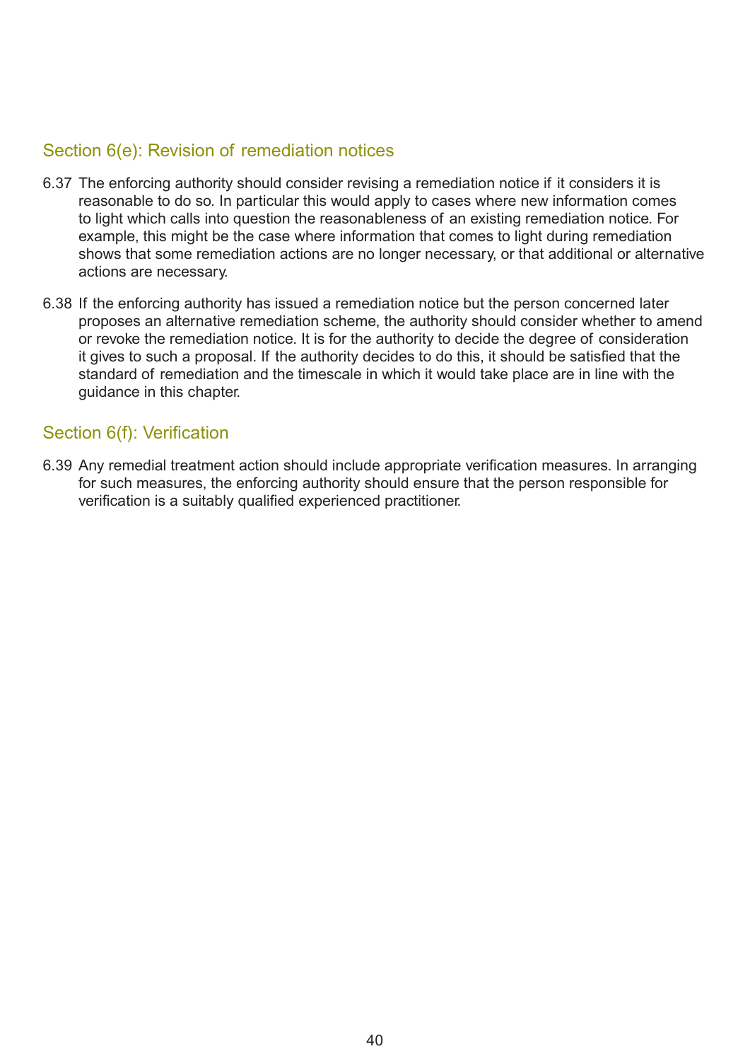## Section 6(e): Revision of remediation notices

6.37 The enforcing authority should consider revising a remediation notice if it considers it is reasonable to do so. In particular this would apply to cases where new information comes to light which calls into question the reasonableness of an existing remediation notice. For example, this might be the case where information that comes to light during remediation shows that some remediation actions are no longer necessary, or that additional or alternative actions are necessary.

6.38 If the enforcing authority has issued a remediation notice but the person concerned later proposes an alternative remediation scheme, the authority should consider whether to amend or revoke the remediation notice. It is for the authority to decide the degree of consideration it gives to such a proposal. If the authority decides to do this, it should be satisfied that the standard of remediation and the timescale in which it would take place are in line with the guidance in this chapter.

## Section 6(f): Verification

6.39 Any remedial treatment action should include appropriate verification measures. In arranging for such measures, the enforcing authority should ensure that the person responsible for verification is a suitably qualified experienced practitioner.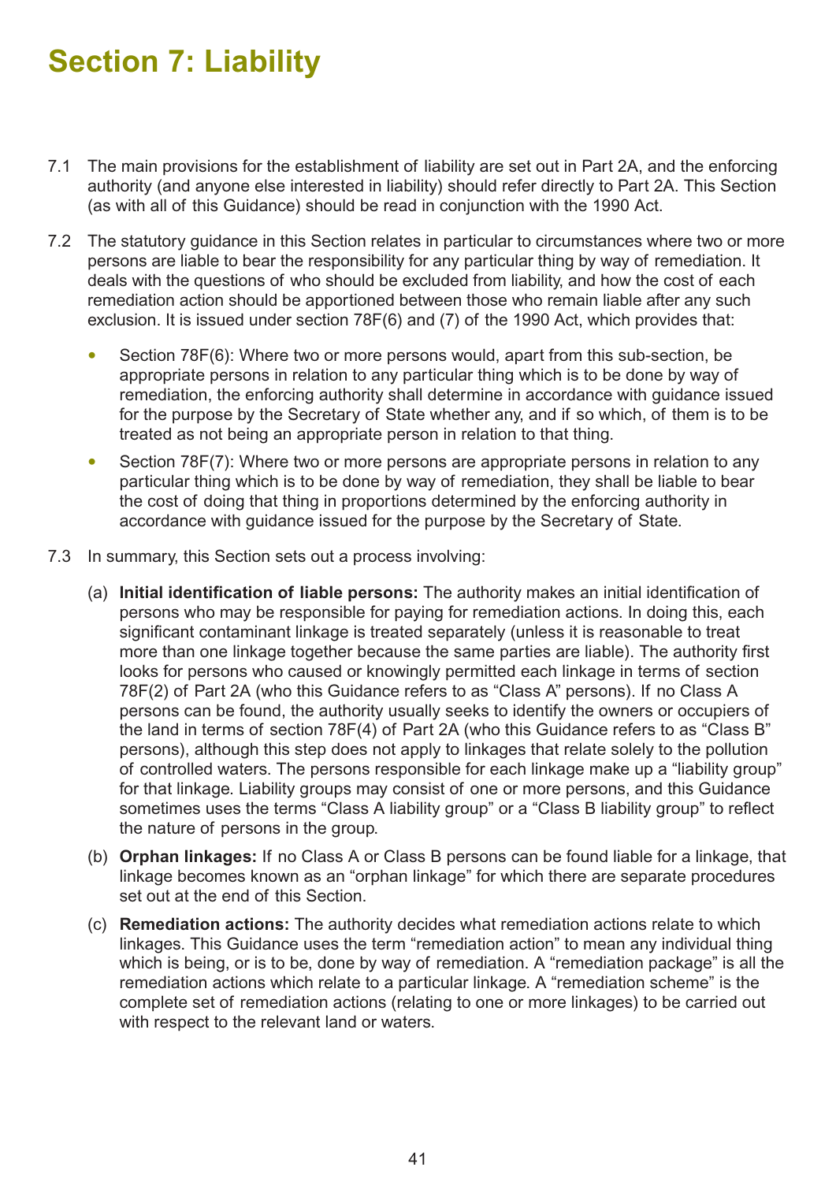# Section 7: Liability

7.1 The main provisions for the establishment of liability are set out in Part 2A, and the enforcing authority (and anyone else interested in liability) should refer directly to Part 2A. This Section (as with all of this Guidance) should be read in conjunction with the 1990 Act.

7.2 The statutory guidance in this Section relates in particular to circumstances where two or more persons are liable to bear the responsibility for any particular thing by way of remediation. It deals with the questions of who should be excluded from liability, and how the cost of each remediation action should be apportioned between those who remain liable after any such exclusion. It is issued under section 78F(6) and (7) of the 1990 Act, which provides that:

- Section 78F(6): Where two or more persons would, apart from this sub-section, be appropriate persons in relation to any particular thing which is to be done by way of remediation, the enforcing authority shall determine in accordance with guidance issued for the purpose by the Secretary of State whether any, and if so which, of them is to be treated as not being an appropriate person in relation to that thing.
- Section 78F(7): Where two or more persons are appropriate persons in relation to any particular thing which is to be done by way of remediation, they shall be liable to bear the cost of doing that thing in proportions determined by the enforcing authority in accordance with guidance issued for the purpose by the Secretary of State.

7.3 In summary, this Section sets out a process involving:

(a) **Initial identification of liable persons:** The authority makes an initial identification of persons who may be responsible for paying for remediation actions. In doing this, each significant contaminant linkage is treated separately (unless it is reasonable to treat more than one linkage together because the same parties are liable). The authority first looks for persons who caused or knowingly permitted each linkage in terms of section 78F(2) of Part 2A (who this Guidance refers to as "Class A" persons). If no Class A persons can be found, the authority usually seeks to identify the owners or occupiers of the land in terms of section 78F(4) of Part 2A (who this Guidance refers to as "Class B" persons), although this step does not apply to linkages that relate solely to the pollution of controlled waters. The persons responsible for each linkage make up a "liability group" for that linkage. Liability groups may consist of one or more persons, and this Guidance sometimes uses the terms "Class A liability group" or a "Class B liability group" to reflect the nature of persons in the group.

(b) **Orphan linkages:** If no Class A or Class B persons can be found liable for a linkage, that linkage becomes known as an "orphan linkage" for which there are separate procedures set out at the end of this Section.

(c) **Remediation actions:** The authority decides what remediation actions relate to which linkages. This Guidance uses the term "remediation action" to mean any individual thing which is being, or is to be, done by way of remediation. A "remediation package" is all the remediation actions which relate to a particular linkage. A "remediation scheme" is the complete set of remediation actions (relating to one or more linkages) to be carried out with respect to the relevant land or waters.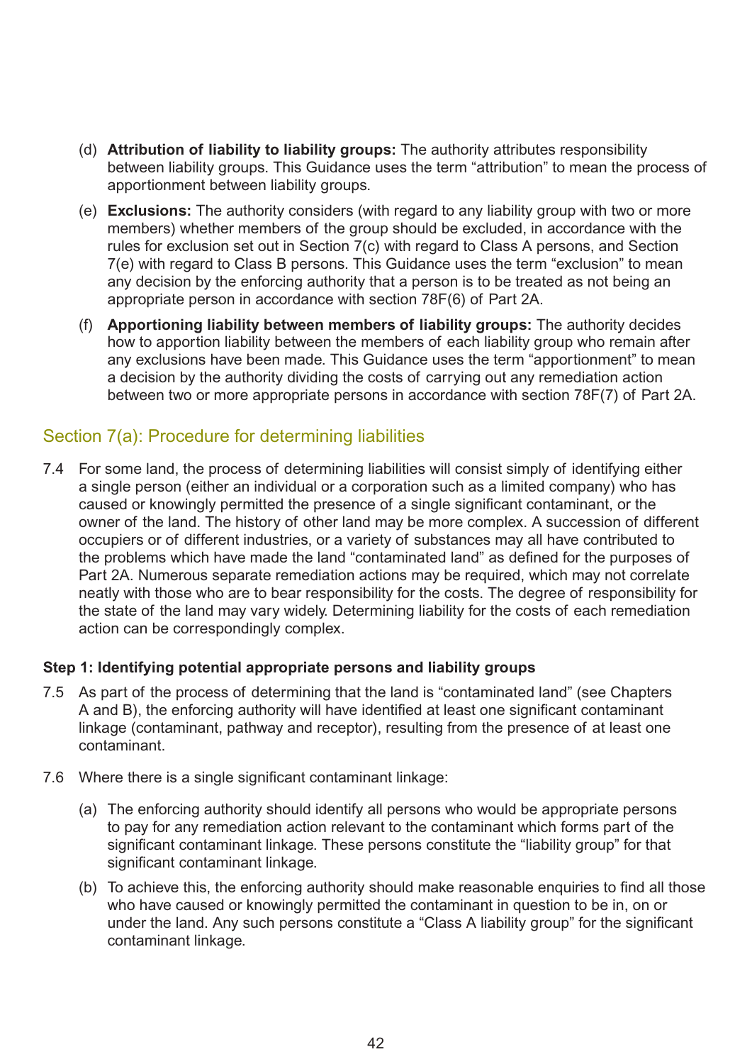(d) **Attribution of liability to liability groups:** The authority attributes responsibility between liability groups. This Guidance uses the term "attribution" to mean the process of apportionment between liability groups.

(e) **Exclusions:** The authority considers (with regard to any liability group with two or more members) whether members of the group should be excluded, in accordance with the rules for exclusion set out in Section 7(c) with regard to Class A persons, and Section 7(e) with regard to Class B persons. This Guidance uses the term "exclusion" to mean any decision by the enforcing authority that a person is to be treated as not being an appropriate person in accordance with section 78F(6) of Part 2A.

(f) **Apportioning liability between members of liability groups:** The authority decides how to apportion liability between the members of each liability group who remain after any exclusions have been made. This Guidance uses the term "apportionment" to mean a decision by the authority dividing the costs of carrying out any remediation action between two or more appropriate persons in accordance with section 78F(7) of Part 2A.

## Section 7(a): Procedure for determining liabilities

7.4 For some land, the process of determining liabilities will consist simply of identifying either a single person (either an individual or a corporation such as a limited company) who has caused or knowingly permitted the presence of a single significant contaminant, or the owner of the land. The history of other land may be more complex. A succession of different occupiers or of different industries, or a variety of substances may all have contributed to the problems which have made the land "contaminated land" as defined for the purposes of Part 2A. Numerous separate remediation actions may be required, which may not correlate neatly with those who are to bear responsibility for the costs. The degree of responsibility for the state of the land may vary widely. Determining liability for the costs of each remediation action can be correspondingly complex.

### Step 1: Identifying potential appropriate persons and liability groups

7.5 As part of the process of determining that the land is "contaminated land" (see Chapters A and B), the enforcing authority will have identified at least one significant contaminant linkage (contaminant, pathway and receptor), resulting from the presence of at least one contaminant.

7.6 Where there is a single significant contaminant linkage:

(a) The enforcing authority should identify all persons who would be appropriate persons to pay for any remediation action relevant to the contaminant which forms part of the significant contaminant linkage. These persons constitute the "liability group" for that significant contaminant linkage.

(b) To achieve this, the enforcing authority should make reasonable enquiries to find all those who have caused or knowingly permitted the contaminant in question to be in, on or under the land. Any such persons constitute a "Class A liability group" for the significant contaminant linkage.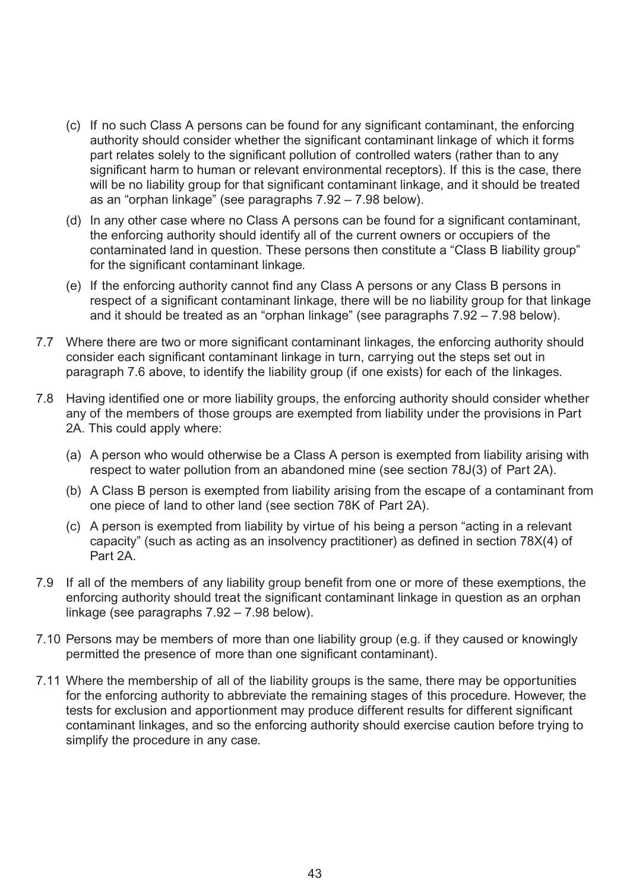(c) If no such Class A persons can be found for any significant contaminant, the enforcing authority should consider whether the significant contaminant linkage of which it forms part relates solely to the significant pollution of controlled waters (rather than to any significant harm to human or relevant environmental receptors). If this is the case, there will be no liability group for that significant contaminant linkage, and it should be treated as an "orphan linkage" (see paragraphs 7.92 – 7.98 below).

(d) In any other case where no Class A persons can be found for a significant contaminant, the enforcing authority should identify all of the current owners or occupiers of the contaminated land in question. These persons then constitute a "Class B liability group" for the significant contaminant linkage.

(e) If the enforcing authority cannot find any Class A persons or any Class B persons in respect of a significant contaminant linkage, there will be no liability group for that linkage and it should be treated as an "orphan linkage" (see paragraphs 7.92 – 7.98 below).

7.7 Where there are two or more significant contaminant linkages, the enforcing authority should consider each significant contaminant linkage in turn, carrying out the steps set out in paragraph 7.6 above, to identify the liability group (if one exists) for each of the linkages.

7.8 Having identified one or more liability groups, the enforcing authority should consider whether any of the members of those groups are exempted from liability under the provisions in Part 2A. This could apply where:

(a) A person who would otherwise be a Class A person is exempted from liability arising with respect to water pollution from an abandoned mine (see section 78J(3) of Part 2A).

(b) A Class B person is exempted from liability arising from the escape of a contaminant from one piece of land to other land (see section 78K of Part 2A).

(c) A person is exempted from liability by virtue of his being a person "acting in a relevant capacity" (such as acting as an insolvency practitioner) as defined in section 78X(4) of Part 2A.

7.9 If all of the members of any liability group benefit from one or more of these exemptions, the enforcing authority should treat the significant contaminant linkage in question as an orphan linkage (see paragraphs 7.92 – 7.98 below).

7.10 Persons may be members of more than one liability group (e.g. if they caused or knowingly permitted the presence of more than one significant contaminant).

7.11 Where the membership of all of the liability groups is the same, there may be opportunities for the enforcing authority to abbreviate the remaining stages of this procedure. However, the tests for exclusion and apportionment may produce different results for different significant contaminant linkages, and so the enforcing authority should exercise caution before trying to simplify the procedure in any case.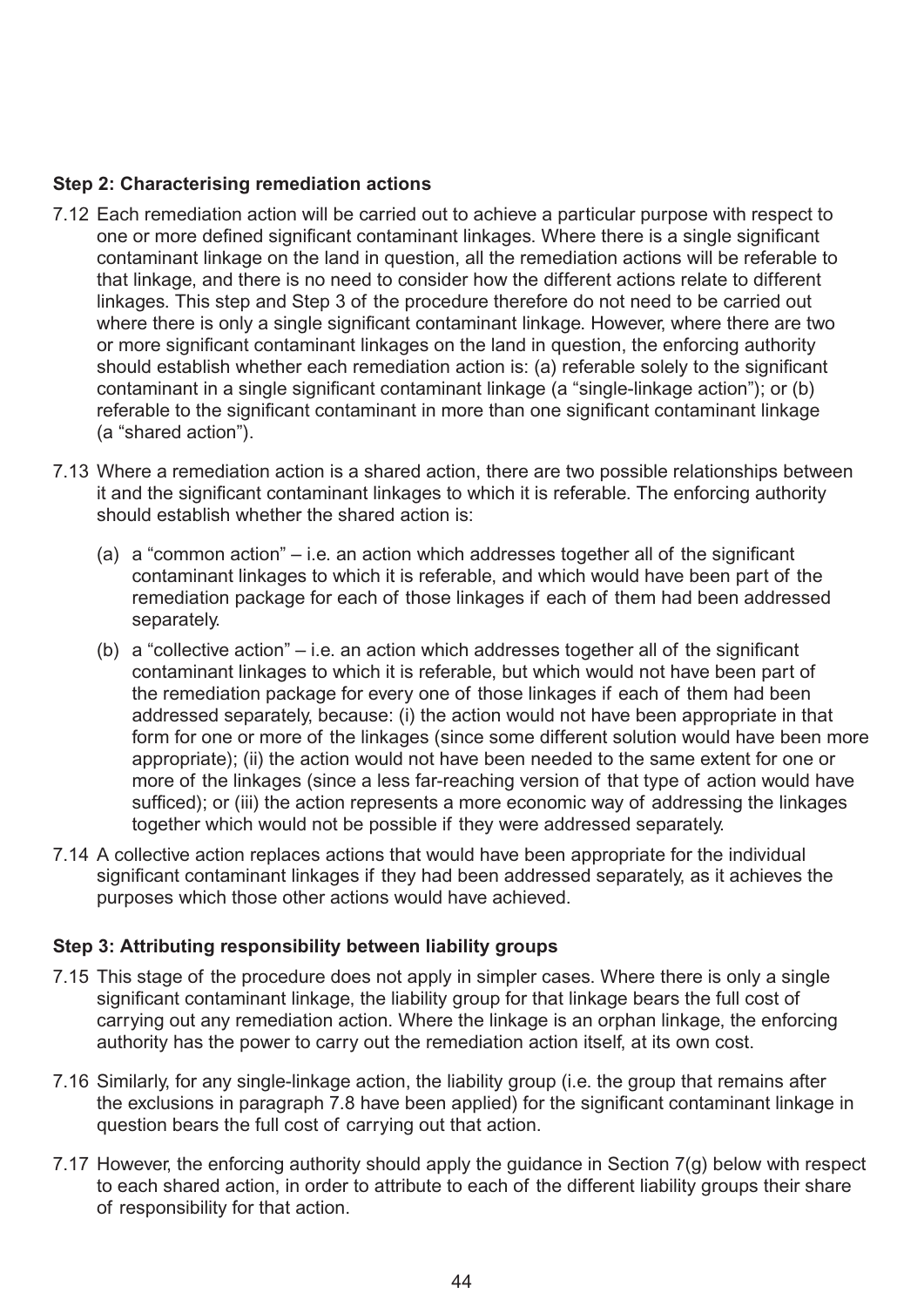**Step 2: Characterising remediation actions**

7.12 Each remediation action will be carried out to achieve a particular purpose with respect to one or more defined significant contaminant linkages. Where there is a single significant contaminant linkage on the land in question, all the remediation actions will be referable to that linkage, and there is no need to consider how the different actions relate to different linkages. This step and Step 3 of the procedure therefore do not need to be carried out where there is only a single significant contaminant linkage. However, where there are two or more significant contaminant linkages on the land in question, the enforcing authority should establish whether each remediation action is: (a) referable solely to the significant contaminant in a single significant contaminant linkage (a "single-linkage action"); or (b) referable to the significant contaminant in more than one significant contaminant linkage (a "shared action").

7.13 Where a remediation action is a shared action, there are two possible relationships between it and the significant contaminant linkages to which it is referable. The enforcing authority should establish whether the shared action is:

(a) a "common action" – i.e. an action which addresses together all of the significant contaminant linkages to which it is referable, and which would have been part of the remediation package for each of those linkages if each of them had been addressed separately.

(b) a "collective action" – i.e. an action which addresses together all of the significant contaminant linkages to which it is referable, but which would not have been part of the remediation package for every one of those linkages if each of them had been addressed separately, because: (i) the action would not have been appropriate in that form for one or more of the linkages (since some different solution would have been more appropriate); (ii) the action would not have been needed to the same extent for one or more of the linkages (since a less far-reaching version of that type of action would have sufficed); or (iii) the action represents a more economic way of addressing the linkages together which would not be possible if they were addressed separately.

7.14 A collective action replaces actions that would have been appropriate for the individual significant contaminant linkages if they had been addressed separately, as it achieves the purposes which those other actions would have achieved.

**Step 3: Attributing responsibility between liability groups**

7.15 This stage of the procedure does not apply in simpler cases. Where there is only a single significant contaminant linkage, the liability group for that linkage bears the full cost of carrying out any remediation action. Where the linkage is an orphan linkage, the enforcing authority has the power to carry out the remediation action itself, at its own cost.

7.16 Similarly, for any single-linkage action, the liability group (i.e. the group that remains after the exclusions in paragraph 7.8 have been applied) for the significant contaminant linkage in question bears the full cost of carrying out that action.

7.17 However, the enforcing authority should apply the guidance in Section 7(g) below with respect to each shared action, in order to attribute to each of the different liability groups their share of responsibility for that action.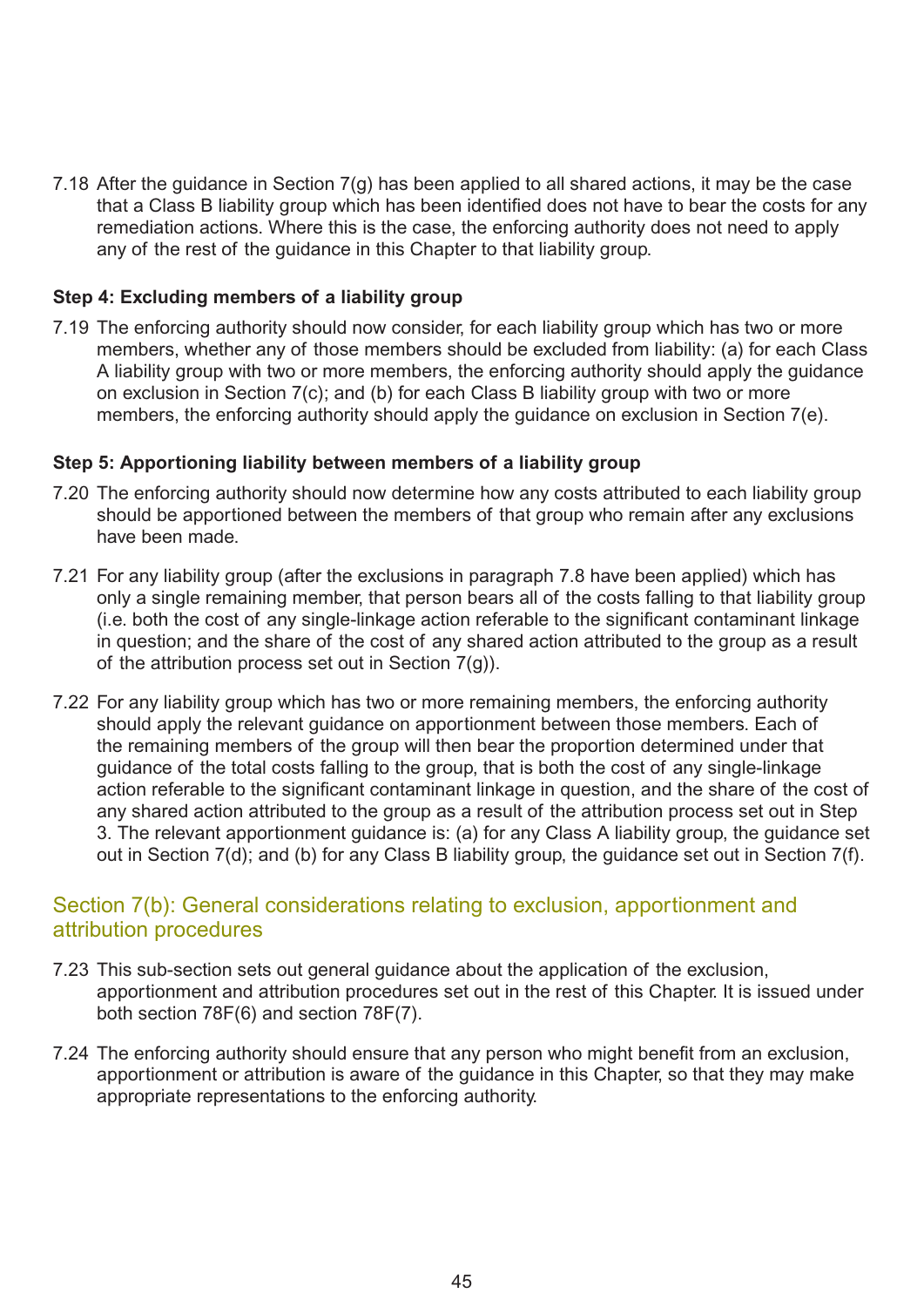7.18 After the guidance in Section 7(g) has been applied to all shared actions, it may be the case that a Class B liability group which has been identified does not have to bear the costs for any remediation actions. Where this is the case, the enforcing authority does not need to apply any of the rest of the guidance in this Chapter to that liability group.

**Step 4: Excluding members of a liability group**

7.19 The enforcing authority should now consider, for each liability group which has two or more members, whether any of those members should be excluded from liability: (a) for each Class A liability group with two or more members, the enforcing authority should apply the guidance on exclusion in Section 7(c); and (b) for each Class B liability group with two or more members, the enforcing authority should apply the guidance on exclusion in Section 7(e).

**Step 5: Apportioning liability between members of a liability group**

7.20 The enforcing authority should now determine how any costs attributed to each liability group should be apportioned between the members of that group who remain after any exclusions have been made.

7.21 For any liability group (after the exclusions in paragraph 7.8 have been applied) which has only a single remaining member, that person bears all of the costs falling to that liability group (i.e. both the cost of any single-linkage action referable to the significant contaminant linkage in question; and the share of the cost of any shared action attributed to the group as a result of the attribution process set out in Section 7(g)).

7.22 For any liability group which has two or more remaining members, the enforcing authority should apply the relevant guidance on apportionment between those members. Each of the remaining members of the group will then bear the proportion determined under that guidance of the total costs falling to the group, that is both the cost of any single-linkage action referable to the significant contaminant linkage in question, and the share of the cost of any shared action attributed to the group as a result of the attribution process set out in Step 3. The relevant apportionment guidance is: (a) for any Class A liability group, the guidance set out in Section 7(d); and (b) for any Class B liability group, the guidance set out in Section 7(f).

## Section 7(b): General considerations relating to exclusion, apportionment and attribution procedures

7.23 This sub-section sets out general guidance about the application of the exclusion, apportionment and attribution procedures set out in the rest of this Chapter. It is issued under both section 78F(6) and section 78F(7).

7.24 The enforcing authority should ensure that any person who might benefit from an exclusion, apportionment or attribution is aware of the guidance in this Chapter, so that they may make appropriate representations to the enforcing authority.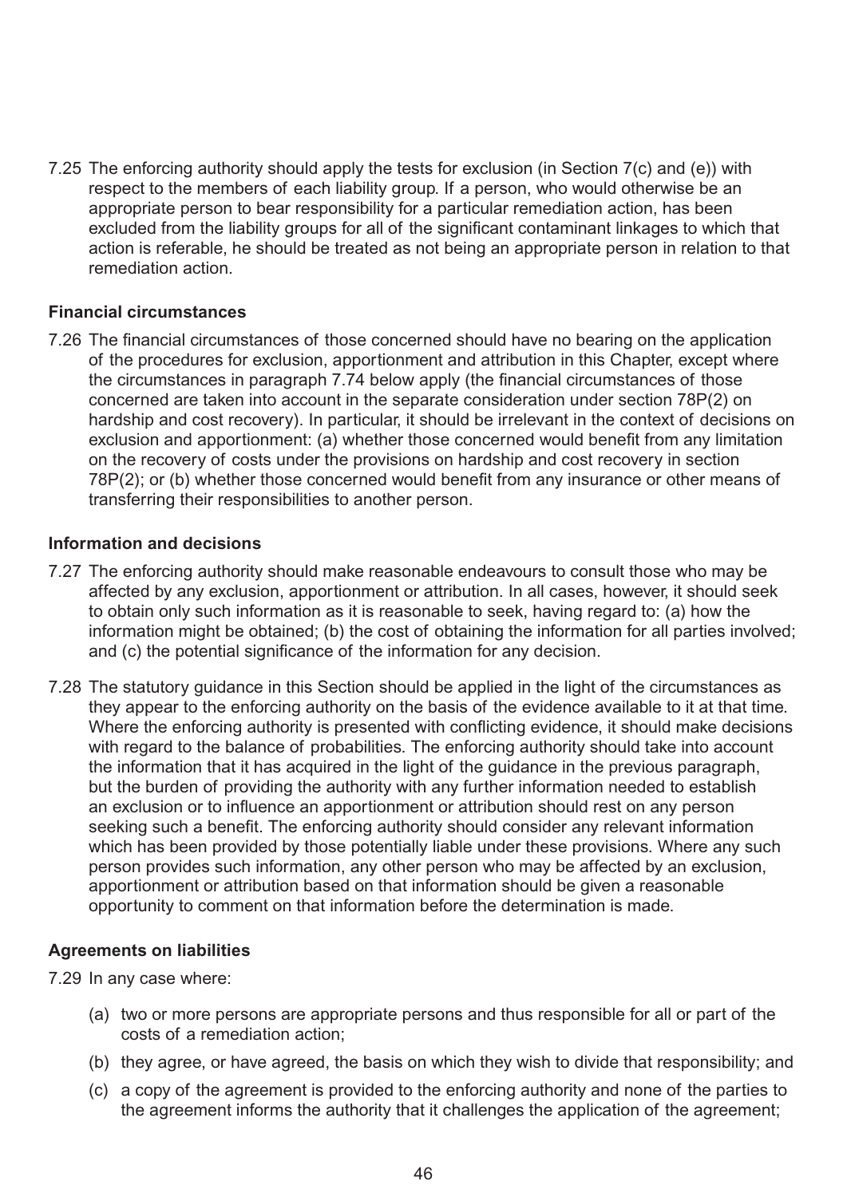7.25 The enforcing authority should apply the tests for exclusion (in Section 7(c) and (e)) with respect to the members of each liability group. If a person, who would otherwise be an appropriate person to bear responsibility for a particular remediation action, has been excluded from the liability groups for all of the significant contaminant linkages to which that action is referable, he should be treated as not being an appropriate person in relation to that remediation action.

**Financial circumstances**

7.26 The financial circumstances of those concerned should have no bearing on the application of the procedures for exclusion, apportionment and attribution in this Chapter, except where the circumstances in paragraph 7.74 below apply (the financial circumstances of those concerned are taken into account in the separate consideration under section 78P(2) on hardship and cost recovery). In particular, it should be irrelevant in the context of decisions on exclusion and apportionment: (a) whether those concerned would benefit from any limitation on the recovery of costs under the provisions on hardship and cost recovery in section 78P(2); or (b) whether those concerned would benefit from any insurance or other means of transferring their responsibilities to another person.

**Information and decisions**

7.27 The enforcing authority should make reasonable endeavours to consult those who may be affected by any exclusion, apportionment or attribution. In all cases, however, it should seek to obtain only such information as it is reasonable to seek, having regard to: (a) how the information might be obtained; (b) the cost of obtaining the information for all parties involved; and (c) the potential significance of the information for any decision.

7.28 The statutory guidance in this Section should be applied in the light of the circumstances as they appear to the enforcing authority on the basis of the evidence available to it at that time. Where the enforcing authority is presented with conflicting evidence, it should make decisions with regard to the balance of probabilities. The enforcing authority should take into account the information that it has acquired in the light of the guidance in the previous paragraph, but the burden of providing the authority with any further information needed to establish an exclusion or to influence an apportionment or attribution should rest on any person seeking such a benefit. The enforcing authority should consider any relevant information which has been provided by those potentially liable under these provisions. Where any such person provides such information, any other person who may be affected by an exclusion, apportionment or attribution based on that information should be given a reasonable opportunity to comment on that information before the determination is made.

**Agreements on liabilities**

7.29 In any case where:

(a) two or more persons are appropriate persons and thus responsible for all or part of the costs of a remediation action;

(b) they agree, or have agreed, the basis on which they wish to divide that responsibility; and

(c) a copy of the agreement is provided to the enforcing authority and none of the parties to the agreement informs the authority that it challenges the application of the agreement;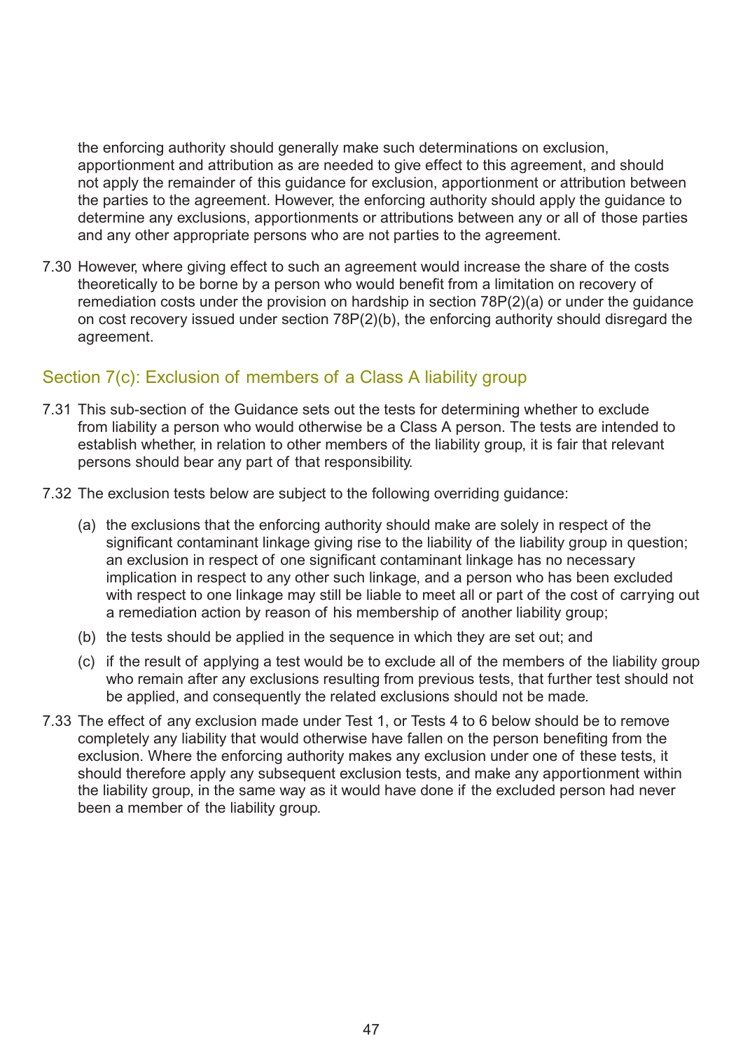the enforcing authority should generally make such determinations on exclusion, apportionment and attribution as are needed to give effect to this agreement, and should not apply the remainder of this guidance for exclusion, apportionment or attribution between the parties to the agreement. However, the enforcing authority should apply the guidance to determine any exclusions, apportionments or attributions between any or all of those parties and any other appropriate persons who are not parties to the agreement.

7.30 However, where giving effect to such an agreement would increase the share of the costs theoretically to be borne by a person who would benefit from a limitation on recovery of remediation costs under the provision on hardship in section 78P(2)(a) or under the guidance on cost recovery issued under section 78P(2)(b), the enforcing authority should disregard the agreement.

## Section 7(c): Exclusion of members of a Class A liability group

7.31 This sub-section of the Guidance sets out the tests for determining whether to exclude from liability a person who would otherwise be a Class A person. The tests are intended to establish whether, in relation to other members of the liability group, it is fair that relevant persons should bear any part of that responsibility.

7.32 The exclusion tests below are subject to the following overriding guidance:

(a) the exclusions that the enforcing authority should make are solely in respect of the significant contaminant linkage giving rise to the liability of the liability group in question; an exclusion in respect of one significant contaminant linkage has no necessary implication in respect to any other such linkage, and a person who has been excluded with respect to one linkage may still be liable to meet all or part of the cost of carrying out a remediation action by reason of his membership of another liability group;

(b) the tests should be applied in the sequence in which they are set out; and

(c) if the result of applying a test would be to exclude all of the members of the liability group who remain after any exclusions resulting from previous tests, that further test should not be applied, and consequently the related exclusions should not be made.

7.33 The effect of any exclusion made under Test 1, or Tests 4 to 6 below should be to remove completely any liability that would otherwise have fallen on the person benefiting from the exclusion. Where the enforcing authority makes any exclusion under one of these tests, it should therefore apply any subsequent exclusion tests, and make any apportionment within the liability group, in the same way as it would have done if the excluded person had never been a member of the liability group.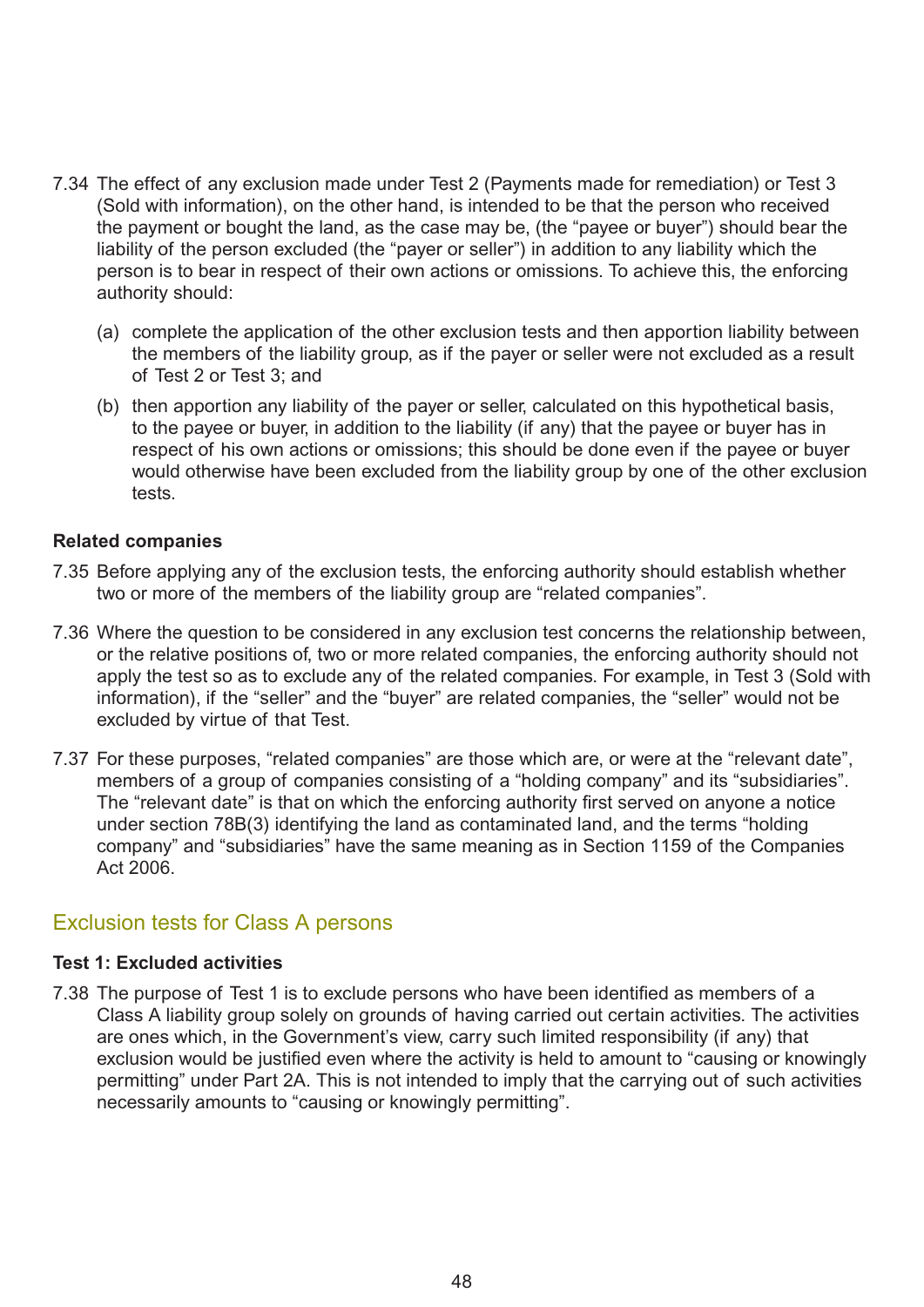7.34 The effect of any exclusion made under Test 2 (Payments made for remediation) or Test 3 (Sold with information), on the other hand, is intended to be that the person who received the payment or bought the land, as the case may be, (the "payee or buyer") should bear the liability of the person excluded (the "payer or seller") in addition to any liability which the person is to bear in respect of their own actions or omissions. To achieve this, the enforcing authority should:

(a) complete the application of the other exclusion tests and then apportion liability between the members of the liability group, as if the payer or seller were not excluded as a result of Test 2 or Test 3; and

(b) then apportion any liability of the payer or seller, calculated on this hypothetical basis, to the payee or buyer, in addition to the liability (if any) that the payee or buyer has in respect of his own actions or omissions; this should be done even if the payee or buyer would otherwise have been excluded from the liability group by one of the other exclusion tests.

**Related companies**

7.35 Before applying any of the exclusion tests, the enforcing authority should establish whether two or more of the members of the liability group are "related companies".

7.36 Where the question to be considered in any exclusion test concerns the relationship between, or the relative positions of, two or more related companies, the enforcing authority should not apply the test so as to exclude any of the related companies. For example, in Test 3 (Sold with information), if the "seller" and the "buyer" are related companies, the "seller" would not be excluded by virtue of that Test.

7.37 For these purposes, "related companies" are those which are, or were at the "relevant date", members of a group of companies consisting of a "holding company" and its "subsidiaries". The "relevant date" is that on which the enforcing authority first served on anyone a notice under section 78B(3) identifying the land as contaminated land, and the terms "holding company" and "subsidiaries" have the same meaning as in Section 1159 of the Companies Act 2006.

## Exclusion tests for Class A persons

**Test 1: Excluded activities**

7.38 The purpose of Test 1 is to exclude persons who have been identified as members of a Class A liability group solely on grounds of having carried out certain activities. The activities are ones which, in the Government's view, carry such limited responsibility (if any) that exclusion would be justified even where the activity is held to amount to "causing or knowingly permitting" under Part 2A. This is not intended to imply that the carrying out of such activities necessarily amounts to "causing or knowingly permitting".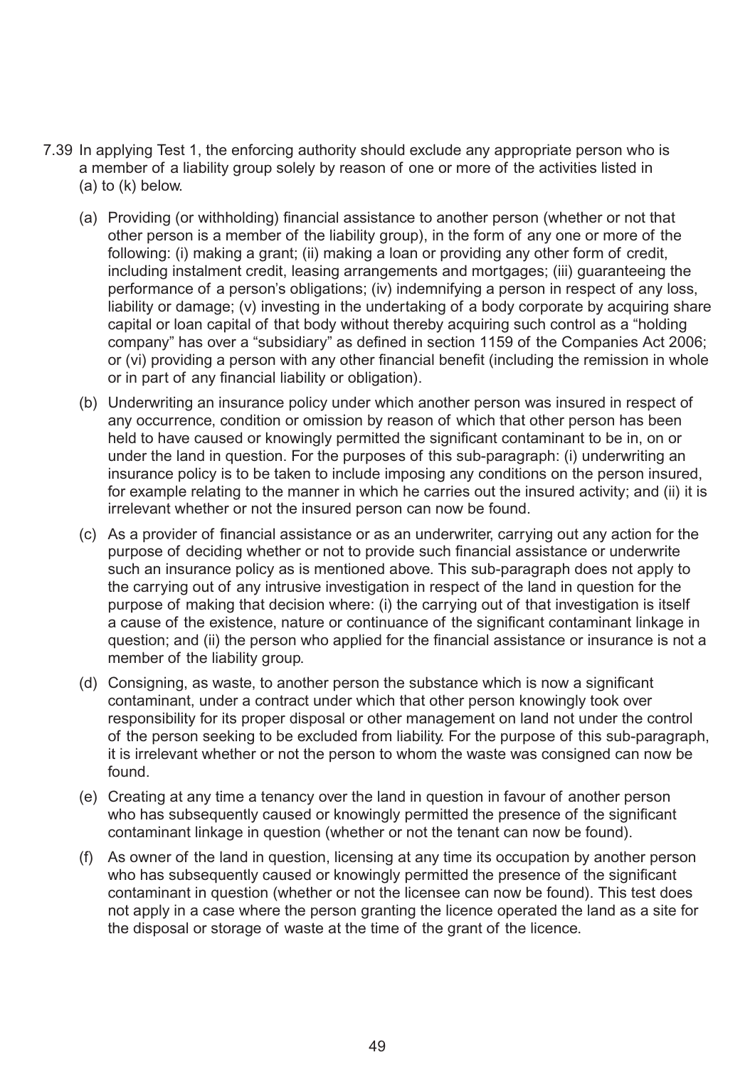7.39 In applying Test 1, the enforcing authority should exclude any appropriate person who is a member of a liability group solely by reason of one or more of the activities listed in (a) to (k) below.

(a) Providing (or withholding) financial assistance to another person (whether or not that other person is a member of the liability group), in the form of any one or more of the following: (i) making a grant; (ii) making a loan or providing any other form of credit, including instalment credit, leasing arrangements and mortgages; (iii) guaranteeing the performance of a person's obligations; (iv) indemnifying a person in respect of any loss, liability or damage; (v) investing in the undertaking of a body corporate by acquiring share capital or loan capital of that body without thereby acquiring such control as a "holding company" has over a "subsidiary" as defined in section 1159 of the Companies Act 2006; or (vi) providing a person with any other financial benefit (including the remission in whole or in part of any financial liability or obligation).

(b) Underwriting an insurance policy under which another person was insured in respect of any occurrence, condition or omission by reason of which that other person has been held to have caused or knowingly permitted the significant contaminant to be in, on or under the land in question. For the purposes of this sub-paragraph: (i) underwriting an insurance policy is to be taken to include imposing any conditions on the person insured, for example relating to the manner in which he carries out the insured activity; and (ii) it is irrelevant whether or not the insured person can now be found.

(c) As a provider of financial assistance or as an underwriter, carrying out any action for the purpose of deciding whether or not to provide such financial assistance or underwrite such an insurance policy as is mentioned above. This sub-paragraph does not apply to the carrying out of any intrusive investigation in respect of the land in question for the purpose of making that decision where: (i) the carrying out of that investigation is itself a cause of the existence, nature or continuance of the significant contaminant linkage in question; and (ii) the person who applied for the financial assistance or insurance is not a member of the liability group.

(d) Consigning, as waste, to another person the substance which is now a significant contaminant, under a contract under which that other person knowingly took over responsibility for its proper disposal or other management on land not under the control of the person seeking to be excluded from liability. For the purpose of this sub-paragraph, it is irrelevant whether or not the person to whom the waste was consigned can now be found.

(e) Creating at any time a tenancy over the land in question in favour of another person who has subsequently caused or knowingly permitted the presence of the significant contaminant linkage in question (whether or not the tenant can now be found).

(f) As owner of the land in question, licensing at any time its occupation by another person who has subsequently caused or knowingly permitted the presence of the significant contaminant in question (whether or not the licensee can now be found). This test does not apply in a case where the person granting the licence operated the land as a site for the disposal or storage of waste at the time of the grant of the licence.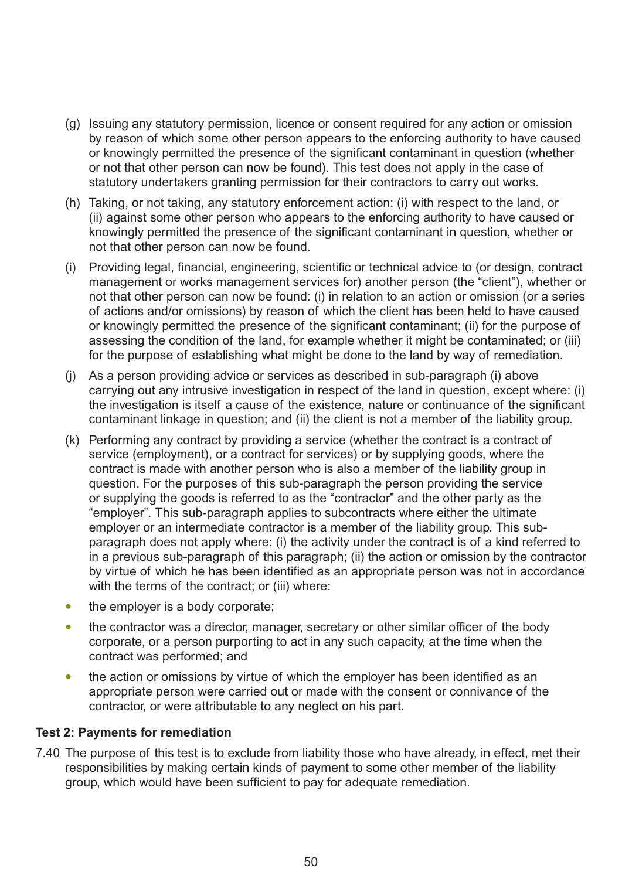(g) Issuing any statutory permission, licence or consent required for any action or omission by reason of which some other person appears to the enforcing authority to have caused or knowingly permitted the presence of the significant contaminant in question (whether or not that other person can now be found). This test does not apply in the case of statutory undertakers granting permission for their contractors to carry out works.

(h) Taking, or not taking, any statutory enforcement action: (i) with respect to the land, or (ii) against some other person who appears to the enforcing authority to have caused or knowingly permitted the presence of the significant contaminant in question, whether or not that other person can now be found.

(i) Providing legal, financial, engineering, scientific or technical advice to (or design, contract management or works management services for) another person (the "client"), whether or not that other person can now be found: (i) in relation to an action or omission (or a series of actions and/or omissions) by reason of which the client has been held to have caused or knowingly permitted the presence of the significant contaminant; (ii) for the purpose of assessing the condition of the land, for example whether it might be contaminated; or (iii) for the purpose of establishing what might be done to the land by way of remediation.

(j) As a person providing advice or services as described in sub-paragraph (i) above carrying out any intrusive investigation in respect of the land in question, except where: (i) the investigation is itself a cause of the existence, nature or continuance of the significant contaminant linkage in question; and (ii) the client is not a member of the liability group.

(k) Performing any contract by providing a service (whether the contract is a contract of service (employment), or a contract for services) or by supplying goods, where the contract is made with another person who is also a member of the liability group in question. For the purposes of this sub-paragraph the person providing the service or supplying the goods is referred to as the "contractor" and the other party as the "employer". This sub-paragraph applies to subcontracts where either the ultimate employer or an intermediate contractor is a member of the liability group. This sub-paragraph does not apply where: (i) the activity under the contract is of a kind referred to in a previous sub-paragraph of this paragraph; (ii) the action or omission by the contractor by virtue of which he has been identified as an appropriate person was not in accordance with the terms of the contract; or (iii) where:

- the employer is a body corporate;
- the contractor was a director, manager, secretary or other similar officer of the body corporate, or a person purporting to act in any such capacity, at the time when the contract was performed; and
- the action or omissions by virtue of which the employer has been identified as an appropriate person were carried out or made with the consent or connivance of the contractor, or were attributable to any neglect on his part.

**Test 2: Payments for remediation**

7.40 The purpose of this test is to exclude from liability those who have already, in effect, met their responsibilities by making certain kinds of payment to some other member of the liability group, which would have been sufficient to pay for adequate remediation.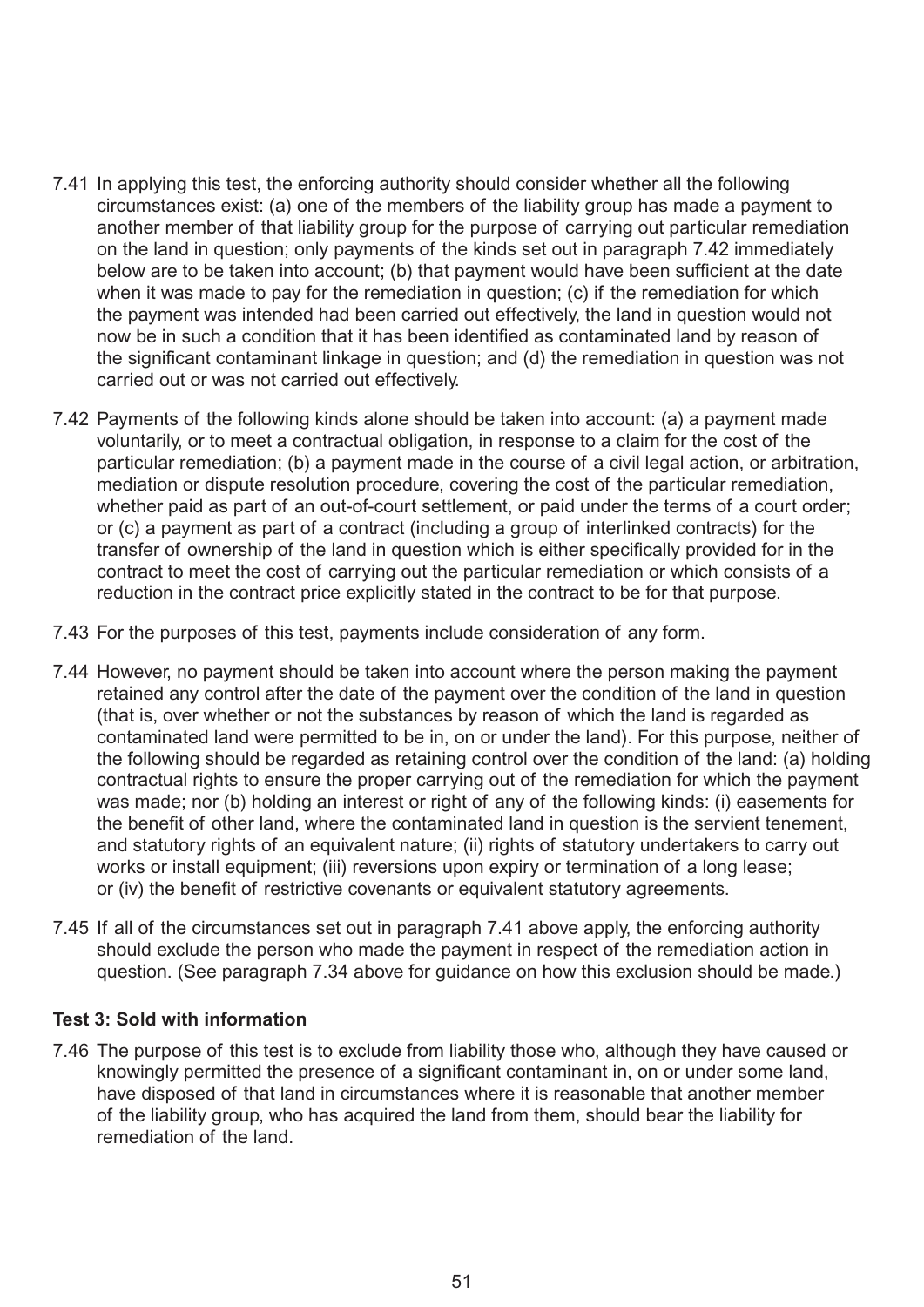7.41 In applying this test, the enforcing authority should consider whether all the following circumstances exist: (a) one of the members of the liability group has made a payment to another member of that liability group for the purpose of carrying out particular remediation on the land in question; only payments of the kinds set out in paragraph 7.42 immediately below are to be taken into account; (b) that payment would have been sufficient at the date when it was made to pay for the remediation in question; (c) if the remediation for which the payment was intended had been carried out effectively, the land in question would not now be in such a condition that it has been identified as contaminated land by reason of the significant contaminant linkage in question; and (d) the remediation in question was not carried out or was not carried out effectively.

7.42 Payments of the following kinds alone should be taken into account: (a) a payment made voluntarily, or to meet a contractual obligation, in response to a claim for the cost of the particular remediation; (b) a payment made in the course of a civil legal action, or arbitration, mediation or dispute resolution procedure, covering the cost of the particular remediation, whether paid as part of an out-of-court settlement, or paid under the terms of a court order; or (c) a payment as part of a contract (including a group of interlinked contracts) for the transfer of ownership of the land in question which is either specifically provided for in the contract to meet the cost of carrying out the particular remediation or which consists of a reduction in the contract price explicitly stated in the contract to be for that purpose.

7.43 For the purposes of this test, payments include consideration of any form.

7.44 However, no payment should be taken into account where the person making the payment retained any control after the date of the payment over the condition of the land in question (that is, over whether or not the substances by reason of which the land is regarded as contaminated land were permitted to be in, on or under the land). For this purpose, neither of the following should be regarded as retaining control over the condition of the land: (a) holding contractual rights to ensure the proper carrying out of the remediation for which the payment was made; nor (b) holding an interest or right of any of the following kinds: (i) easements for the benefit of other land, where the contaminated land in question is the servient tenement, and statutory rights of an equivalent nature; (ii) rights of statutory undertakers to carry out works or install equipment; (iii) reversions upon expiry or termination of a long lease; or (iv) the benefit of restrictive covenants or equivalent statutory agreements.

7.45 If all of the circumstances set out in paragraph 7.41 above apply, the enforcing authority should exclude the person who made the payment in respect of the remediation action in question. (See paragraph 7.34 above for guidance on how this exclusion should be made.)

#### Test 3: Sold with information

7.46 The purpose of this test is to exclude from liability those who, although they have caused or knowingly permitted the presence of a significant contaminant in, on or under some land, have disposed of that land in circumstances where it is reasonable that another member of the liability group, who has acquired the land from them, should bear the liability for remediation of the land.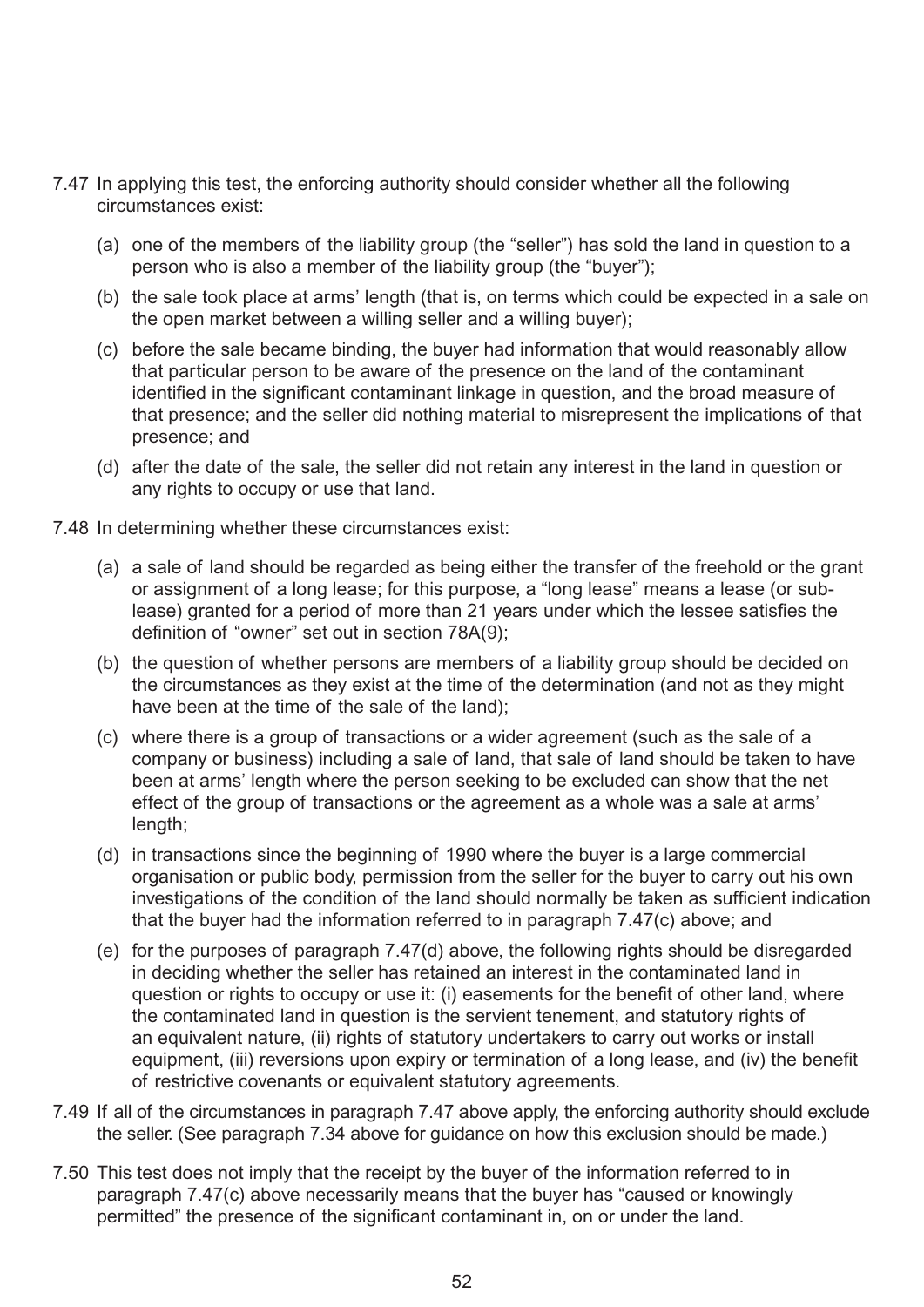7.47 In applying this test, the enforcing authority should consider whether all the following circumstances exist:

(a) one of the members of the liability group (the "seller") has sold the land in question to a person who is also a member of the liability group (the "buyer");

(b) the sale took place at arms' length (that is, on terms which could be expected in a sale on the open market between a willing seller and a willing buyer);

(c) before the sale became binding, the buyer had information that would reasonably allow that particular person to be aware of the presence on the land of the contaminant identified in the significant contaminant linkage in question, and the broad measure of that presence; and the seller did nothing material to misrepresent the implications of that presence; and

(d) after the date of the sale, the seller did not retain any interest in the land in question or any rights to occupy or use that land.

7.48 In determining whether these circumstances exist:

(a) a sale of land should be regarded as being either the transfer of the freehold or the grant or assignment of a long lease; for this purpose, a "long lease" means a lease (or sub-lease) granted for a period of more than 21 years under which the lessee satisfies the definition of "owner" set out in section 78A(9);

(b) the question of whether persons are members of a liability group should be decided on the circumstances as they exist at the time of the determination (and not as they might have been at the time of the sale of the land);

(c) where there is a group of transactions or a wider agreement (such as the sale of a company or business) including a sale of land, that sale of land should be taken to have been at arms' length where the person seeking to be excluded can show that the net effect of the group of transactions or the agreement as a whole was a sale at arms' length;

(d) in transactions since the beginning of 1990 where the buyer is a large commercial organisation or public body, permission from the seller for the buyer to carry out his own investigations of the condition of the land should normally be taken as sufficient indication that the buyer had the information referred to in paragraph 7.47(c) above; and

(e) for the purposes of paragraph 7.47(d) above, the following rights should be disregarded in deciding whether the seller has retained an interest in the contaminated land in question or rights to occupy or use it: (i) easements for the benefit of other land, where the contaminated land in question is the servient tenement, and statutory rights of an equivalent nature, (ii) rights of statutory undertakers to carry out works or install equipment, (iii) reversions upon expiry or termination of a long lease, and (iv) the benefit of restrictive covenants or equivalent statutory agreements.

7.49 If all of the circumstances in paragraph 7.47 above apply, the enforcing authority should exclude the seller. (See paragraph 7.34 above for guidance on how this exclusion should be made.)

7.50 This test does not imply that the receipt by the buyer of the information referred to in paragraph 7.47(c) above necessarily means that the buyer has "caused or knowingly permitted" the presence of the significant contaminant in, on or under the land.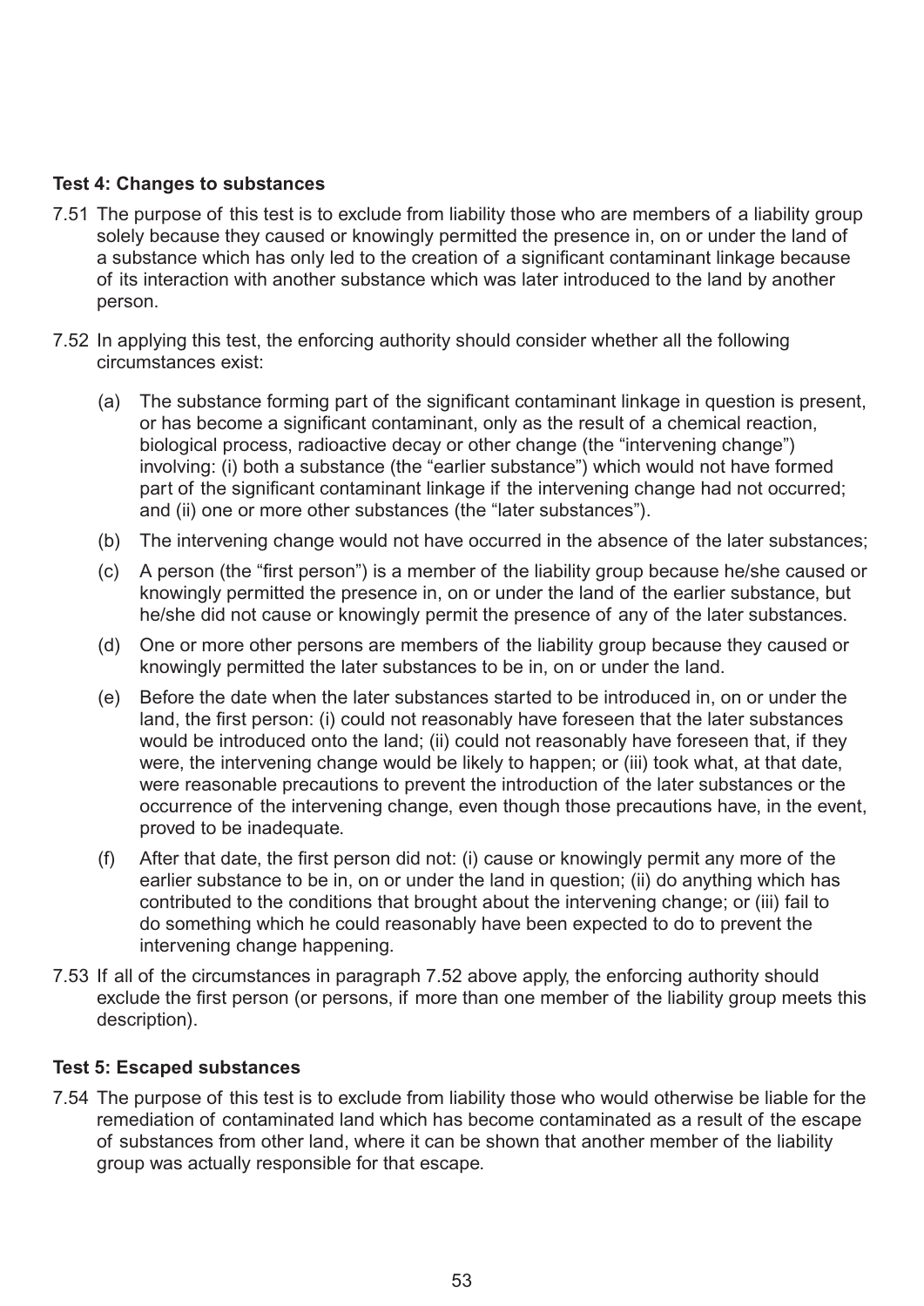**Test 4: Changes to substances**

7.51 The purpose of this test is to exclude from liability those who are members of a liability group solely because they caused or knowingly permitted the presence in, on or under the land of a substance which has only led to the creation of a significant contaminant linkage because of its interaction with another substance which was later introduced to the land by another person.

7.52 In applying this test, the enforcing authority should consider whether all the following circumstances exist:

(a) The substance forming part of the significant contaminant linkage in question is present, or has become a significant contaminant, only as the result of a chemical reaction, biological process, radioactive decay or other change (the "intervening change") involving: (i) both a substance (the "earlier substance") which would not have formed part of the significant contaminant linkage if the intervening change had not occurred; and (ii) one or more other substances (the "later substances").

(b) The intervening change would not have occurred in the absence of the later substances;

(c) A person (the "first person") is a member of the liability group because he/she caused or knowingly permitted the presence in, on or under the land of the earlier substance, but he/she did not cause or knowingly permit the presence of any of the later substances.

(d) One or more other persons are members of the liability group because they caused or knowingly permitted the later substances to be in, on or under the land.

(e) Before the date when the later substances started to be introduced in, on or under the land, the first person: (i) could not reasonably have foreseen that the later substances would be introduced onto the land; (ii) could not reasonably have foreseen that, if they were, the intervening change would be likely to happen; or (iii) took what, at that date, were reasonable precautions to prevent the introduction of the later substances or the occurrence of the intervening change, even though those precautions have, in the event, proved to be inadequate.

(f) After that date, the first person did not: (i) cause or knowingly permit any more of the earlier substance to be in, on or under the land in question; (ii) do anything which has contributed to the conditions that brought about the intervening change; or (iii) fail to do something which he could reasonably have been expected to do to prevent the intervening change happening.

7.53 If all of the circumstances in paragraph 7.52 above apply, the enforcing authority should exclude the first person (or persons, if more than one member of the liability group meets this description).

**Test 5: Escaped substances**

7.54 The purpose of this test is to exclude from liability those who would otherwise be liable for the remediation of contaminated land which has become contaminated as a result of the escape of substances from other land, where it can be shown that another member of the liability group was actually responsible for that escape.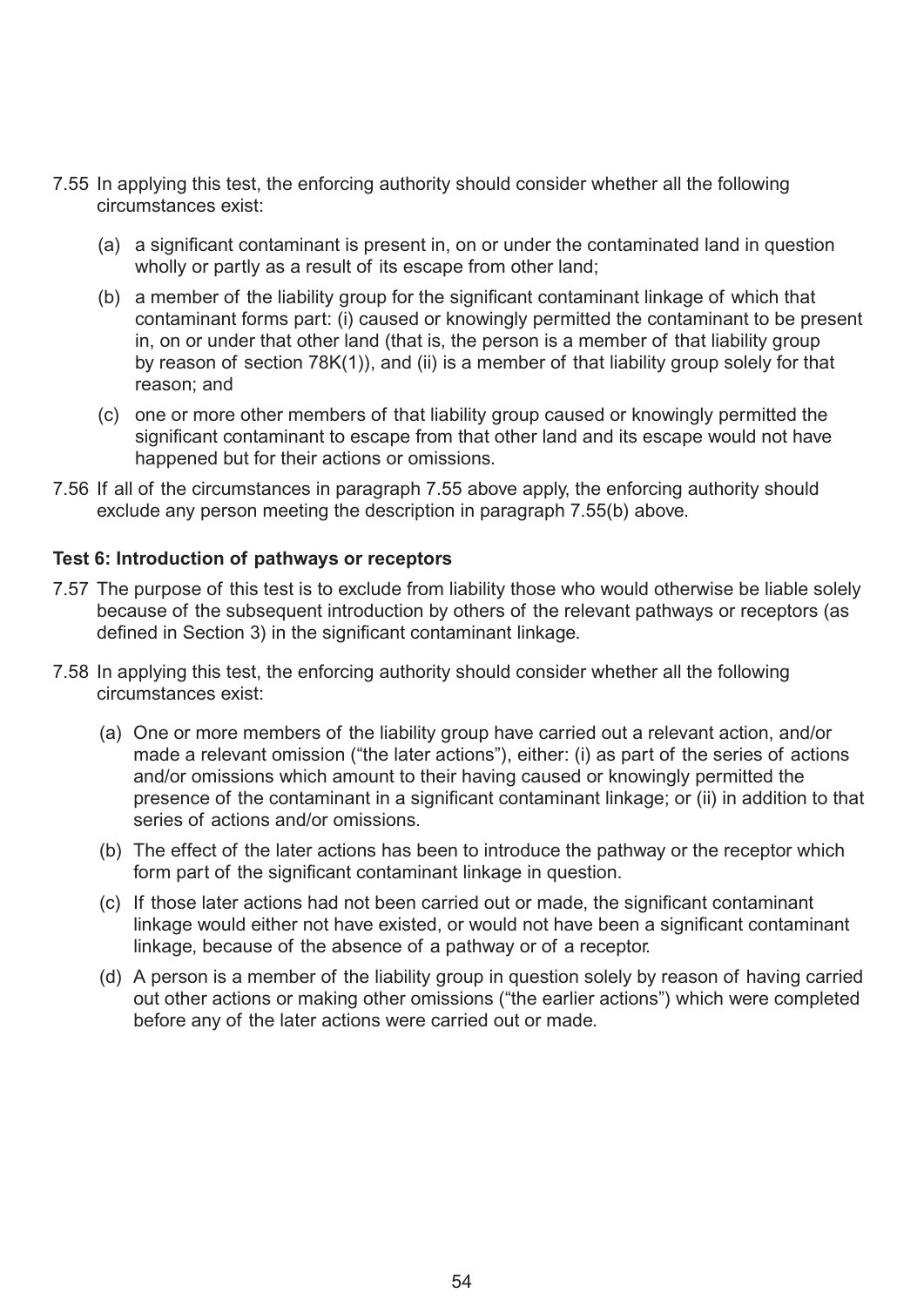7.55 In applying this test, the enforcing authority should consider whether all the following circumstances exist:

  (a) a significant contaminant is present in, on or under the contaminated land in question wholly or partly as a result of its escape from other land;

  (b) a member of the liability group for the significant contaminant linkage of which that contaminant forms part: (i) caused or knowingly permitted the contaminant to be present in, on or under that other land (that is, the person is a member of that liability group by reason of section 78K(1)), and (ii) is a member of that liability group solely for that reason; and

  (c) one or more other members of that liability group caused or knowingly permitted the significant contaminant to escape from that other land and its escape would not have happened but for their actions or omissions.

7.56 If all of the circumstances in paragraph 7.55 above apply, the enforcing authority should exclude any person meeting the description in paragraph 7.55(b) above.

**Test 6: Introduction of pathways or receptors**

7.57 The purpose of this test is to exclude from liability those who would otherwise be liable solely because of the subsequent introduction by others of the relevant pathways or receptors (as defined in Section 3) in the significant contaminant linkage.

7.58 In applying this test, the enforcing authority should consider whether all the following circumstances exist:

  (a) One or more members of the liability group have carried out a relevant action, and/or made a relevant omission ("the later actions"), either: (i) as part of the series of actions and/or omissions which amount to their having caused or knowingly permitted the presence of the contaminant in a significant contaminant linkage; or (ii) in addition to that series of actions and/or omissions.

  (b) The effect of the later actions has been to introduce the pathway or the receptor which form part of the significant contaminant linkage in question.

  (c) If those later actions had not been carried out or made, the significant contaminant linkage would either not have existed, or would not have been a significant contaminant linkage, because of the absence of a pathway or of a receptor.

  (d) A person is a member of the liability group in question solely by reason of having carried out other actions or making other omissions ("the earlier actions") which were completed before any of the later actions were carried out or made.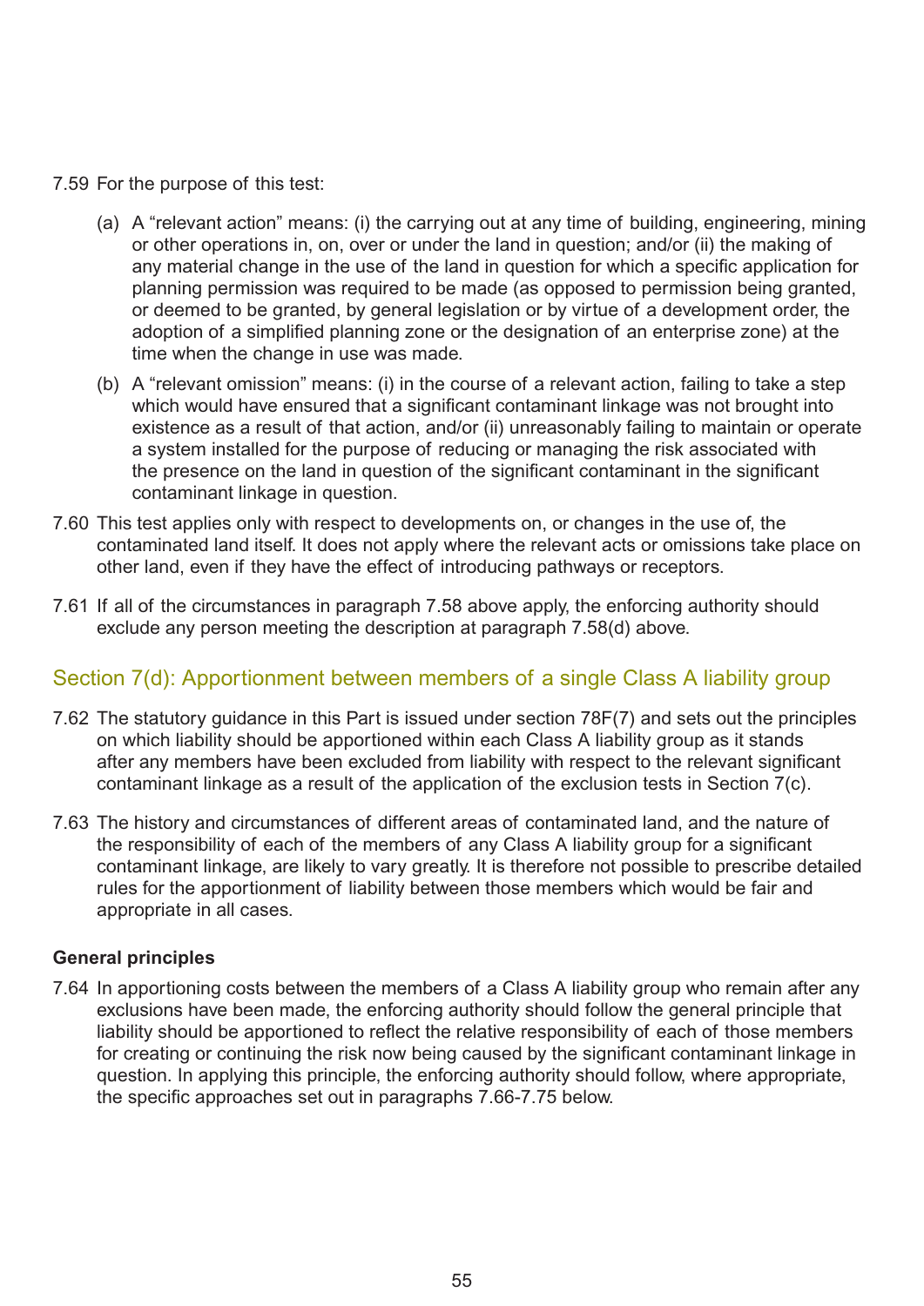7.59 For the purpose of this test:

(a) A "relevant action" means: (i) the carrying out at any time of building, engineering, mining or other operations in, on, over or under the land in question; and/or (ii) the making of any material change in the use of the land in question for which a specific application for planning permission was required to be made (as opposed to permission being granted, or deemed to be granted, by general legislation or by virtue of a development order, the adoption of a simplified planning zone or the designation of an enterprise zone) at the time when the change in use was made.

(b) A "relevant omission" means: (i) in the course of a relevant action, failing to take a step which would have ensured that a significant contaminant linkage was not brought into existence as a result of that action, and/or (ii) unreasonably failing to maintain or operate a system installed for the purpose of reducing or managing the risk associated with the presence on the land in question of the significant contaminant in the significant contaminant linkage in question.

7.60 This test applies only with respect to developments on, or changes in the use of, the contaminated land itself. It does not apply where the relevant acts or omissions take place on other land, even if they have the effect of introducing pathways or receptors.

7.61 If all of the circumstances in paragraph 7.58 above apply, the enforcing authority should exclude any person meeting the description at paragraph 7.58(d) above.

## Section 7(d): Apportionment between members of a single Class A liability group

7.62 The statutory guidance in this Part is issued under section 78F(7) and sets out the principles on which liability should be apportioned within each Class A liability group as it stands after any members have been excluded from liability with respect to the relevant significant contaminant linkage as a result of the application of the exclusion tests in Section 7(c).

7.63 The history and circumstances of different areas of contaminated land, and the nature of the responsibility of each of the members of any Class A liability group for a significant contaminant linkage, are likely to vary greatly. It is therefore not possible to prescribe detailed rules for the apportionment of liability between those members which would be fair and appropriate in all cases.

### General principles

7.64 In apportioning costs between the members of a Class A liability group who remain after any exclusions have been made, the enforcing authority should follow the general principle that liability should be apportioned to reflect the relative responsibility of each of those members for creating or continuing the risk now being caused by the significant contaminant linkage in question. In applying this principle, the enforcing authority should follow, where appropriate, the specific approaches set out in paragraphs 7.66-7.75 below.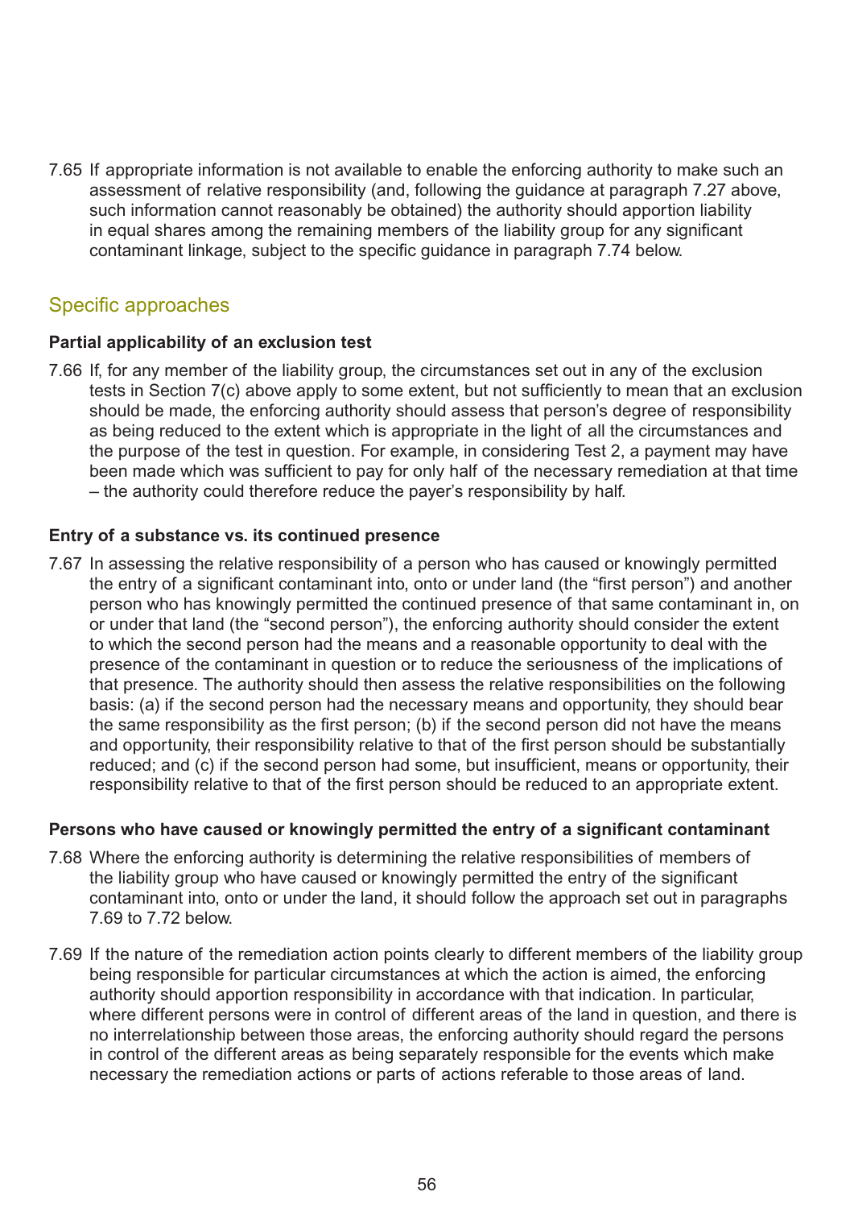7.65 If appropriate information is not available to enable the enforcing authority to make such an assessment of relative responsibility (and, following the guidance at paragraph 7.27 above, such information cannot reasonably be obtained) the authority should apportion liability in equal shares among the remaining members of the liability group for any significant contaminant linkage, subject to the specific guidance in paragraph 7.74 below.

## Specific approaches

**Partial applicability of an exclusion test**

7.66 If, for any member of the liability group, the circumstances set out in any of the exclusion tests in Section 7(c) above apply to some extent, but not sufficiently to mean that an exclusion should be made, the enforcing authority should assess that person's degree of responsibility as being reduced to the extent which is appropriate in the light of all the circumstances and the purpose of the test in question. For example, in considering Test 2, a payment may have been made which was sufficient to pay for only half of the necessary remediation at that time – the authority could therefore reduce the payer's responsibility by half.

**Entry of a substance vs. its continued presence**

7.67 In assessing the relative responsibility of a person who has caused or knowingly permitted the entry of a significant contaminant into, onto or under land (the "first person") and another person who has knowingly permitted the continued presence of that same contaminant in, on or under that land (the "second person"), the enforcing authority should consider the extent to which the second person had the means and a reasonable opportunity to deal with the presence of the contaminant in question or to reduce the seriousness of the implications of that presence. The authority should then assess the relative responsibilities on the following basis: (a) if the second person had the necessary means and opportunity, they should bear the same responsibility as the first person; (b) if the second person did not have the means and opportunity, their responsibility relative to that of the first person should be substantially reduced; and (c) if the second person had some, but insufficient, means or opportunity, their responsibility relative to that of the first person should be reduced to an appropriate extent.

**Persons who have caused or knowingly permitted the entry of a significant contaminant**

7.68 Where the enforcing authority is determining the relative responsibilities of members of the liability group who have caused or knowingly permitted the entry of the significant contaminant into, onto or under the land, it should follow the approach set out in paragraphs 7.69 to 7.72 below.

7.69 If the nature of the remediation action points clearly to different members of the liability group being responsible for particular circumstances at which the action is aimed, the enforcing authority should apportion responsibility in accordance with that indication. In particular, where different persons were in control of different areas of the land in question, and there is no interrelationship between those areas, the enforcing authority should regard the persons in control of the different areas as being separately responsible for the events which make necessary the remediation actions or parts of actions referable to those areas of land.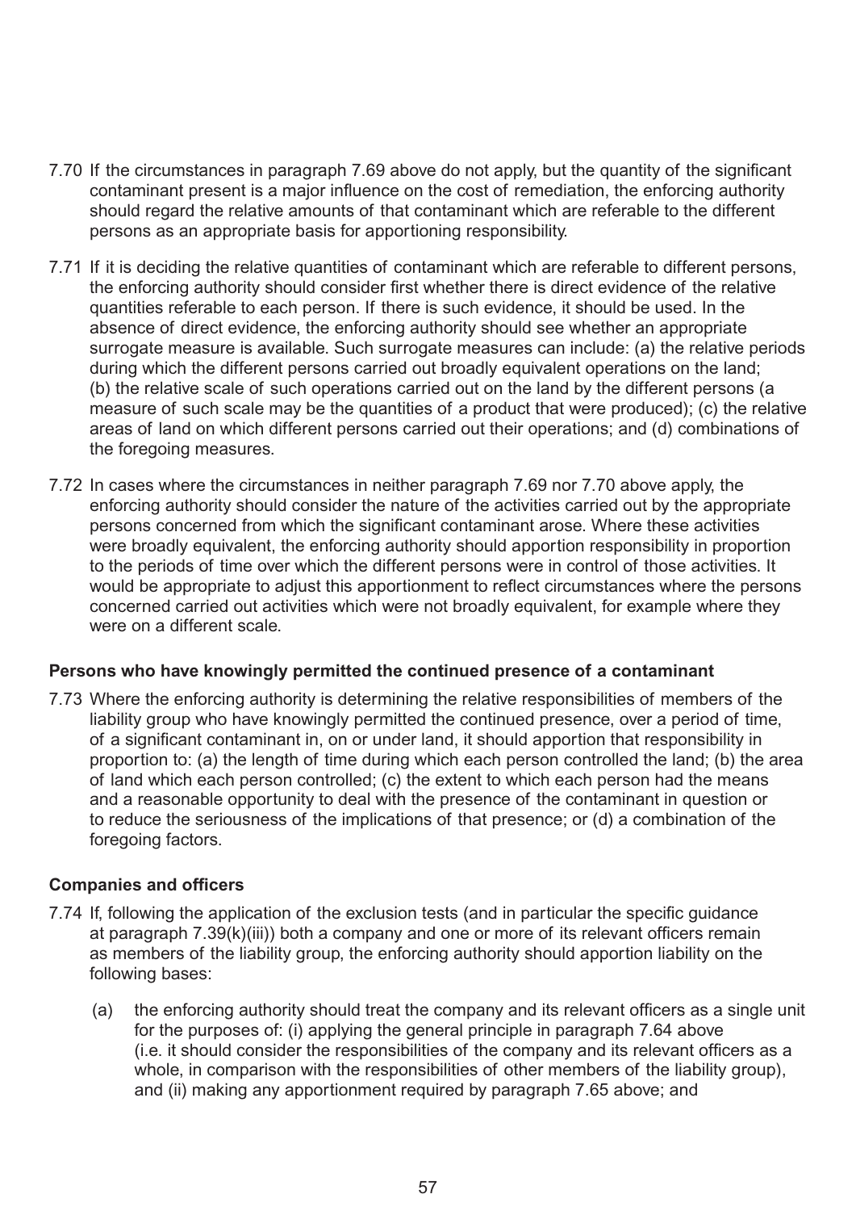7.70 If the circumstances in paragraph 7.69 above do not apply, but the quantity of the significant contaminant present is a major influence on the cost of remediation, the enforcing authority should regard the relative amounts of that contaminant which are referable to the different persons as an appropriate basis for apportioning responsibility.

7.71 If it is deciding the relative quantities of contaminant which are referable to different persons, the enforcing authority should consider first whether there is direct evidence of the relative quantities referable to each person. If there is such evidence, it should be used. In the absence of direct evidence, the enforcing authority should see whether an appropriate surrogate measure is available. Such surrogate measures can include: (a) the relative periods during which the different persons carried out broadly equivalent operations on the land; (b) the relative scale of such operations carried out on the land by the different persons (a measure of such scale may be the quantities of a product that were produced); (c) the relative areas of land on which different persons carried out their operations; and (d) combinations of the foregoing measures.

7.72 In cases where the circumstances in neither paragraph 7.69 nor 7.70 above apply, the enforcing authority should consider the nature of the activities carried out by the appropriate persons concerned from which the significant contaminant arose. Where these activities were broadly equivalent, the enforcing authority should apportion responsibility in proportion to the periods of time over which the different persons were in control of those activities. It would be appropriate to adjust this apportionment to reflect circumstances where the persons concerned carried out activities which were not broadly equivalent, for example where they were on a different scale.

**Persons who have knowingly permitted the continued presence of a contaminant**

7.73 Where the enforcing authority is determining the relative responsibilities of members of the liability group who have knowingly permitted the continued presence, over a period of time, of a significant contaminant in, on or under land, it should apportion that responsibility in proportion to: (a) the length of time during which each person controlled the land; (b) the area of land which each person controlled; (c) the extent to which each person had the means and a reasonable opportunity to deal with the presence of the contaminant in question or to reduce the seriousness of the implications of that presence; or (d) a combination of the foregoing factors.

**Companies and officers**

7.74 If, following the application of the exclusion tests (and in particular the specific guidance at paragraph 7.39(k)(iii)) both a company and one or more of its relevant officers remain as members of the liability group, the enforcing authority should apportion liability on the following bases:

(a) the enforcing authority should treat the company and its relevant officers as a single unit for the purposes of: (i) applying the general principle in paragraph 7.64 above (i.e. it should consider the responsibilities of the company and its relevant officers as a whole, in comparison with the responsibilities of other members of the liability group), and (ii) making any apportionment required by paragraph 7.65 above; and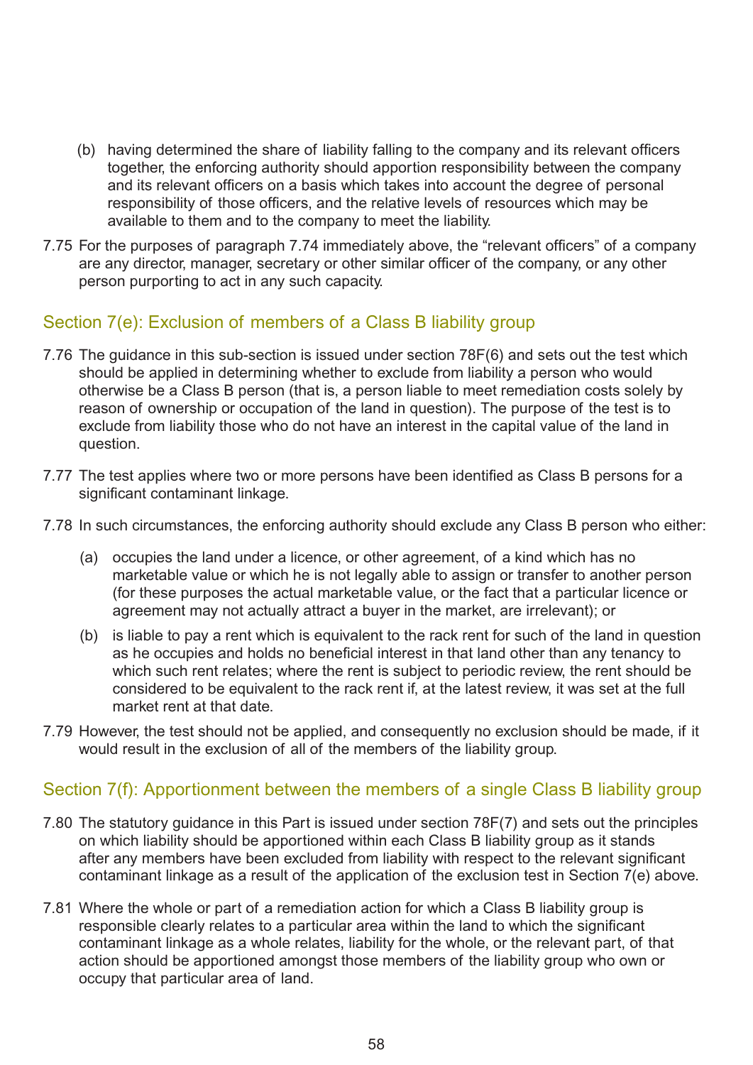(b) having determined the share of liability falling to the company and its relevant officers together, the enforcing authority should apportion responsibility between the company and its relevant officers on a basis which takes into account the degree of personal responsibility of those officers, and the relative levels of resources which may be available to them and to the company to meet the liability.

7.75 For the purposes of paragraph 7.74 immediately above, the "relevant officers" of a company are any director, manager, secretary or other similar officer of the company, or any other person purporting to act in any such capacity.

## Section 7(e): Exclusion of members of a Class B liability group

7.76 The guidance in this sub-section is issued under section 78F(6) and sets out the test which should be applied in determining whether to exclude from liability a person who would otherwise be a Class B person (that is, a person liable to meet remediation costs solely by reason of ownership or occupation of the land in question). The purpose of the test is to exclude from liability those who do not have an interest in the capital value of the land in question.

7.77 The test applies where two or more persons have been identified as Class B persons for a significant contaminant linkage.

7.78 In such circumstances, the enforcing authority should exclude any Class B person who either:

(a) occupies the land under a licence, or other agreement, of a kind which has no marketable value or which he is not legally able to assign or transfer to another person (for these purposes the actual marketable value, or the fact that a particular licence or agreement may not actually attract a buyer in the market, are irrelevant); or

(b) is liable to pay a rent which is equivalent to the rack rent for such of the land in question as he occupies and holds no beneficial interest in that land other than any tenancy to which such rent relates; where the rent is subject to periodic review, the rent should be considered to be equivalent to the rack rent if, at the latest review, it was set at the full market rent at that date.

7.79 However, the test should not be applied, and consequently no exclusion should be made, if it would result in the exclusion of all of the members of the liability group.

## Section 7(f): Apportionment between the members of a single Class B liability group

7.80 The statutory guidance in this Part is issued under section 78F(7) and sets out the principles on which liability should be apportioned within each Class B liability group as it stands after any members have been excluded from liability with respect to the relevant significant contaminant linkage as a result of the application of the exclusion test in Section 7(e) above.

7.81 Where the whole or part of a remediation action for which a Class B liability group is responsible clearly relates to a particular area within the land to which the significant contaminant linkage as a whole relates, liability for the whole, or the relevant part, of that action should be apportioned amongst those members of the liability group who own or occupy that particular area of land.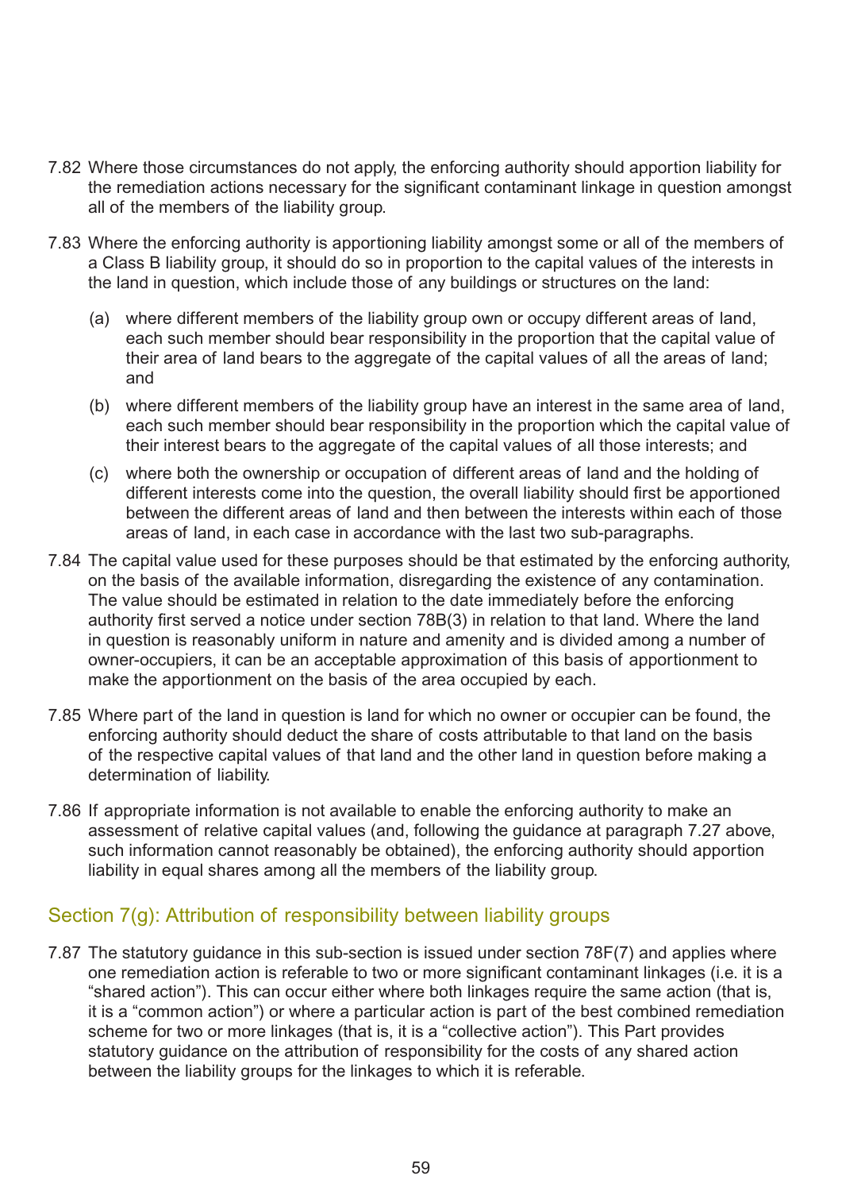7.82 Where those circumstances do not apply, the enforcing authority should apportion liability for the remediation actions necessary for the significant contaminant linkage in question amongst all of the members of the liability group.

7.83 Where the enforcing authority is apportioning liability amongst some or all of the members of a Class B liability group, it should do so in proportion to the capital values of the interests in the land in question, which include those of any buildings or structures on the land:

(a) where different members of the liability group own or occupy different areas of land, each such member should bear responsibility in the proportion that the capital value of their area of land bears to the aggregate of the capital values of all the areas of land; and

(b) where different members of the liability group have an interest in the same area of land, each such member should bear responsibility in the proportion which the capital value of their interest bears to the aggregate of the capital values of all those interests; and

(c) where both the ownership or occupation of different areas of land and the holding of different interests come into the question, the overall liability should first be apportioned between the different areas of land and then between the interests within each of those areas of land, in each case in accordance with the last two sub-paragraphs.

7.84 The capital value used for these purposes should be that estimated by the enforcing authority, on the basis of the available information, disregarding the existence of any contamination. The value should be estimated in relation to the date immediately before the enforcing authority first served a notice under section 78B(3) in relation to that land. Where the land in question is reasonably uniform in nature and amenity and is divided among a number of owner-occupiers, it can be an acceptable approximation of this basis of apportionment to make the apportionment on the basis of the area occupied by each.

7.85 Where part of the land in question is land for which no owner or occupier can be found, the enforcing authority should deduct the share of costs attributable to that land on the basis of the respective capital values of that land and the other land in question before making a determination of liability.

7.86 If appropriate information is not available to enable the enforcing authority to make an assessment of relative capital values (and, following the guidance at paragraph 7.27 above, such information cannot reasonably be obtained), the enforcing authority should apportion liability in equal shares among all the members of the liability group.

## Section 7(g): Attribution of responsibility between liability groups

7.87 The statutory guidance in this sub-section is issued under section 78F(7) and applies where one remediation action is referable to two or more significant contaminant linkages (i.e. it is a "shared action"). This can occur either where both linkages require the same action (that is, it is a "common action") or where a particular action is part of the best combined remediation scheme for two or more linkages (that is, it is a "collective action"). This Part provides statutory guidance on the attribution of responsibility for the costs of any shared action between the liability groups for the linkages to which it is referable.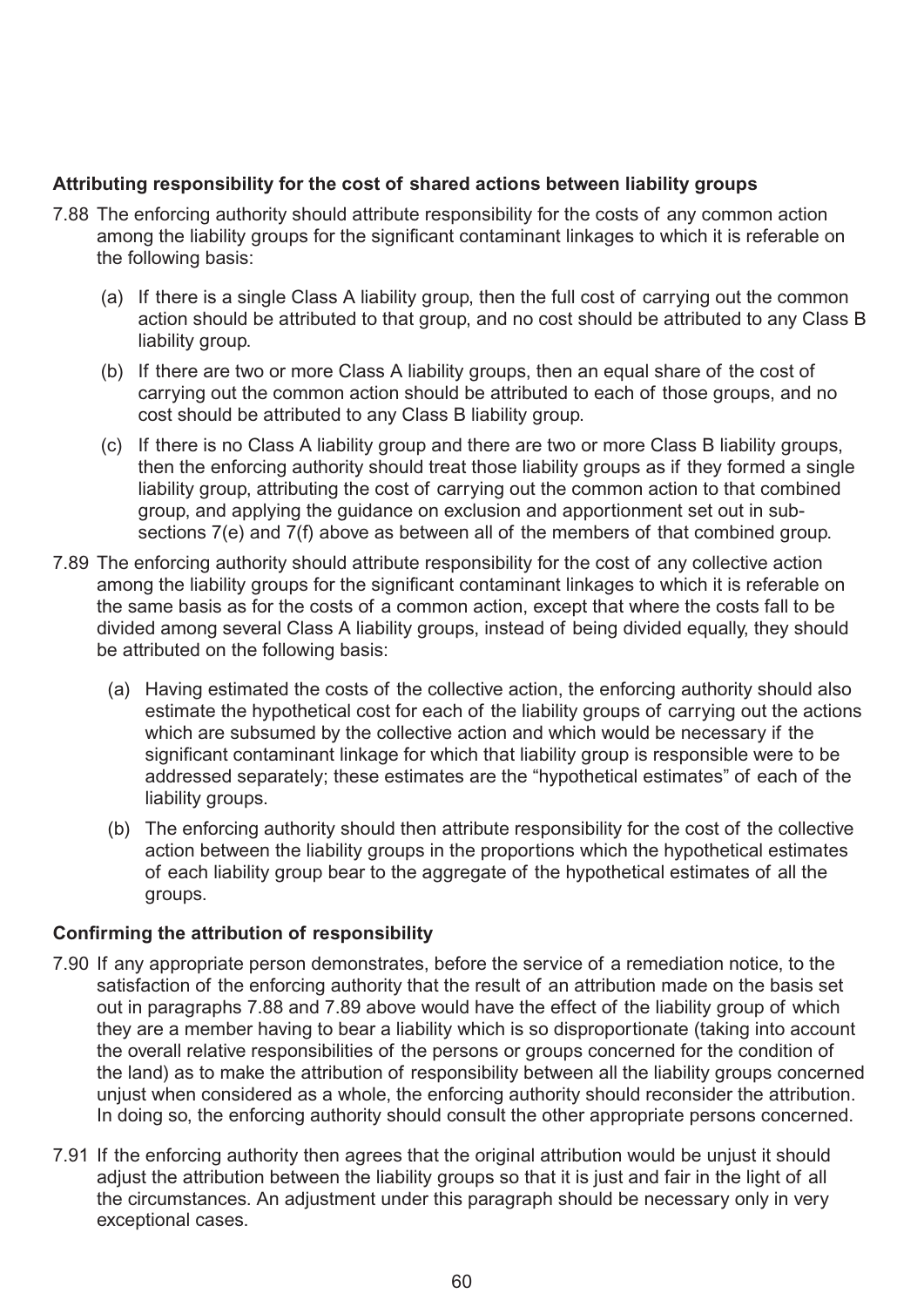**Attributing responsibility for the cost of shared actions between liability groups**

7.88 The enforcing authority should attribute responsibility for the costs of any common action among the liability groups for the significant contaminant linkages to which it is referable on the following basis:

(a) If there is a single Class A liability group, then the full cost of carrying out the common action should be attributed to that group, and no cost should be attributed to any Class B liability group.

(b) If there are two or more Class A liability groups, then an equal share of the cost of carrying out the common action should be attributed to each of those groups, and no cost should be attributed to any Class B liability group.

(c) If there is no Class A liability group and there are two or more Class B liability groups, then the enforcing authority should treat those liability groups as if they formed a single liability group, attributing the cost of carrying out the common action to that combined group, and applying the guidance on exclusion and apportionment set out in sub-sections 7(e) and 7(f) above as between all of the members of that combined group.

7.89 The enforcing authority should attribute responsibility for the cost of any collective action among the liability groups for the significant contaminant linkages to which it is referable on the same basis as for the costs of a common action, except that where the costs fall to be divided among several Class A liability groups, instead of being divided equally, they should be attributed on the following basis:

(a) Having estimated the costs of the collective action, the enforcing authority should also estimate the hypothetical cost for each of the liability groups of carrying out the actions which are subsumed by the collective action and which would be necessary if the significant contaminant linkage for which that liability group is responsible were to be addressed separately; these estimates are the "hypothetical estimates" of each of the liability groups.

(b) The enforcing authority should then attribute responsibility for the cost of the collective action between the liability groups in the proportions which the hypothetical estimates of each liability group bear to the aggregate of the hypothetical estimates of all the groups.

**Confirming the attribution of responsibility**

7.90 If any appropriate person demonstrates, before the service of a remediation notice, to the satisfaction of the enforcing authority that the result of an attribution made on the basis set out in paragraphs 7.88 and 7.89 above would have the effect of the liability group of which they are a member having to bear a liability which is so disproportionate (taking into account the overall relative responsibilities of the persons or groups concerned for the condition of the land) as to make the attribution of responsibility between all the liability groups concerned unjust when considered as a whole, the enforcing authority should reconsider the attribution. In doing so, the enforcing authority should consult the other appropriate persons concerned.

7.91 If the enforcing authority then agrees that the original attribution would be unjust it should adjust the attribution between the liability groups so that it is just and fair in the light of all the circumstances. An adjustment under this paragraph should be necessary only in very exceptional cases.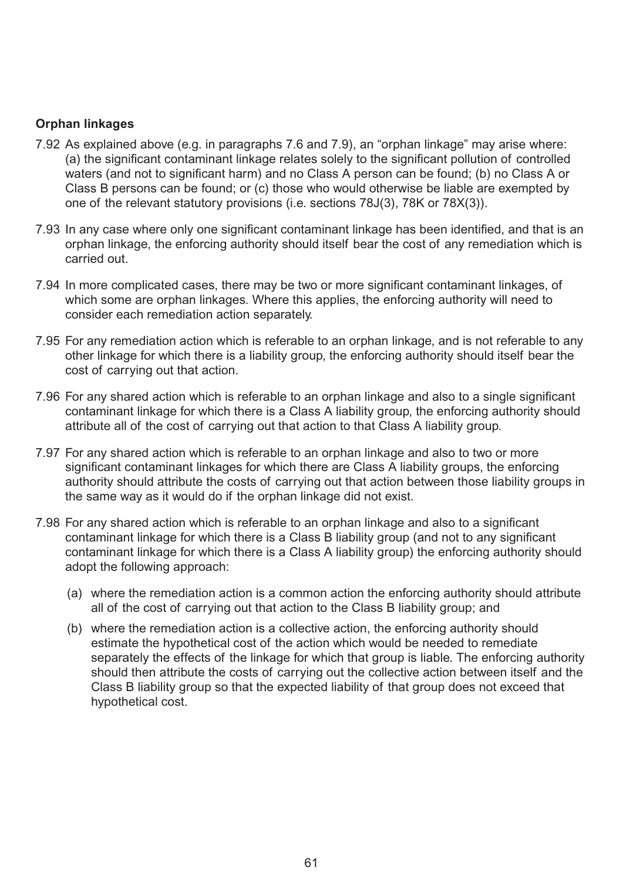**Orphan linkages**

7.92 As explained above (e.g. in paragraphs 7.6 and 7.9), an "orphan linkage" may arise where: (a) the significant contaminant linkage relates solely to the significant pollution of controlled waters (and not to significant harm) and no Class A person can be found; (b) no Class A or Class B persons can be found; or (c) those who would otherwise be liable are exempted by one of the relevant statutory provisions (i.e. sections 78J(3), 78K or 78X(3)).

7.93 In any case where only one significant contaminant linkage has been identified, and that is an orphan linkage, the enforcing authority should itself bear the cost of any remediation which is carried out.

7.94 In more complicated cases, there may be two or more significant contaminant linkages, of which some are orphan linkages. Where this applies, the enforcing authority will need to consider each remediation action separately.

7.95 For any remediation action which is referable to an orphan linkage, and is not referable to any other linkage for which there is a liability group, the enforcing authority should itself bear the cost of carrying out that action.

7.96 For any shared action which is referable to an orphan linkage and also to a single significant contaminant linkage for which there is a Class A liability group, the enforcing authority should attribute all of the cost of carrying out that action to that Class A liability group.

7.97 For any shared action which is referable to an orphan linkage and also to two or more significant contaminant linkages for which there are Class A liability groups, the enforcing authority should attribute the costs of carrying out that action between those liability groups in the same way as it would do if the orphan linkage did not exist.

7.98 For any shared action which is referable to an orphan linkage and also to a significant contaminant linkage for which there is a Class B liability group (and not to any significant contaminant linkage for which there is a Class A liability group) the enforcing authority should adopt the following approach:

(a) where the remediation action is a common action the enforcing authority should attribute all of the cost of carrying out that action to the Class B liability group; and

(b) where the remediation action is a collective action, the enforcing authority should estimate the hypothetical cost of the action which would be needed to remediate separately the effects of the linkage for which that group is liable. The enforcing authority should then attribute the costs of carrying out the collective action between itself and the Class B liability group so that the expected liability of that group does not exceed that hypothetical cost.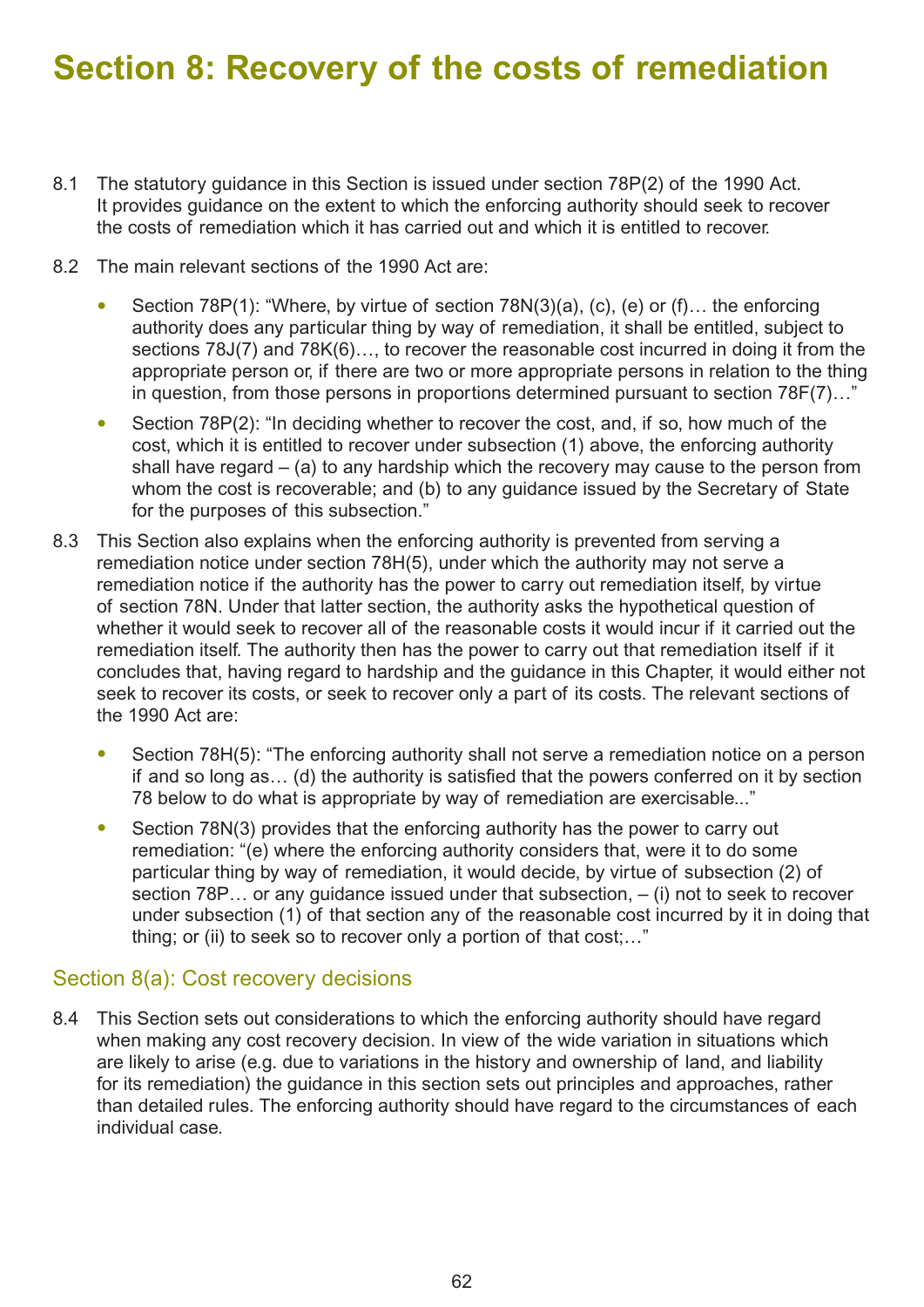# Section 8: Recovery of the costs of remediation

8.1 The statutory guidance in this Section is issued under section 78P(2) of the 1990 Act. It provides guidance on the extent to which the enforcing authority should seek to recover the costs of remediation which it has carried out and which it is entitled to recover.

8.2 The main relevant sections of the 1990 Act are:

- Section 78P(1): "Where, by virtue of section 78N(3)(a), (c), (e) or (f)… the enforcing authority does any particular thing by way of remediation, it shall be entitled, subject to sections 78J(7) and 78K(6)…, to recover the reasonable cost incurred in doing it from the appropriate person or, if there are two or more appropriate persons in relation to the thing in question, from those persons in proportions determined pursuant to section 78F(7)…"
- Section 78P(2): "In deciding whether to recover the cost, and, if so, how much of the cost, which it is entitled to recover under subsection (1) above, the enforcing authority shall have regard – (a) to any hardship which the recovery may cause to the person from whom the cost is recoverable; and (b) to any guidance issued by the Secretary of State for the purposes of this subsection."

8.3 This Section also explains when the enforcing authority is prevented from serving a remediation notice under section 78H(5), under which the authority may not serve a remediation notice if the authority has the power to carry out remediation itself, by virtue of section 78N. Under that latter section, the authority asks the hypothetical question of whether it would seek to recover all of the reasonable costs it would incur if it carried out the remediation itself. The authority then has the power to carry out that remediation itself if it concludes that, having regard to hardship and the guidance in this Chapter, it would either not seek to recover its costs, or seek to recover only a part of its costs. The relevant sections of the 1990 Act are:

- Section 78H(5): "The enforcing authority shall not serve a remediation notice on a person if and so long as… (d) the authority is satisfied that the powers conferred on it by section 78 below to do what is appropriate by way of remediation are exercisable..."
- Section 78N(3) provides that the enforcing authority has the power to carry out remediation: "(e) where the enforcing authority considers that, were it to do some particular thing by way of remediation, it would decide, by virtue of subsection (2) of section 78P… or any guidance issued under that subsection, – (i) not to seek to recover under subsection (1) of that section any of the reasonable cost incurred by it in doing that thing; or (ii) to seek so to recover only a portion of that cost;…"

## Section 8(a): Cost recovery decisions

8.4 This Section sets out considerations to which the enforcing authority should have regard when making any cost recovery decision. In view of the wide variation in situations which are likely to arise (e.g. due to variations in the history and ownership of land, and liability for its remediation) the guidance in this section sets out principles and approaches, rather than detailed rules. The enforcing authority should have regard to the circumstances of each individual case.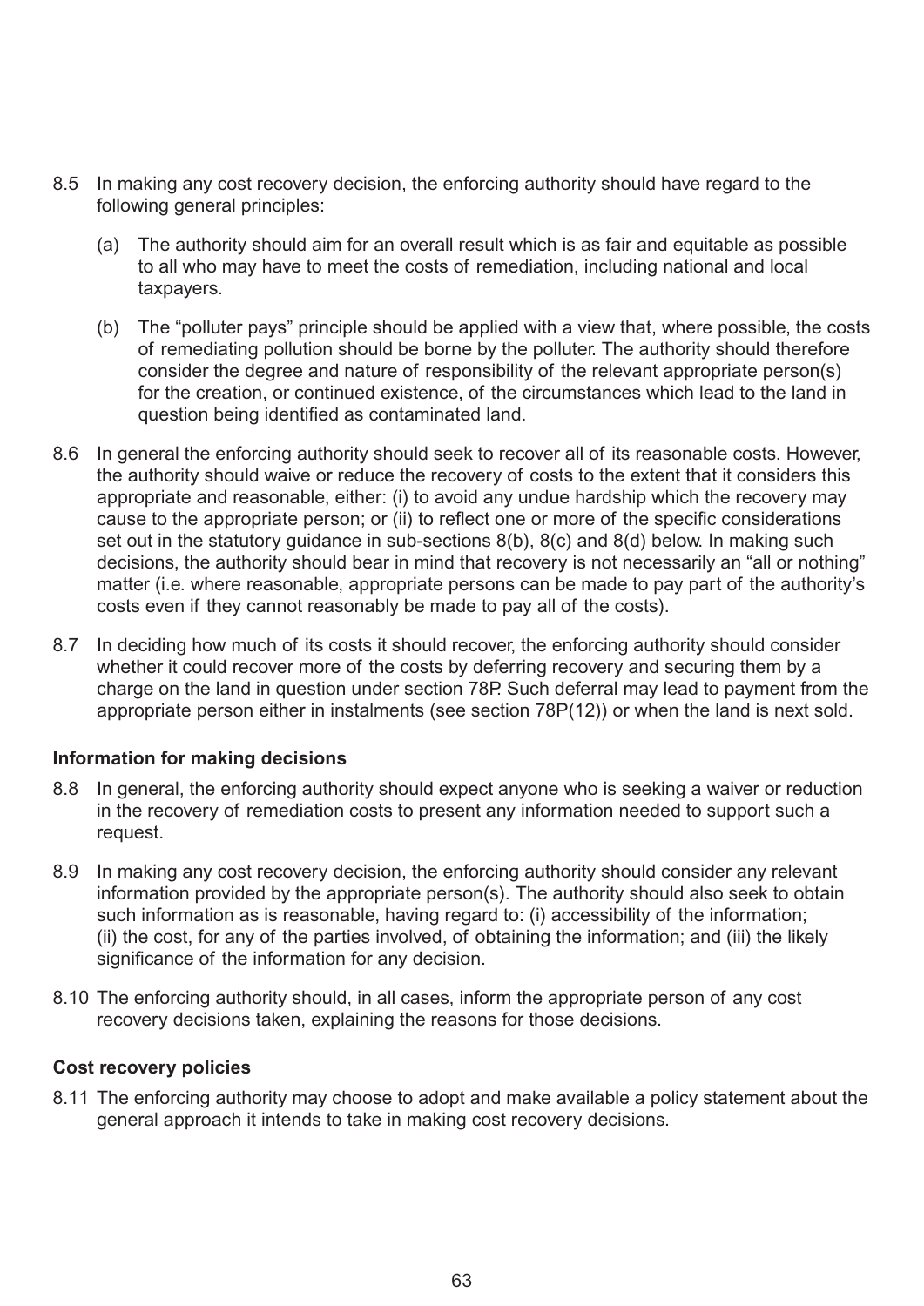8.5 In making any cost recovery decision, the enforcing authority should have regard to the following general principles:

   (a) The authority should aim for an overall result which is as fair and equitable as possible to all who may have to meet the costs of remediation, including national and local taxpayers.

   (b) The "polluter pays" principle should be applied with a view that, where possible, the costs of remediating pollution should be borne by the polluter. The authority should therefore consider the degree and nature of responsibility of the relevant appropriate person(s) for the creation, or continued existence, of the circumstances which lead to the land in question being identified as contaminated land.

8.6 In general the enforcing authority should seek to recover all of its reasonable costs. However, the authority should waive or reduce the recovery of costs to the extent that it considers this appropriate and reasonable, either: (i) to avoid any undue hardship which the recovery may cause to the appropriate person; or (ii) to reflect one or more of the specific considerations set out in the statutory guidance in sub-sections 8(b), 8(c) and 8(d) below. In making such decisions, the authority should bear in mind that recovery is not necessarily an "all or nothing" matter (i.e. where reasonable, appropriate persons can be made to pay part of the authority's costs even if they cannot reasonably be made to pay all of the costs).

8.7 In deciding how much of its costs it should recover, the enforcing authority should consider whether it could recover more of the costs by deferring recovery and securing them by a charge on the land in question under section 78P. Such deferral may lead to payment from the appropriate person either in instalments (see section 78P(12)) or when the land is next sold.

**Information for making decisions**

8.8 In general, the enforcing authority should expect anyone who is seeking a waiver or reduction in the recovery of remediation costs to present any information needed to support such a request.

8.9 In making any cost recovery decision, the enforcing authority should consider any relevant information provided by the appropriate person(s). The authority should also seek to obtain such information as is reasonable, having regard to: (i) accessibility of the information; (ii) the cost, for any of the parties involved, of obtaining the information; and (iii) the likely significance of the information for any decision.

8.10 The enforcing authority should, in all cases, inform the appropriate person of any cost recovery decisions taken, explaining the reasons for those decisions.

**Cost recovery policies**

8.11 The enforcing authority may choose to adopt and make available a policy statement about the general approach it intends to take in making cost recovery decisions.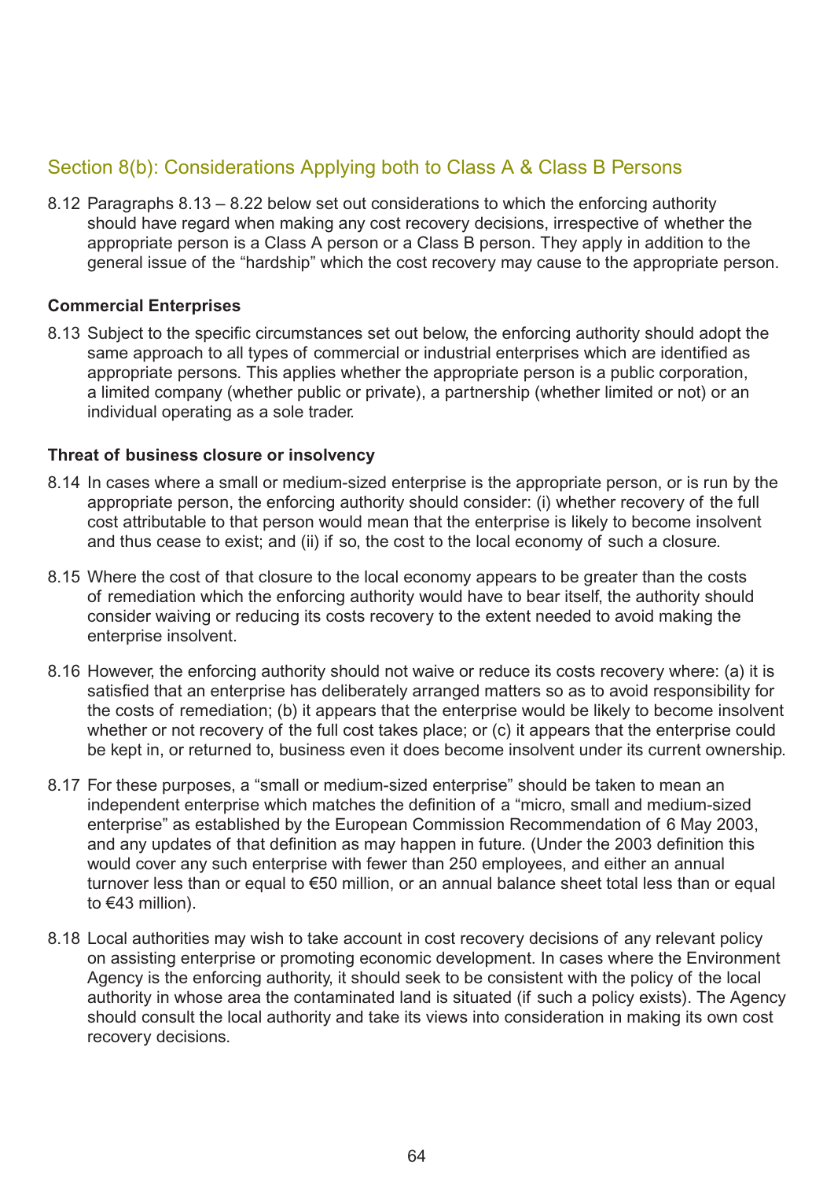## Section 8(b): Considerations Applying both to Class A & Class B Persons

8.12 Paragraphs 8.13 – 8.22 below set out considerations to which the enforcing authority should have regard when making any cost recovery decisions, irrespective of whether the appropriate person is a Class A person or a Class B person. They apply in addition to the general issue of the "hardship" which the cost recovery may cause to the appropriate person.

### Commercial Enterprises

8.13 Subject to the specific circumstances set out below, the enforcing authority should adopt the same approach to all types of commercial or industrial enterprises which are identified as appropriate persons. This applies whether the appropriate person is a public corporation, a limited company (whether public or private), a partnership (whether limited or not) or an individual operating as a sole trader.

### Threat of business closure or insolvency

8.14 In cases where a small or medium-sized enterprise is the appropriate person, or is run by the appropriate person, the enforcing authority should consider: (i) whether recovery of the full cost attributable to that person would mean that the enterprise is likely to become insolvent and thus cease to exist; and (ii) if so, the cost to the local economy of such a closure.

8.15 Where the cost of that closure to the local economy appears to be greater than the costs of remediation which the enforcing authority would have to bear itself, the authority should consider waiving or reducing its costs recovery to the extent needed to avoid making the enterprise insolvent.

8.16 However, the enforcing authority should not waive or reduce its costs recovery where: (a) it is satisfied that an enterprise has deliberately arranged matters so as to avoid responsibility for the costs of remediation; (b) it appears that the enterprise would be likely to become insolvent whether or not recovery of the full cost takes place; or (c) it appears that the enterprise could be kept in, or returned to, business even it does become insolvent under its current ownership.

8.17 For these purposes, a "small or medium-sized enterprise" should be taken to mean an independent enterprise which matches the definition of a "micro, small and medium-sized enterprise" as established by the European Commission Recommendation of 6 May 2003, and any updates of that definition as may happen in future. (Under the 2003 definition this would cover any such enterprise with fewer than 250 employees, and either an annual turnover less than or equal to €50 million, or an annual balance sheet total less than or equal to €43 million).

8.18 Local authorities may wish to take account in cost recovery decisions of any relevant policy on assisting enterprise or promoting economic development. In cases where the Environment Agency is the enforcing authority, it should seek to be consistent with the policy of the local authority in whose area the contaminated land is situated (if such a policy exists). The Agency should consult the local authority and take its views into consideration in making its own cost recovery decisions.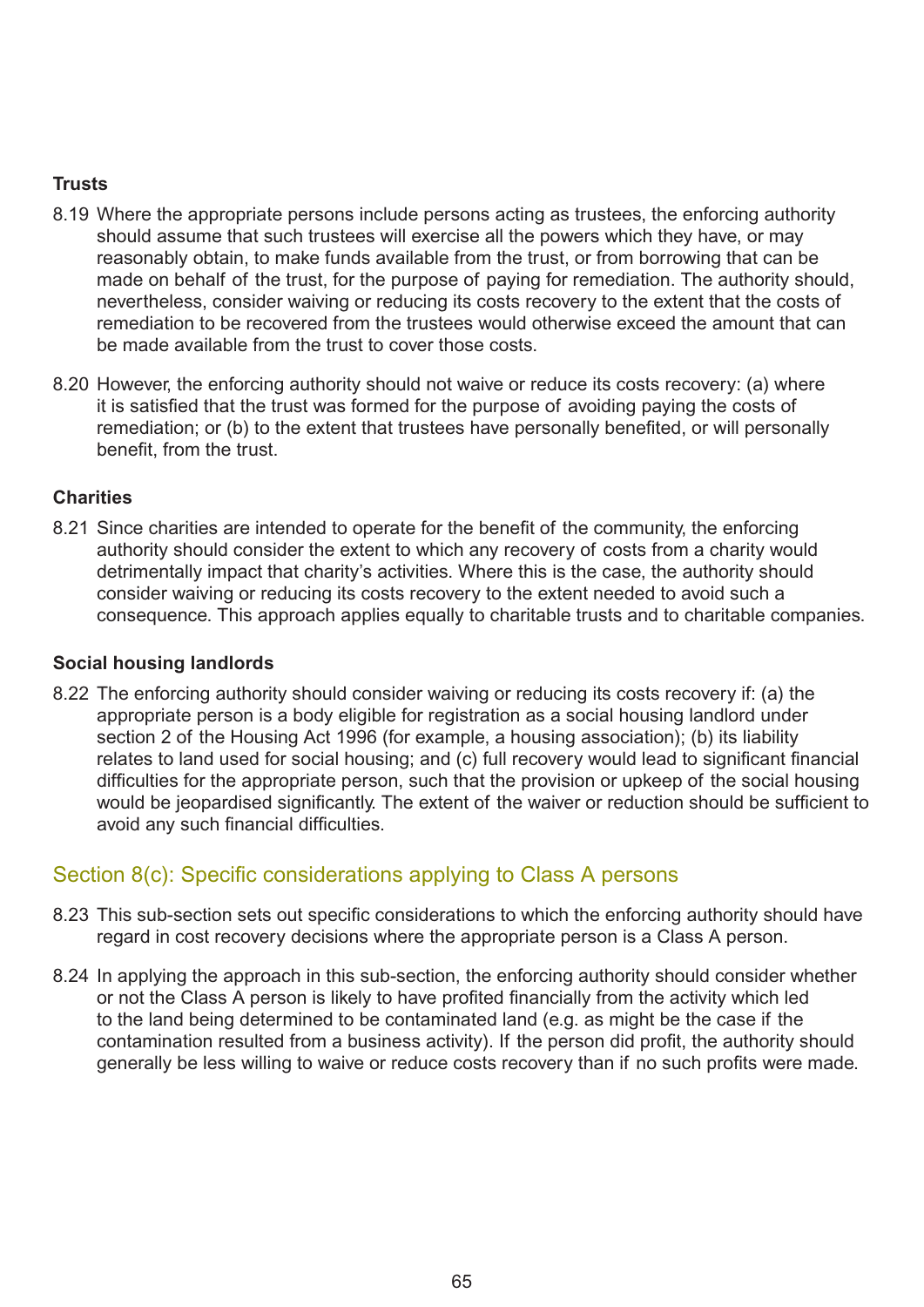### Trusts

8.19 Where the appropriate persons include persons acting as trustees, the enforcing authority should assume that such trustees will exercise all the powers which they have, or may reasonably obtain, to make funds available from the trust, or from borrowing that can be made on behalf of the trust, for the purpose of paying for remediation. The authority should, nevertheless, consider waiving or reducing its costs recovery to the extent that the costs of remediation to be recovered from the trustees would otherwise exceed the amount that can be made available from the trust to cover those costs.

8.20 However, the enforcing authority should not waive or reduce its costs recovery: (a) where it is satisfied that the trust was formed for the purpose of avoiding paying the costs of remediation; or (b) to the extent that trustees have personally benefited, or will personally benefit, from the trust.

### Charities

8.21 Since charities are intended to operate for the benefit of the community, the enforcing authority should consider the extent to which any recovery of costs from a charity would detrimentally impact that charity's activities. Where this is the case, the authority should consider waiving or reducing its costs recovery to the extent needed to avoid such a consequence. This approach applies equally to charitable trusts and to charitable companies.

### Social housing landlords

8.22 The enforcing authority should consider waiving or reducing its costs recovery if: (a) the appropriate person is a body eligible for registration as a social housing landlord under section 2 of the Housing Act 1996 (for example, a housing association); (b) its liability relates to land used for social housing; and (c) full recovery would lead to significant financial difficulties for the appropriate person, such that the provision or upkeep of the social housing would be jeopardised significantly. The extent of the waiver or reduction should be sufficient to avoid any such financial difficulties.

## Section 8(c): Specific considerations applying to Class A persons

8.23 This sub-section sets out specific considerations to which the enforcing authority should have regard in cost recovery decisions where the appropriate person is a Class A person.

8.24 In applying the approach in this sub-section, the enforcing authority should consider whether or not the Class A person is likely to have profited financially from the activity which led to the land being determined to be contaminated land (e.g. as might be the case if the contamination resulted from a business activity). If the person did profit, the authority should generally be less willing to waive or reduce costs recovery than if no such profits were made.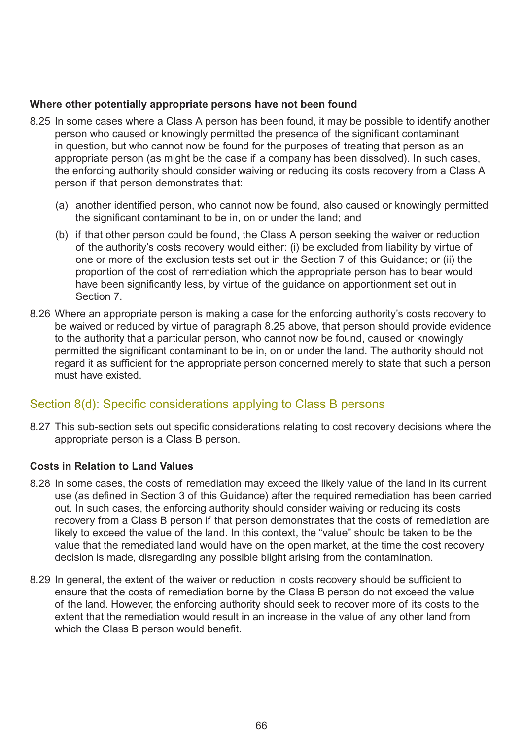**Where other potentially appropriate persons have not been found**

8.25 In some cases where a Class A person has been found, it may be possible to identify another person who caused or knowingly permitted the presence of the significant contaminant in question, but who cannot now be found for the purposes of treating that person as an appropriate person (as might be the case if a company has been dissolved). In such cases, the enforcing authority should consider waiving or reducing its costs recovery from a Class A person if that person demonstrates that:

(a) another identified person, who cannot now be found, also caused or knowingly permitted the significant contaminant to be in, on or under the land; and

(b) if that other person could be found, the Class A person seeking the waiver or reduction of the authority's costs recovery would either: (i) be excluded from liability by virtue of one or more of the exclusion tests set out in the Section 7 of this Guidance; or (ii) the proportion of the cost of remediation which the appropriate person has to bear would have been significantly less, by virtue of the guidance on apportionment set out in Section 7.

8.26 Where an appropriate person is making a case for the enforcing authority's costs recovery to be waived or reduced by virtue of paragraph 8.25 above, that person should provide evidence to the authority that a particular person, who cannot now be found, caused or knowingly permitted the significant contaminant to be in, on or under the land. The authority should not regard it as sufficient for the appropriate person concerned merely to state that such a person must have existed.

## Section 8(d): Specific considerations applying to Class B persons

8.27 This sub-section sets out specific considerations relating to cost recovery decisions where the appropriate person is a Class B person.

**Costs in Relation to Land Values**

8.28 In some cases, the costs of remediation may exceed the likely value of the land in its current use (as defined in Section 3 of this Guidance) after the required remediation has been carried out. In such cases, the enforcing authority should consider waiving or reducing its costs recovery from a Class B person if that person demonstrates that the costs of remediation are likely to exceed the value of the land. In this context, the "value" should be taken to be the value that the remediated land would have on the open market, at the time the cost recovery decision is made, disregarding any possible blight arising from the contamination.

8.29 In general, the extent of the waiver or reduction in costs recovery should be sufficient to ensure that the costs of remediation borne by the Class B person do not exceed the value of the land. However, the enforcing authority should seek to recover more of its costs to the extent that the remediation would result in an increase in the value of any other land from which the Class B person would benefit.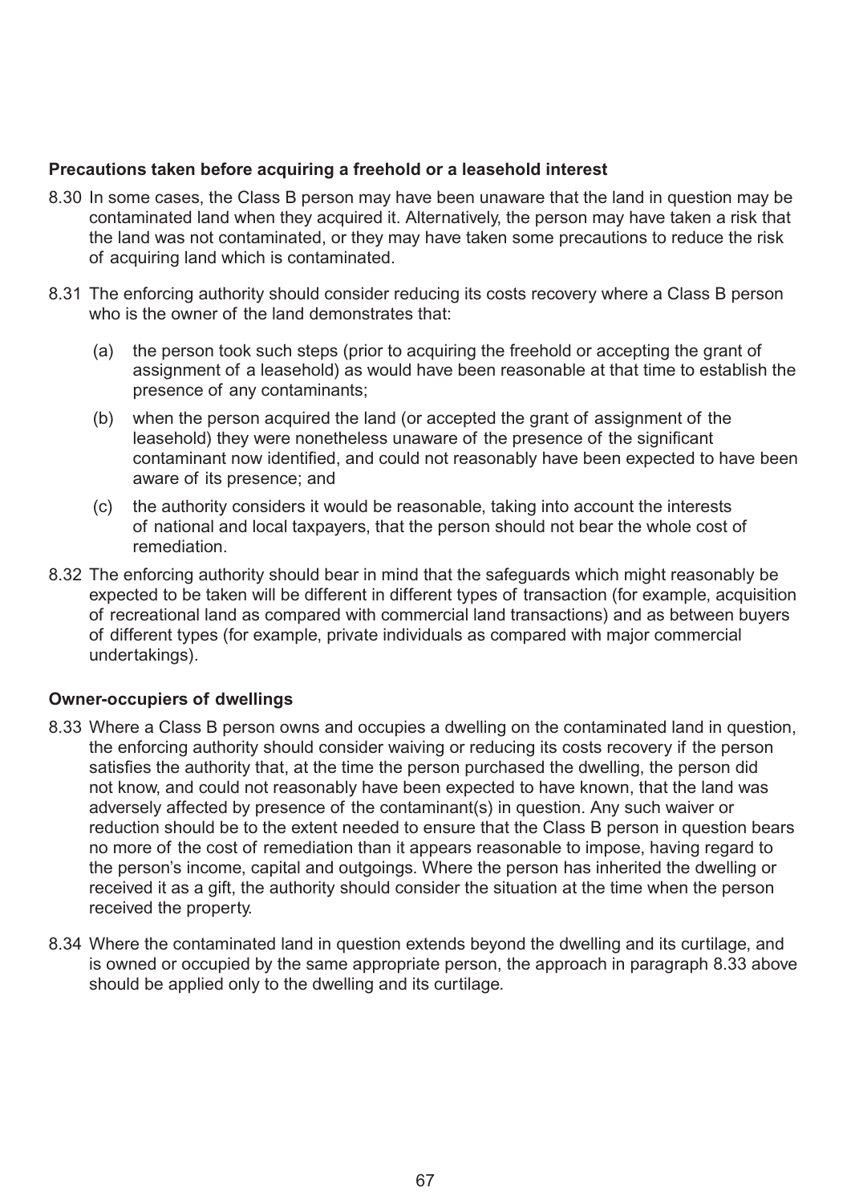**Precautions taken before acquiring a freehold or a leasehold interest**

8.30 In some cases, the Class B person may have been unaware that the land in question may be contaminated land when they acquired it. Alternatively, the person may have taken a risk that the land was not contaminated, or they may have taken some precautions to reduce the risk of acquiring land which is contaminated.

8.31 The enforcing authority should consider reducing its costs recovery where a Class B person who is the owner of the land demonstrates that:

(a) the person took such steps (prior to acquiring the freehold or accepting the grant of assignment of a leasehold) as would have been reasonable at that time to establish the presence of any contaminants;

(b) when the person acquired the land (or accepted the grant of assignment of the leasehold) they were nonetheless unaware of the presence of the significant contaminant now identified, and could not reasonably have been expected to have been aware of its presence; and

(c) the authority considers it would be reasonable, taking into account the interests of national and local taxpayers, that the person should not bear the whole cost of remediation.

8.32 The enforcing authority should bear in mind that the safeguards which might reasonably be expected to be taken will be different in different types of transaction (for example, acquisition of recreational land as compared with commercial land transactions) and as between buyers of different types (for example, private individuals as compared with major commercial undertakings).

**Owner-occupiers of dwellings**

8.33 Where a Class B person owns and occupies a dwelling on the contaminated land in question, the enforcing authority should consider waiving or reducing its costs recovery if the person satisfies the authority that, at the time the person purchased the dwelling, the person did not know, and could not reasonably have been expected to have known, that the land was adversely affected by presence of the contaminant(s) in question. Any such waiver or reduction should be to the extent needed to ensure that the Class B person in question bears no more of the cost of remediation than it appears reasonable to impose, having regard to the person's income, capital and outgoings. Where the person has inherited the dwelling or received it as a gift, the authority should consider the situation at the time when the person received the property.

8.34 Where the contaminated land in question extends beyond the dwelling and its curtilage, and is owned or occupied by the same appropriate person, the approach in paragraph 8.33 above should be applied only to the dwelling and its curtilage.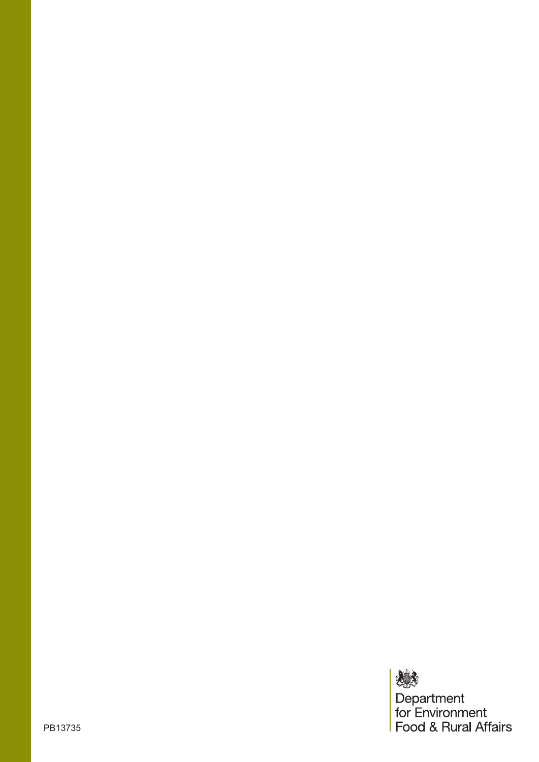PB13735

Department
for Environment
Food & Rural Affairs